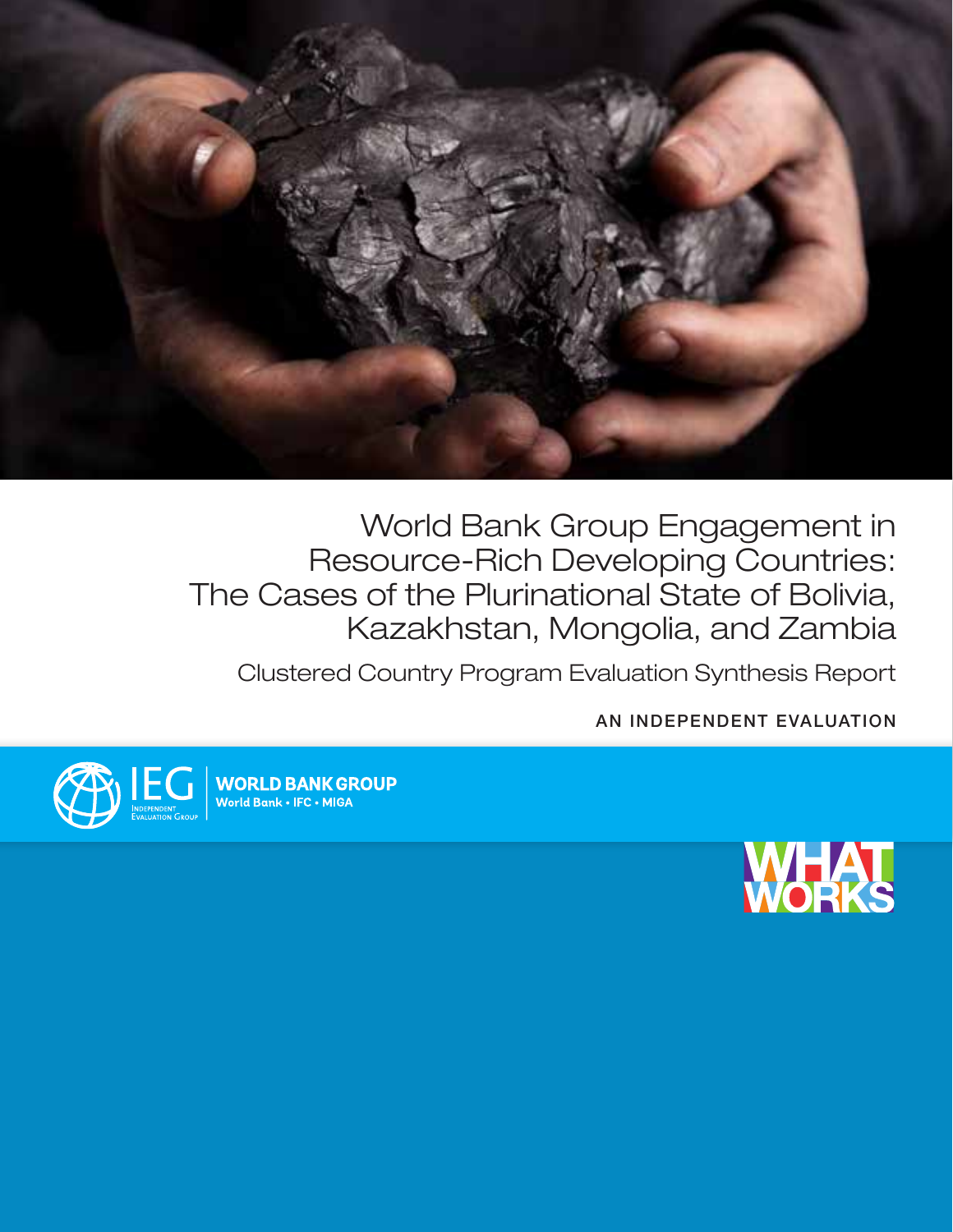# World Bank Group Engagement in Resource-Rich Developing Countries: The Cases of the Plurinational State of Bolivia, Kazakhstan, Mongolia, and Zambia

## Clustered Country Program Evaluation Synthesis Report

AN INDEPENDENT EVALUATION

IEG Independent Evaluation Group

WORLD BANK GROUP
World Bank • IFC • MIGA

WHAT WORKS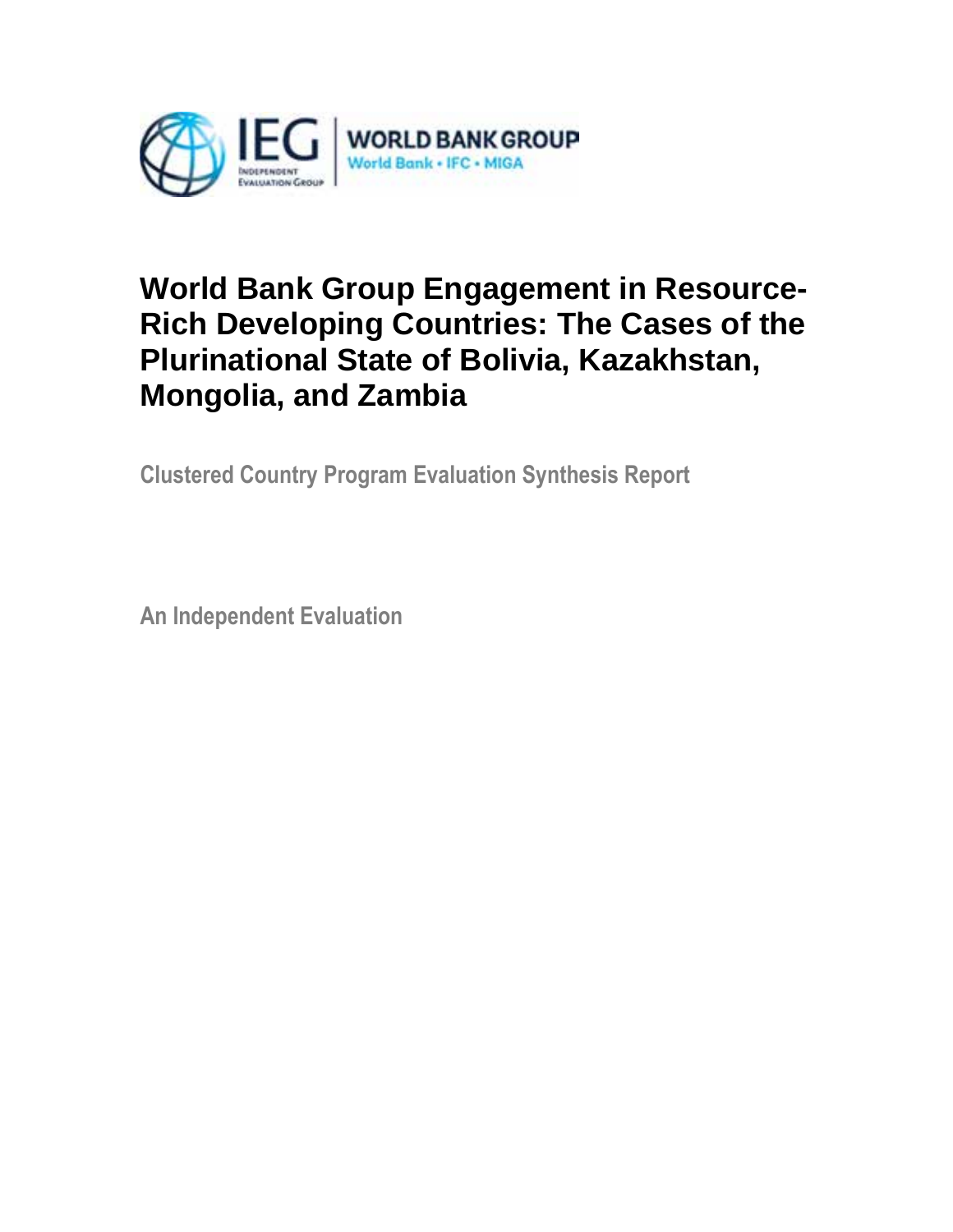# World Bank Group Engagement in Resource-Rich Developing Countries: The Cases of the Plurinational State of Bolivia, Kazakhstan, Mongolia, and Zambia

**Clustered Country Program Evaluation Synthesis Report**

**An Independent Evaluation**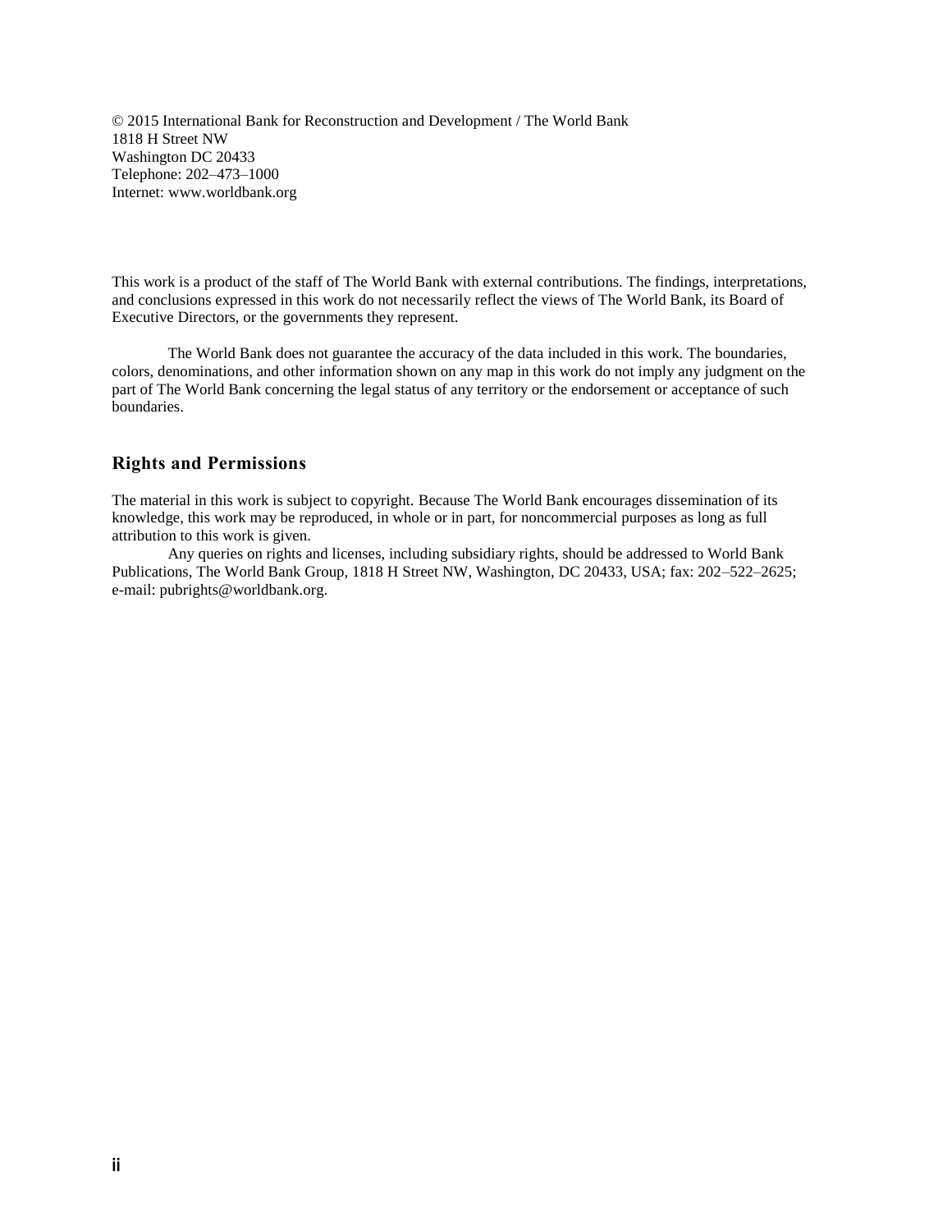© 2015 International Bank for Reconstruction and Development / The World Bank
1818 H Street NW
Washington DC 20433
Telephone: 202–473–1000
Internet: www.worldbank.org

This work is a product of the staff of The World Bank with external contributions. The findings, interpretations, and conclusions expressed in this work do not necessarily reflect the views of The World Bank, its Board of Executive Directors, or the governments they represent.

The World Bank does not guarantee the accuracy of the data included in this work. The boundaries, colors, denominations, and other information shown on any map in this work do not imply any judgment on the part of The World Bank concerning the legal status of any territory or the endorsement or acceptance of such boundaries.

## Rights and Permissions

The material in this work is subject to copyright. Because The World Bank encourages dissemination of its knowledge, this work may be reproduced, in whole or in part, for noncommercial purposes as long as full attribution to this work is given.

Any queries on rights and licenses, including subsidiary rights, should be addressed to World Bank Publications, The World Bank Group, 1818 H Street NW, Washington, DC 20433, USA; fax: 202–522–2625; e-mail: pubrights@worldbank.org.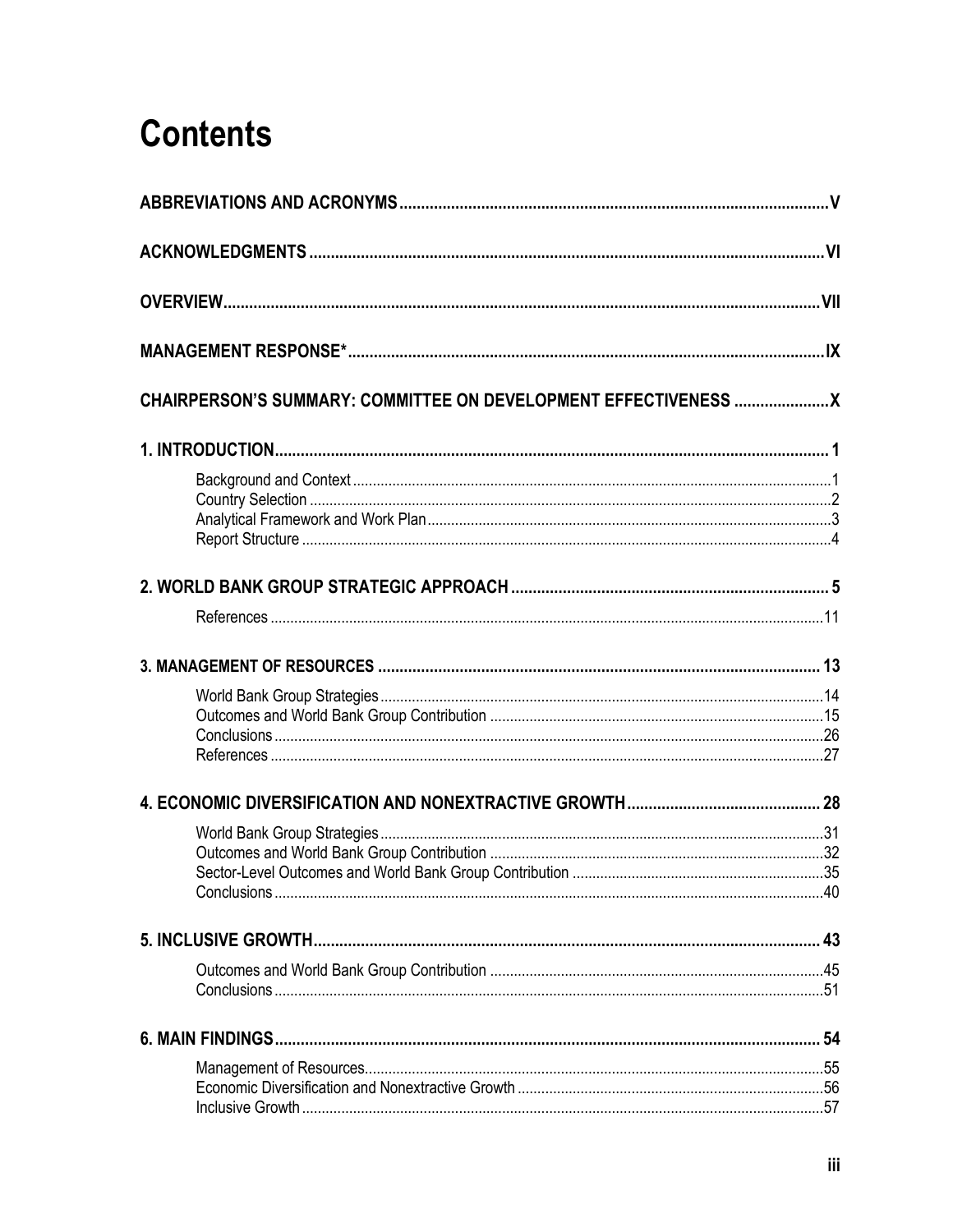# Contents

**ABBREVIATIONS AND ACRONYMS** .......... V

**ACKNOWLEDGMENTS** .......... VI

**OVERVIEW** .......... VII

**MANAGEMENT RESPONSE*** .......... IX

**CHAIRPERSON'S SUMMARY: COMMITTEE ON DEVELOPMENT EFFECTIVENESS** .......... X

**1. INTRODUCTION** .......... 1

- Background and Context .......... 1
- Country Selection .......... 2
- Analytical Framework and Work Plan .......... 3
- Report Structure .......... 4

**2. WORLD BANK GROUP STRATEGIC APPROACH** .......... 5

- References .......... 11

**3. MANAGEMENT OF RESOURCES** .......... 13

- World Bank Group Strategies .......... 14
- Outcomes and World Bank Group Contribution .......... 15
- Conclusions .......... 26
- References .......... 27

**4. ECONOMIC DIVERSIFICATION AND NONEXTRACTIVE GROWTH** .......... 28

- World Bank Group Strategies .......... 31
- Outcomes and World Bank Group Contribution .......... 32
- Sector-Level Outcomes and World Bank Group Contribution .......... 35
- Conclusions .......... 40

**5. INCLUSIVE GROWTH** .......... 43

- Outcomes and World Bank Group Contribution .......... 45
- Conclusions .......... 51

**6. MAIN FINDINGS** .......... 54

- Management of Resources .......... 55
- Economic Diversification and Nonextractive Growth .......... 56
- Inclusive Growth .......... 57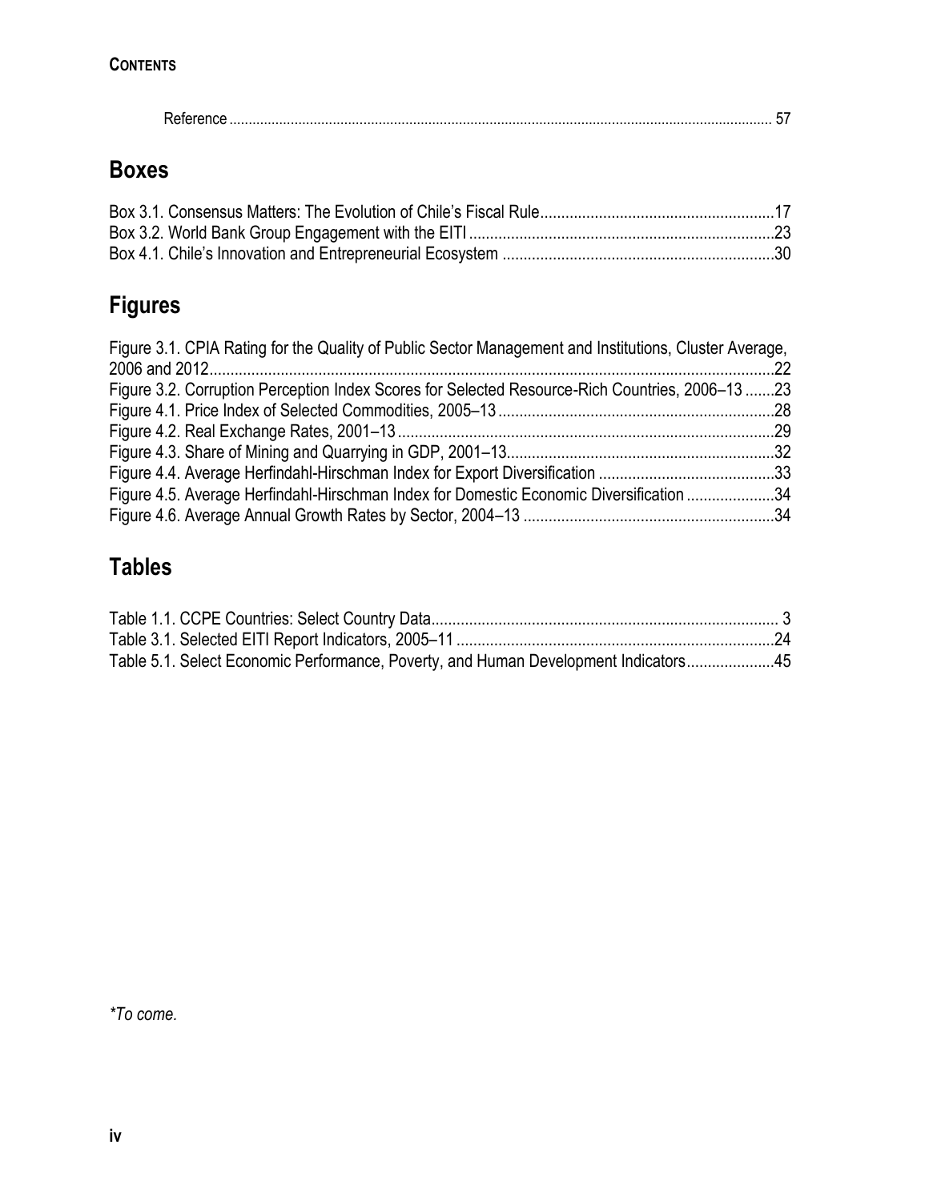Reference ..... 57

## Boxes

Box 3.1. Consensus Matters: The Evolution of Chile's Fiscal Rule ..... 17
Box 3.2. World Bank Group Engagement with the EITI ..... 23
Box 4.1. Chile's Innovation and Entrepreneurial Ecosystem ..... 30

## Figures

Figure 3.1. CPIA Rating for the Quality of Public Sector Management and Institutions, Cluster Average, 2006 and 2012 ..... 22
Figure 3.2. Corruption Perception Index Scores for Selected Resource-Rich Countries, 2006–13 ..... 23
Figure 4.1. Price Index of Selected Commodities, 2005–13 ..... 28
Figure 4.2. Real Exchange Rates, 2001–13 ..... 29
Figure 4.3. Share of Mining and Quarrying in GDP, 2001–13 ..... 32
Figure 4.4. Average Herfindahl-Hirschman Index for Export Diversification ..... 33
Figure 4.5. Average Herfindahl-Hirschman Index for Domestic Economic Diversification ..... 34
Figure 4.6. Average Annual Growth Rates by Sector, 2004–13 ..... 34

## Tables

Table 1.1. CCPE Countries: Select Country Data ..... 3
Table 3.1. Selected EITI Report Indicators, 2005–11 ..... 24
Table 5.1. Select Economic Performance, Poverty, and Human Development Indicators ..... 45

*\*To come.*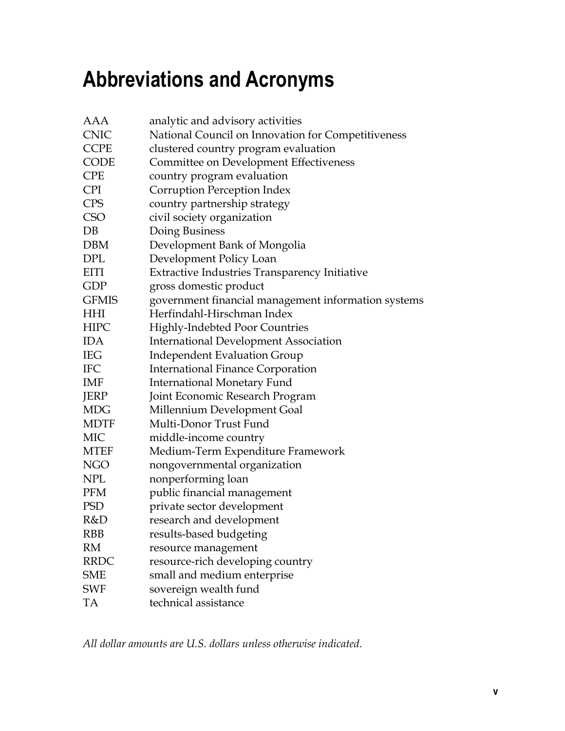# Abbreviations and Acronyms

| | |
|---|---|
| AAA | analytic and advisory activities |
| CNIC | National Council on Innovation for Competitiveness |
| CCPE | clustered country program evaluation |
| CODE | Committee on Development Effectiveness |
| CPE | country program evaluation |
| CPI | Corruption Perception Index |
| CPS | country partnership strategy |
| CSO | civil society organization |
| DB | Doing Business |
| DBM | Development Bank of Mongolia |
| DPL | Development Policy Loan |
| EITI | Extractive Industries Transparency Initiative |
| GDP | gross domestic product |
| GFMIS | government financial management information systems |
| HHI | Herfindahl-Hirschman Index |
| HIPC | Highly-Indebted Poor Countries |
| IDA | International Development Association |
| IEG | Independent Evaluation Group |
| IFC | International Finance Corporation |
| IMF | International Monetary Fund |
| JERP | Joint Economic Research Program |
| MDG | Millennium Development Goal |
| MDTF | Multi-Donor Trust Fund |
| MIC | middle-income country |
| MTEF | Medium-Term Expenditure Framework |
| NGO | nongovernmental organization |
| NPL | nonperforming loan |
| PFM | public financial management |
| PSD | private sector development |
| R&D | research and development |
| RBB | results-based budgeting |
| RM | resource management |
| RRDC | resource-rich developing country |
| SME | small and medium enterprise |
| SWF | sovereign wealth fund |
| TA | technical assistance |

*All dollar amounts are U.S. dollars unless otherwise indicated.*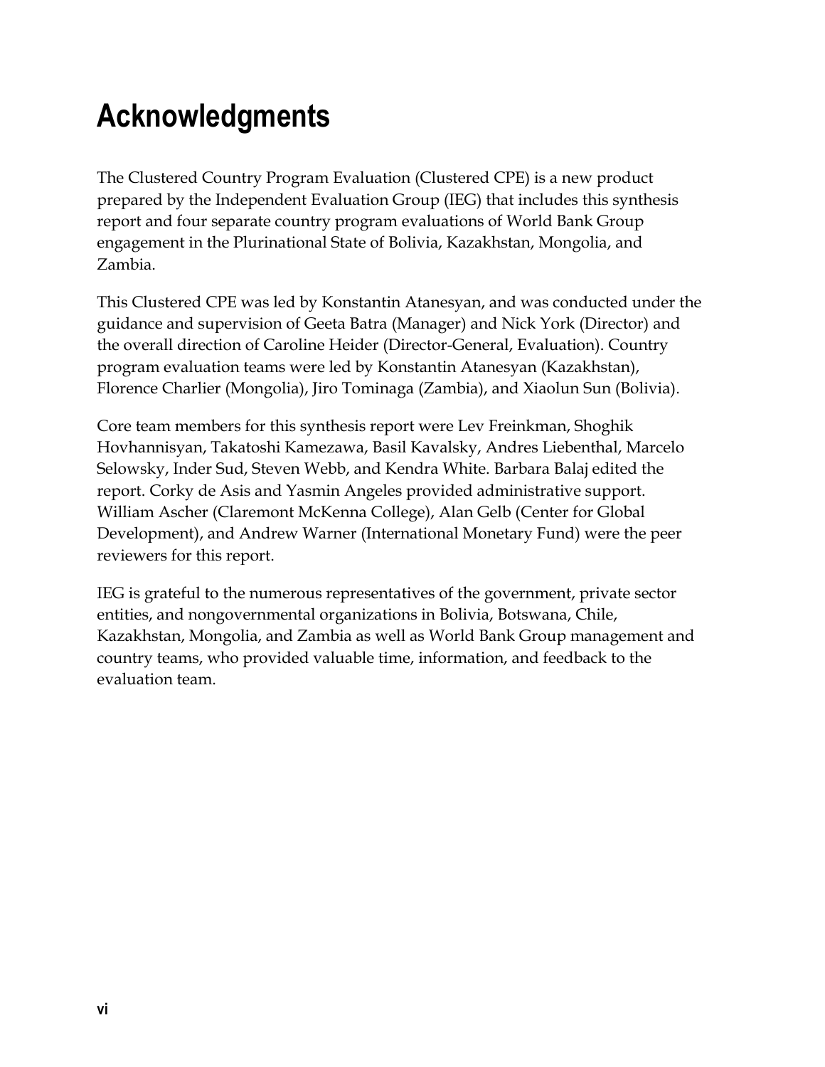# Acknowledgments

The Clustered Country Program Evaluation (Clustered CPE) is a new product prepared by the Independent Evaluation Group (IEG) that includes this synthesis report and four separate country program evaluations of World Bank Group engagement in the Plurinational State of Bolivia, Kazakhstan, Mongolia, and Zambia.

This Clustered CPE was led by Konstantin Atanesyan, and was conducted under the guidance and supervision of Geeta Batra (Manager) and Nick York (Director) and the overall direction of Caroline Heider (Director-General, Evaluation). Country program evaluation teams were led by Konstantin Atanesyan (Kazakhstan), Florence Charlier (Mongolia), Jiro Tominaga (Zambia), and Xiaolun Sun (Bolivia).

Core team members for this synthesis report were Lev Freinkman, Shoghik Hovhannisyan, Takatoshi Kamezawa, Basil Kavalsky, Andres Liebenthal, Marcelo Selowsky, Inder Sud, Steven Webb, and Kendra White. Barbara Balaj edited the report. Corky de Asis and Yasmin Angeles provided administrative support. William Ascher (Claremont McKenna College), Alan Gelb (Center for Global Development), and Andrew Warner (International Monetary Fund) were the peer reviewers for this report.

IEG is grateful to the numerous representatives of the government, private sector entities, and nongovernmental organizations in Bolivia, Botswana, Chile, Kazakhstan, Mongolia, and Zambia as well as World Bank Group management and country teams, who provided valuable time, information, and feedback to the evaluation team.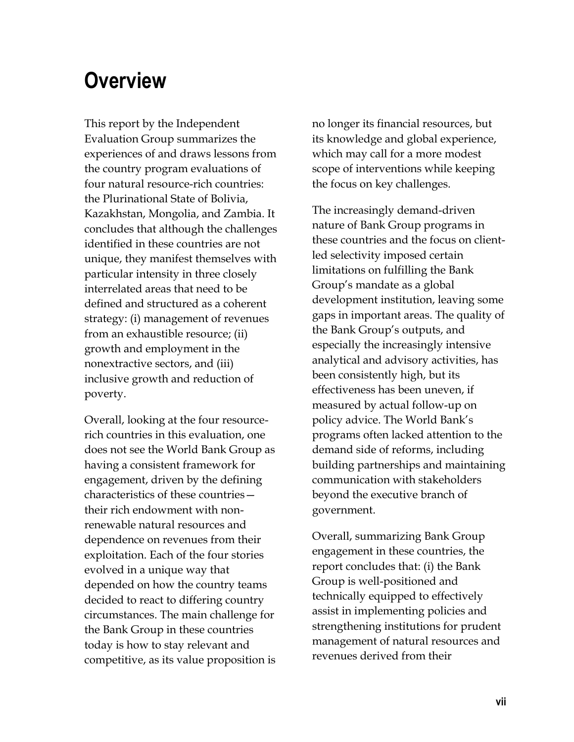# Overview

This report by the Independent Evaluation Group summarizes the experiences of and draws lessons from the country program evaluations of four natural resource-rich countries: the Plurinational State of Bolivia, Kazakhstan, Mongolia, and Zambia. It concludes that although the challenges identified in these countries are not unique, they manifest themselves with particular intensity in three closely interrelated areas that need to be defined and structured as a coherent strategy: (i) management of revenues from an exhaustible resource; (ii) growth and employment in the nonextractive sectors, and (iii) inclusive growth and reduction of poverty.

Overall, looking at the four resource-rich countries in this evaluation, one does not see the World Bank Group as having a consistent framework for engagement, driven by the defining characteristics of these countries—their rich endowment with non-renewable natural resources and dependence on revenues from their exploitation. Each of the four stories evolved in a unique way that depended on how the country teams decided to react to differing country circumstances. The main challenge for the Bank Group in these countries today is how to stay relevant and competitive, as its value proposition is no longer its financial resources, but its knowledge and global experience, which may call for a more modest scope of interventions while keeping the focus on key challenges.

The increasingly demand-driven nature of Bank Group programs in these countries and the focus on client-led selectivity imposed certain limitations on fulfilling the Bank Group's mandate as a global development institution, leaving some gaps in important areas. The quality of the Bank Group's outputs, and especially the increasingly intensive analytical and advisory activities, has been consistently high, but its effectiveness has been uneven, if measured by actual follow-up on policy advice. The World Bank's programs often lacked attention to the demand side of reforms, including building partnerships and maintaining communication with stakeholders beyond the executive branch of government.

Overall, summarizing Bank Group engagement in these countries, the report concludes that: (i) the Bank Group is well-positioned and technically equipped to effectively assist in implementing policies and strengthening institutions for prudent management of natural resources and revenues derived from their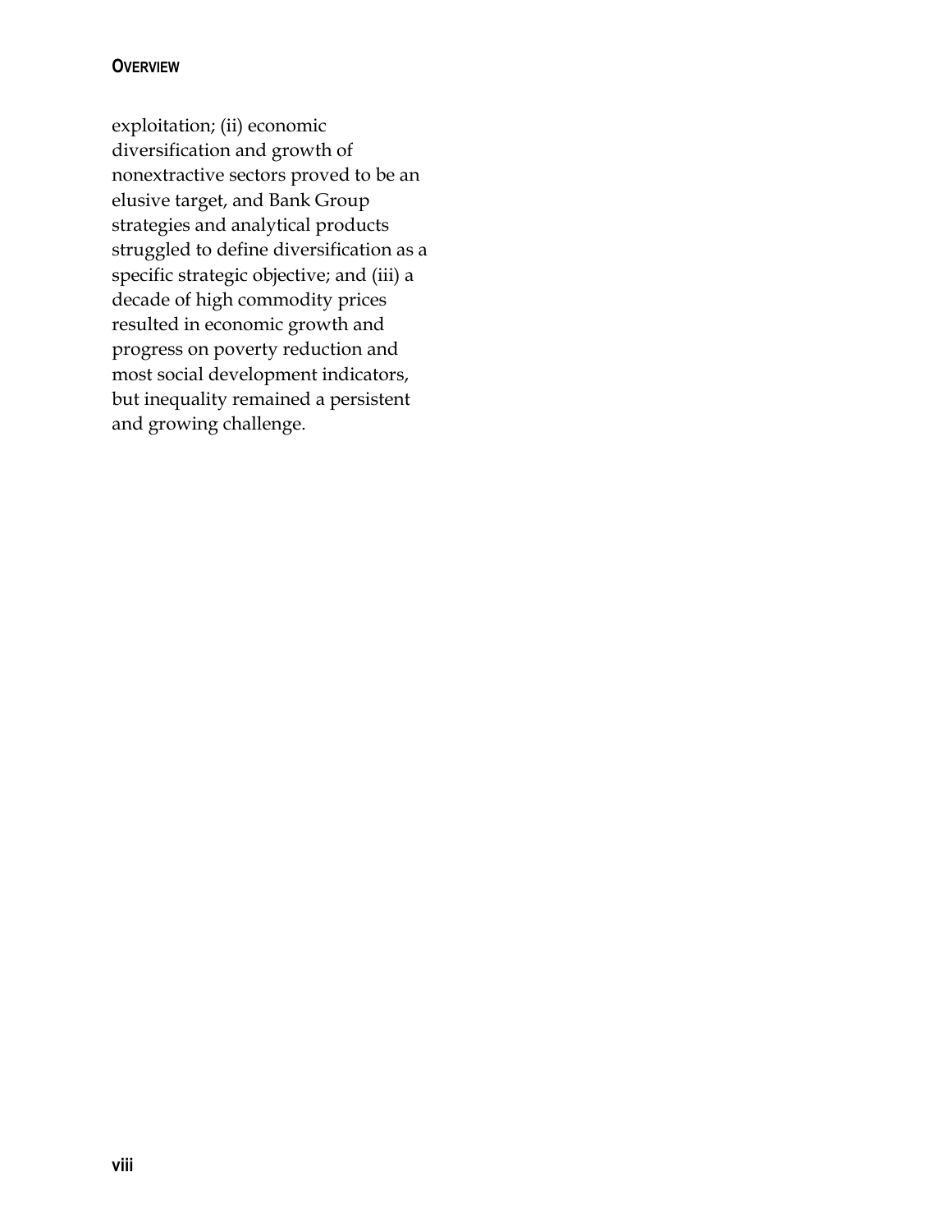exploitation; (ii) economic diversification and growth of nonextractive sectors proved to be an elusive target, and Bank Group strategies and analytical products struggled to define diversification as a specific strategic objective; and (iii) a decade of high commodity prices resulted in economic growth and progress on poverty reduction and most social development indicators, but inequality remained a persistent and growing challenge.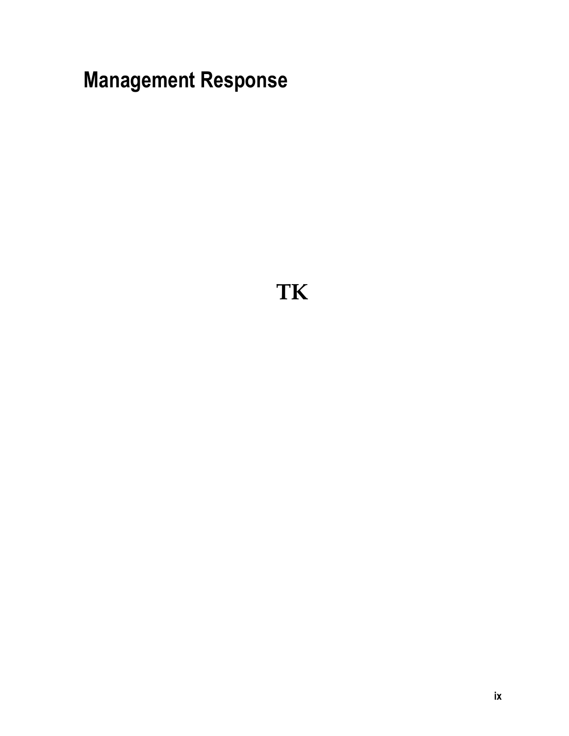# Management Response

TK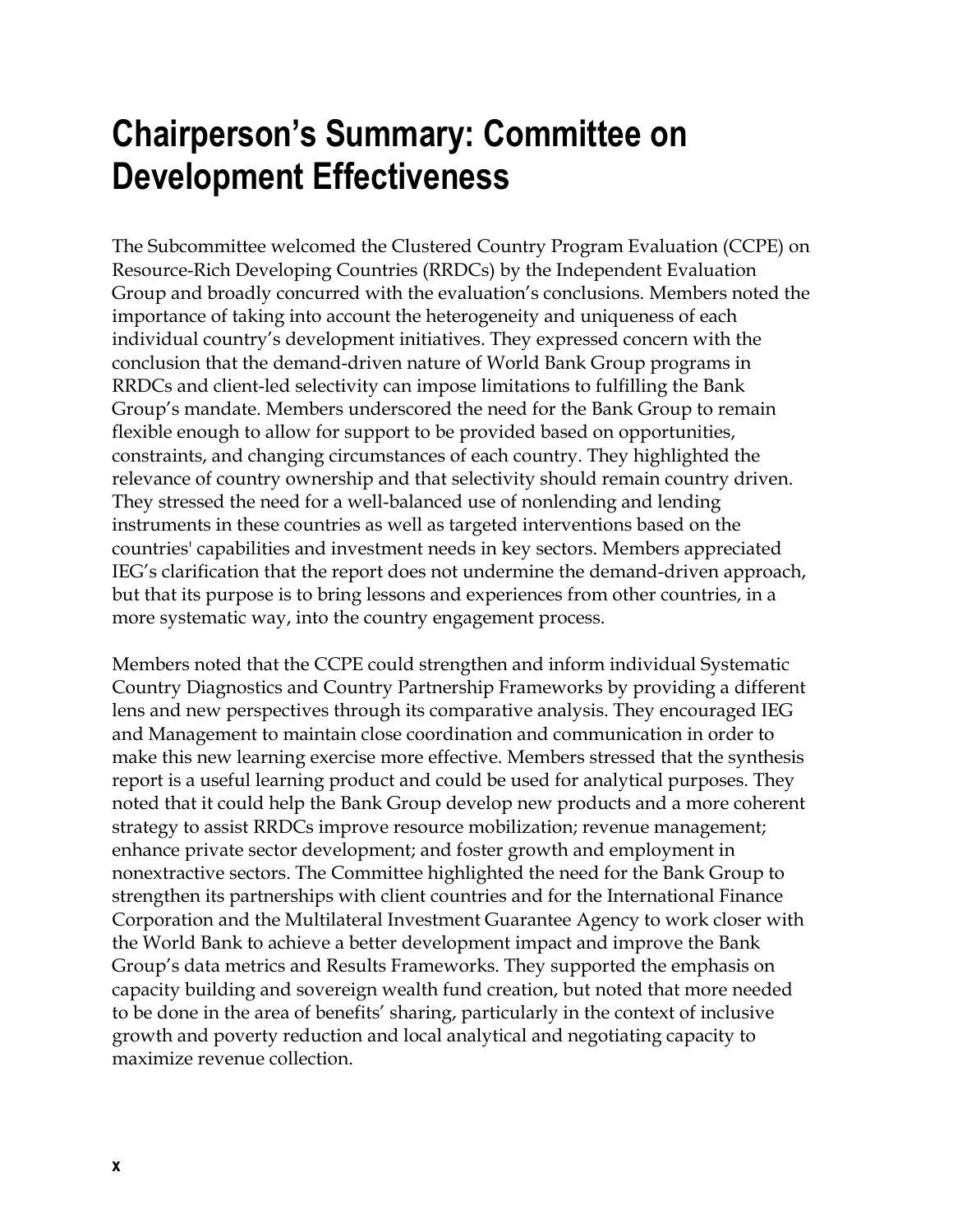# Chairperson's Summary: Committee on Development Effectiveness

The Subcommittee welcomed the Clustered Country Program Evaluation (CCPE) on Resource-Rich Developing Countries (RRDCs) by the Independent Evaluation Group and broadly concurred with the evaluation's conclusions. Members noted the importance of taking into account the heterogeneity and uniqueness of each individual country's development initiatives. They expressed concern with the conclusion that the demand-driven nature of World Bank Group programs in RRDCs and client-led selectivity can impose limitations to fulfilling the Bank Group's mandate. Members underscored the need for the Bank Group to remain flexible enough to allow for support to be provided based on opportunities, constraints, and changing circumstances of each country. They highlighted the relevance of country ownership and that selectivity should remain country driven. They stressed the need for a well-balanced use of nonlending and lending instruments in these countries as well as targeted interventions based on the countries' capabilities and investment needs in key sectors. Members appreciated IEG's clarification that the report does not undermine the demand-driven approach, but that its purpose is to bring lessons and experiences from other countries, in a more systematic way, into the country engagement process.

Members noted that the CCPE could strengthen and inform individual Systematic Country Diagnostics and Country Partnership Frameworks by providing a different lens and new perspectives through its comparative analysis. They encouraged IEG and Management to maintain close coordination and communication in order to make this new learning exercise more effective. Members stressed that the synthesis report is a useful learning product and could be used for analytical purposes. They noted that it could help the Bank Group develop new products and a more coherent strategy to assist RRDCs improve resource mobilization; revenue management; enhance private sector development; and foster growth and employment in nonextractive sectors. The Committee highlighted the need for the Bank Group to strengthen its partnerships with client countries and for the International Finance Corporation and the Multilateral Investment Guarantee Agency to work closer with the World Bank to achieve a better development impact and improve the Bank Group's data metrics and Results Frameworks. They supported the emphasis on capacity building and sovereign wealth fund creation, but noted that more needed to be done in the area of benefits' sharing, particularly in the context of inclusive growth and poverty reduction and local analytical and negotiating capacity to maximize revenue collection.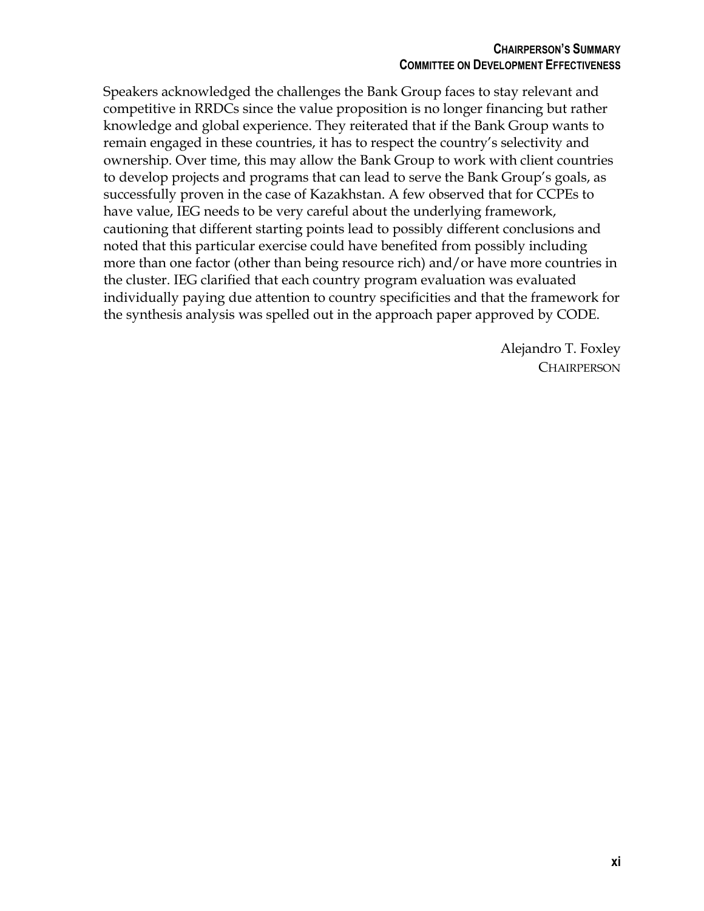Speakers acknowledged the challenges the Bank Group faces to stay relevant and competitive in RRDCs since the value proposition is no longer financing but rather knowledge and global experience. They reiterated that if the Bank Group wants to remain engaged in these countries, it has to respect the country's selectivity and ownership. Over time, this may allow the Bank Group to work with client countries to develop projects and programs that can lead to serve the Bank Group's goals, as successfully proven in the case of Kazakhstan. A few observed that for CCPEs to have value, IEG needs to be very careful about the underlying framework, cautioning that different starting points lead to possibly different conclusions and noted that this particular exercise could have benefited from possibly including more than one factor (other than being resource rich) and/or have more countries in the cluster. IEG clarified that each country program evaluation was evaluated individually paying due attention to country specificities and that the framework for the synthesis analysis was spelled out in the approach paper approved by CODE.

Alejandro T. Foxley
CHAIRPERSON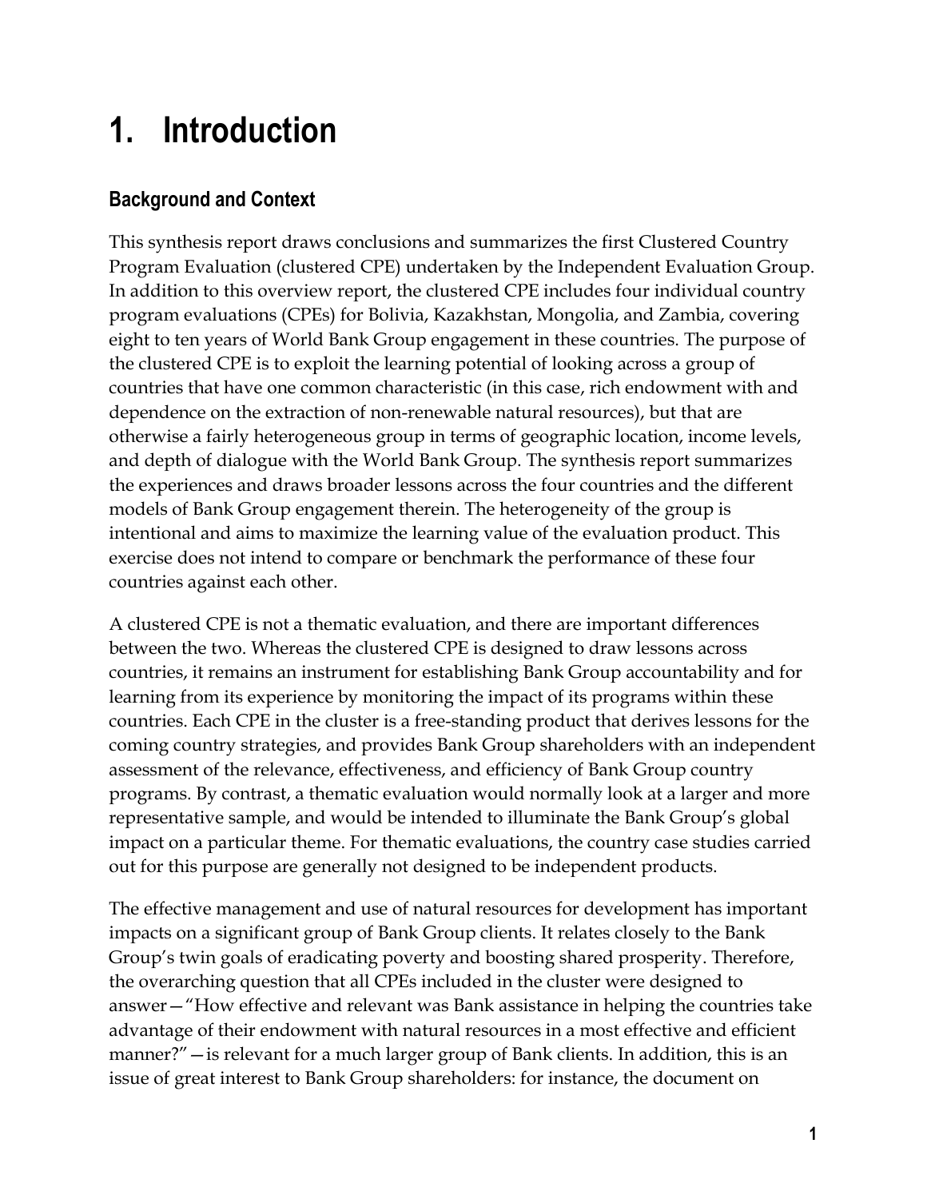# 1. Introduction

## Background and Context

This synthesis report draws conclusions and summarizes the first Clustered Country Program Evaluation (clustered CPE) undertaken by the Independent Evaluation Group. In addition to this overview report, the clustered CPE includes four individual country program evaluations (CPEs) for Bolivia, Kazakhstan, Mongolia, and Zambia, covering eight to ten years of World Bank Group engagement in these countries. The purpose of the clustered CPE is to exploit the learning potential of looking across a group of countries that have one common characteristic (in this case, rich endowment with and dependence on the extraction of non-renewable natural resources), but that are otherwise a fairly heterogeneous group in terms of geographic location, income levels, and depth of dialogue with the World Bank Group. The synthesis report summarizes the experiences and draws broader lessons across the four countries and the different models of Bank Group engagement therein. The heterogeneity of the group is intentional and aims to maximize the learning value of the evaluation product. This exercise does not intend to compare or benchmark the performance of these four countries against each other.

A clustered CPE is not a thematic evaluation, and there are important differences between the two. Whereas the clustered CPE is designed to draw lessons across countries, it remains an instrument for establishing Bank Group accountability and for learning from its experience by monitoring the impact of its programs within these countries. Each CPE in the cluster is a free-standing product that derives lessons for the coming country strategies, and provides Bank Group shareholders with an independent assessment of the relevance, effectiveness, and efficiency of Bank Group country programs. By contrast, a thematic evaluation would normally look at a larger and more representative sample, and would be intended to illuminate the Bank Group's global impact on a particular theme. For thematic evaluations, the country case studies carried out for this purpose are generally not designed to be independent products.

The effective management and use of natural resources for development has important impacts on a significant group of Bank Group clients. It relates closely to the Bank Group's twin goals of eradicating poverty and boosting shared prosperity. Therefore, the overarching question that all CPEs included in the cluster were designed to answer—"How effective and relevant was Bank assistance in helping the countries take advantage of their endowment with natural resources in a most effective and efficient manner?"—is relevant for a much larger group of Bank clients. In addition, this is an issue of great interest to Bank Group shareholders: for instance, the document on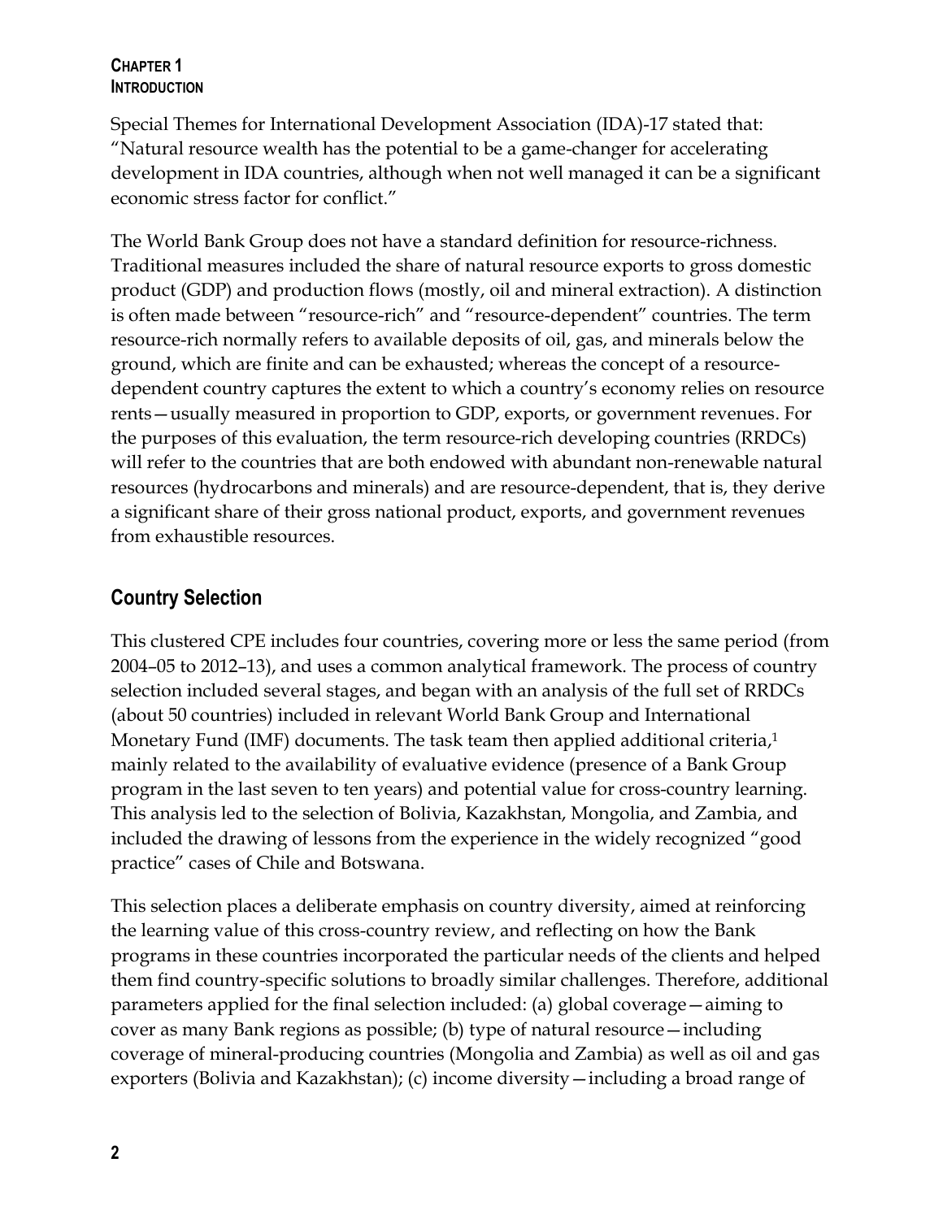Special Themes for International Development Association (IDA)-17 stated that: "Natural resource wealth has the potential to be a game-changer for accelerating development in IDA countries, although when not well managed it can be a significant economic stress factor for conflict."

The World Bank Group does not have a standard definition for resource-richness. Traditional measures included the share of natural resource exports to gross domestic product (GDP) and production flows (mostly, oil and mineral extraction). A distinction is often made between "resource-rich" and "resource-dependent" countries. The term resource-rich normally refers to available deposits of oil, gas, and minerals below the ground, which are finite and can be exhausted; whereas the concept of a resource-dependent country captures the extent to which a country's economy relies on resource rents—usually measured in proportion to GDP, exports, or government revenues. For the purposes of this evaluation, the term resource-rich developing countries (RRDCs) will refer to the countries that are both endowed with abundant non-renewable natural resources (hydrocarbons and minerals) and are resource-dependent, that is, they derive a significant share of their gross national product, exports, and government revenues from exhaustible resources.

## Country Selection

This clustered CPE includes four countries, covering more or less the same period (from 2004–05 to 2012–13), and uses a common analytical framework. The process of country selection included several stages, and began with an analysis of the full set of RRDCs (about 50 countries) included in relevant World Bank Group and International Monetary Fund (IMF) documents. The task team then applied additional criteria,[1] mainly related to the availability of evaluative evidence (presence of a Bank Group program in the last seven to ten years) and potential value for cross-country learning. This analysis led to the selection of Bolivia, Kazakhstan, Mongolia, and Zambia, and included the drawing of lessons from the experience in the widely recognized "good practice" cases of Chile and Botswana.

This selection places a deliberate emphasis on country diversity, aimed at reinforcing the learning value of this cross-country review, and reflecting on how the Bank programs in these countries incorporated the particular needs of the clients and helped them find country-specific solutions to broadly similar challenges. Therefore, additional parameters applied for the final selection included: (a) global coverage—aiming to cover as many Bank regions as possible; (b) type of natural resource—including coverage of mineral-producing countries (Mongolia and Zambia) as well as oil and gas exporters (Bolivia and Kazakhstan); (c) income diversity—including a broad range of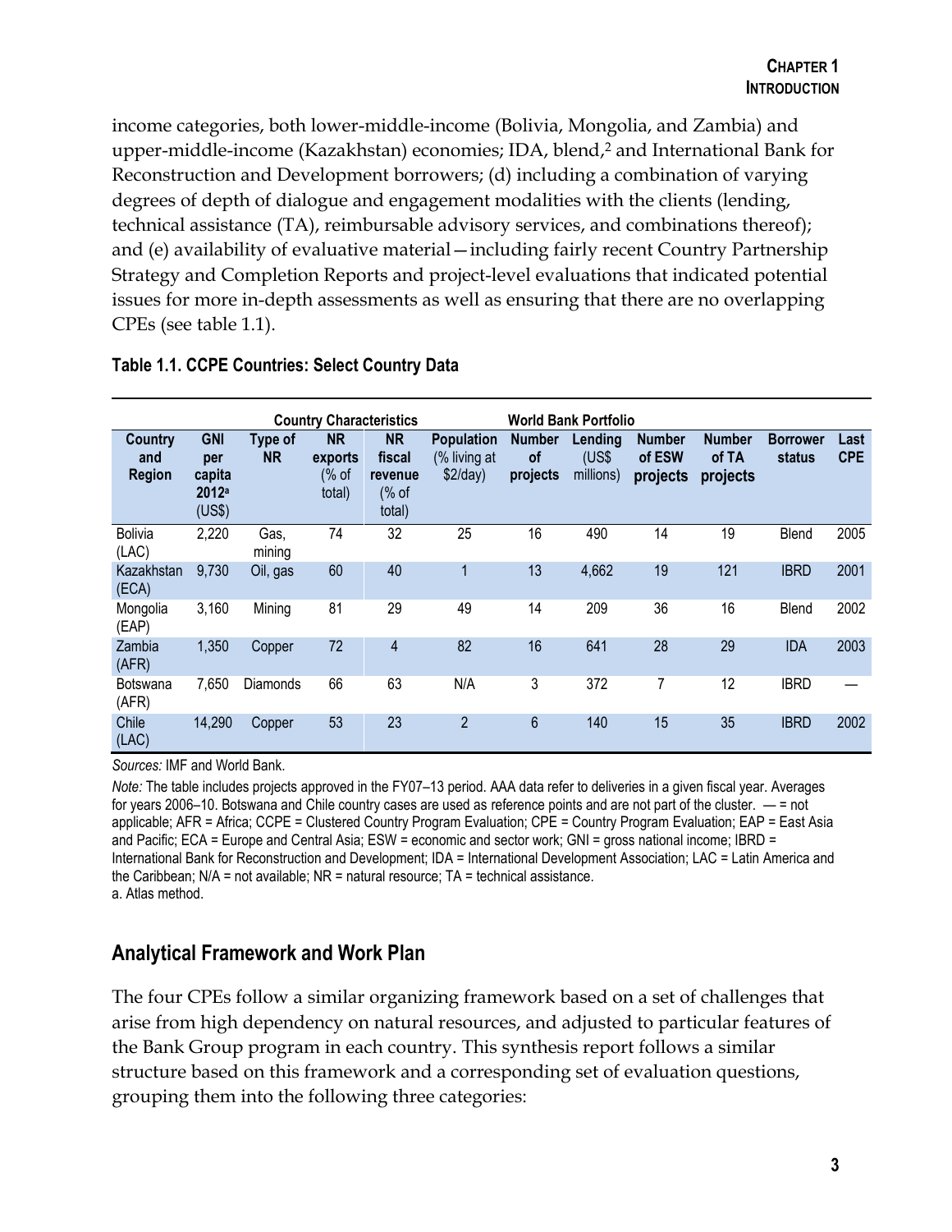income categories, both lower-middle-income (Bolivia, Mongolia, and Zambia) and upper-middle-income (Kazakhstan) economies; IDA, blend,[2] and International Bank for Reconstruction and Development borrowers; (d) including a combination of varying degrees of depth of dialogue and engagement modalities with the clients (lending, technical assistance (TA), reimbursable advisory services, and combinations thereof); and (e) availability of evaluative material—including fairly recent Country Partnership Strategy and Completion Reports and project-level evaluations that indicated potential issues for more in-depth assessments as well as ensuring that there are no overlapping CPEs (see table 1.1).

**Table 1.1. CCPE Countries: Select Country Data**

| | Country Characteristics | | | | | World Bank Portfolio | | | | | |
|---|---|---|---|---|---|---|---|---|---|---|---|
| **Country and Region** | **GNI per capita 2012[a] (US$)** | **Type of NR** | **NR exports (% of total)** | **NR fiscal revenue (% of total)** | **Population (% living at $2/day)** | **Number of projects** | **Lending (US$ millions)** | **Number of ESW projects** | **Number of TA projects** | **Borrower status** | **Last CPE** |
| Bolivia (LAC) | 2,220 | Gas, mining | 74 | 32 | 25 | 16 | 490 | 14 | 19 | Blend | 2005 |
| Kazakhstan (ECA) | 9,730 | Oil, gas | 60 | 40 | 1 | 13 | 4,662 | 19 | 121 | IBRD | 2001 |
| Mongolia (EAP) | 3,160 | Mining | 81 | 29 | 49 | 14 | 209 | 36 | 16 | Blend | 2002 |
| Zambia (AFR) | 1,350 | Copper | 72 | 4 | 82 | 16 | 641 | 28 | 29 | IDA | 2003 |
| Botswana (AFR) | 7,650 | Diamonds | 66 | 63 | N/A | 3 | 372 | 7 | 12 | IBRD | — |
| Chile (LAC) | 14,290 | Copper | 53 | 23 | 2 | 6 | 140 | 15 | 35 | IBRD | 2002 |

*Sources:* IMF and World Bank.

*Note:* The table includes projects approved in the FY07–13 period. AAA data refer to deliveries in a given fiscal year. Averages for years 2006–10. Botswana and Chile country cases are used as reference points and are not part of the cluster. — = not applicable; AFR = Africa; CCPE = Clustered Country Program Evaluation; CPE = Country Program Evaluation; EAP = East Asia and Pacific; ECA = Europe and Central Asia; ESW = economic and sector work; GNI = gross national income; IBRD = International Bank for Reconstruction and Development; IDA = International Development Association; LAC = Latin America and the Caribbean; N/A = not available; NR = natural resource; TA = technical assistance.
a. Atlas method.

## Analytical Framework and Work Plan

The four CPEs follow a similar organizing framework based on a set of challenges that arise from high dependency on natural resources, and adjusted to particular features of the Bank Group program in each country. This synthesis report follows a similar structure based on this framework and a corresponding set of evaluation questions, grouping them into the following three categories: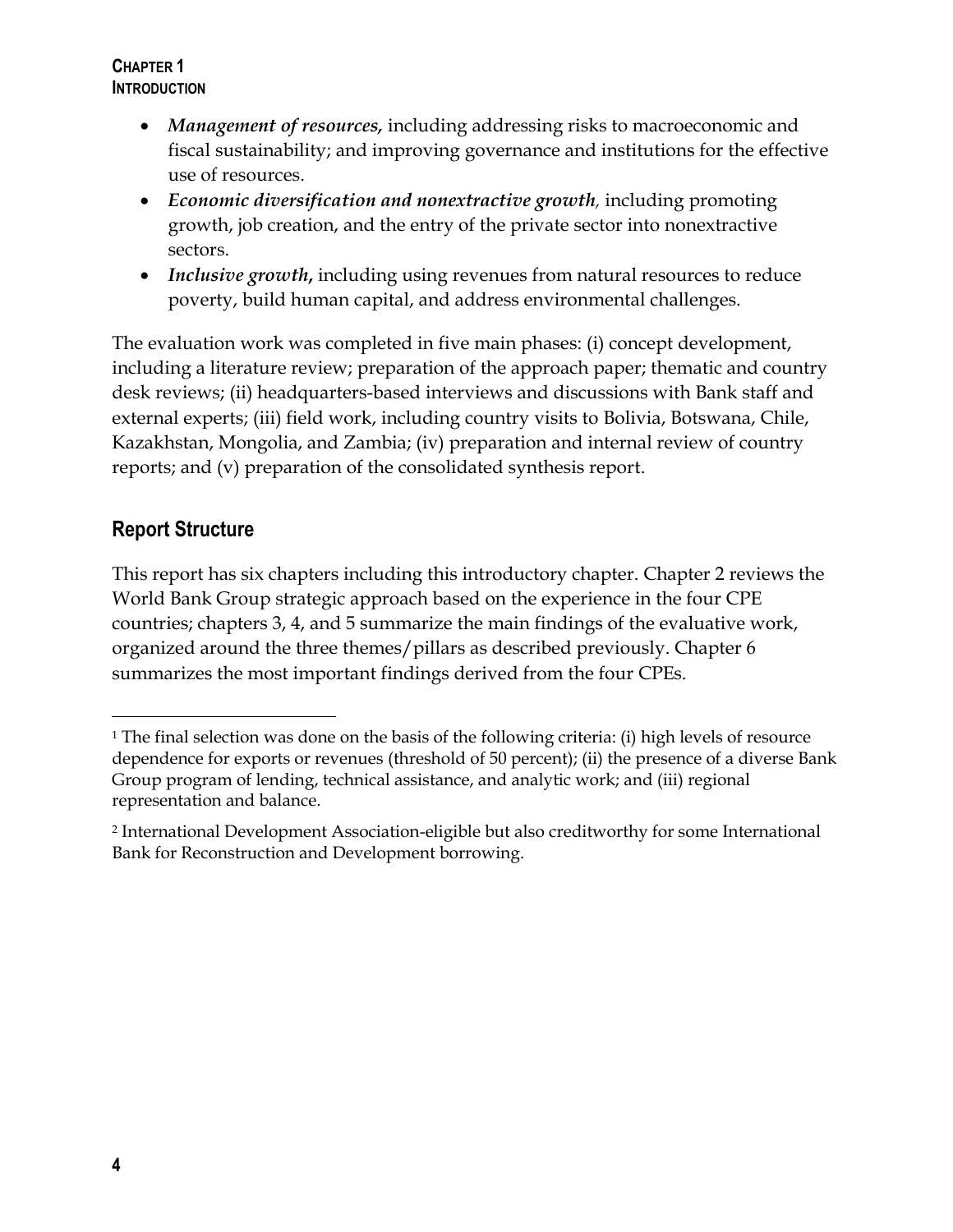- ***Management of resources*,** including addressing risks to macroeconomic and fiscal sustainability; and improving governance and institutions for the effective use of resources.
- ***Economic diversification and nonextractive growth*,** including promoting growth, job creation, and the entry of the private sector into nonextractive sectors.
- ***Inclusive growth*,** including using revenues from natural resources to reduce poverty, build human capital, and address environmental challenges.

The evaluation work was completed in five main phases: (i) concept development, including a literature review; preparation of the approach paper; thematic and country desk reviews; (ii) headquarters-based interviews and discussions with Bank staff and external experts; (iii) field work, including country visits to Bolivia, Botswana, Chile, Kazakhstan, Mongolia, and Zambia; (iv) preparation and internal review of country reports; and (v) preparation of the consolidated synthesis report.

## Report Structure

This report has six chapters including this introductory chapter. Chapter 2 reviews the World Bank Group strategic approach based on the experience in the four CPE countries; chapters 3, 4, and 5 summarize the main findings of the evaluative work, organized around the three themes/pillars as described previously. Chapter 6 summarizes the most important findings derived from the four CPEs.

---

[1] The final selection was done on the basis of the following criteria: (i) high levels of resource dependence for exports or revenues (threshold of 50 percent); (ii) the presence of a diverse Bank Group program of lending, technical assistance, and analytic work; and (iii) regional representation and balance.

[2] International Development Association-eligible but also creditworthy for some International Bank for Reconstruction and Development borrowing.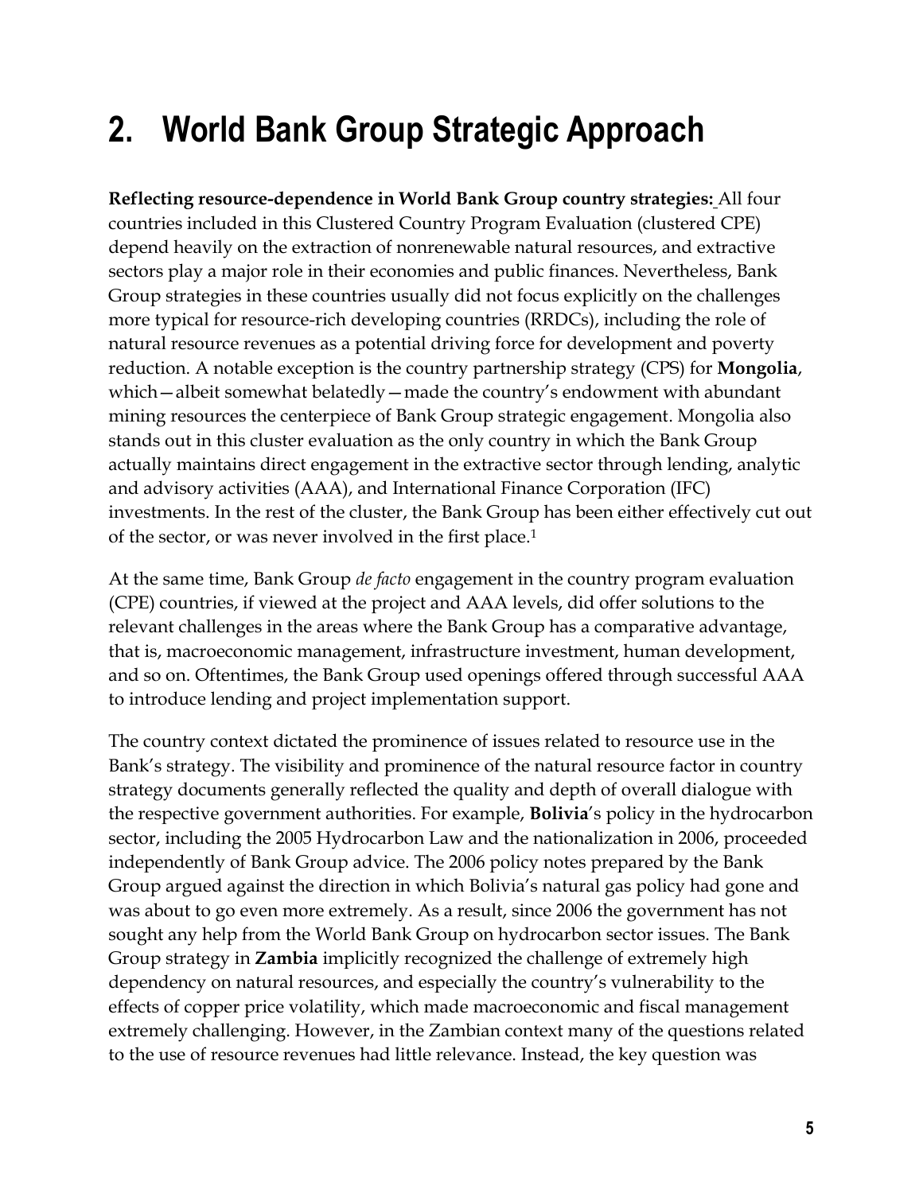# 2. World Bank Group Strategic Approach

**Reflecting resource-dependence in World Bank Group country strategies:** All four countries included in this Clustered Country Program Evaluation (clustered CPE) depend heavily on the extraction of nonrenewable natural resources, and extractive sectors play a major role in their economies and public finances. Nevertheless, Bank Group strategies in these countries usually did not focus explicitly on the challenges more typical for resource-rich developing countries (RRDCs), including the role of natural resource revenues as a potential driving force for development and poverty reduction. A notable exception is the country partnership strategy (CPS) for **Mongolia**, which—albeit somewhat belatedly—made the country's endowment with abundant mining resources the centerpiece of Bank Group strategic engagement. Mongolia also stands out in this cluster evaluation as the only country in which the Bank Group actually maintains direct engagement in the extractive sector through lending, analytic and advisory activities (AAA), and International Finance Corporation (IFC) investments. In the rest of the cluster, the Bank Group has been either effectively cut out of the sector, or was never involved in the first place.[1]

At the same time, Bank Group *de facto* engagement in the country program evaluation (CPE) countries, if viewed at the project and AAA levels, did offer solutions to the relevant challenges in the areas where the Bank Group has a comparative advantage, that is, macroeconomic management, infrastructure investment, human development, and so on. Oftentimes, the Bank Group used openings offered through successful AAA to introduce lending and project implementation support.

The country context dictated the prominence of issues related to resource use in the Bank's strategy. The visibility and prominence of the natural resource factor in country strategy documents generally reflected the quality and depth of overall dialogue with the respective government authorities. For example, **Bolivia**'s policy in the hydrocarbon sector, including the 2005 Hydrocarbon Law and the nationalization in 2006, proceeded independently of Bank Group advice. The 2006 policy notes prepared by the Bank Group argued against the direction in which Bolivia's natural gas policy had gone and was about to go even more extremely. As a result, since 2006 the government has not sought any help from the World Bank Group on hydrocarbon sector issues. The Bank Group strategy in **Zambia** implicitly recognized the challenge of extremely high dependency on natural resources, and especially the country's vulnerability to the effects of copper price volatility, which made macroeconomic and fiscal management extremely challenging. However, in the Zambian context many of the questions related to the use of resource revenues had little relevance. Instead, the key question was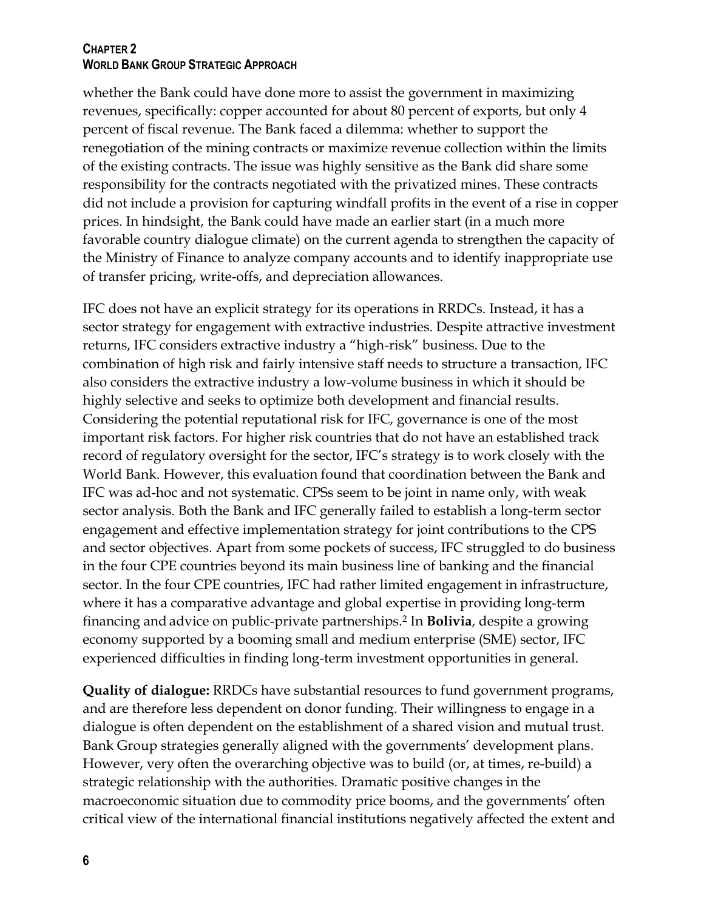whether the Bank could have done more to assist the government in maximizing revenues, specifically: copper accounted for about 80 percent of exports, but only 4 percent of fiscal revenue. The Bank faced a dilemma: whether to support the renegotiation of the mining contracts or maximize revenue collection within the limits of the existing contracts. The issue was highly sensitive as the Bank did share some responsibility for the contracts negotiated with the privatized mines. These contracts did not include a provision for capturing windfall profits in the event of a rise in copper prices. In hindsight, the Bank could have made an earlier start (in a much more favorable country dialogue climate) on the current agenda to strengthen the capacity of the Ministry of Finance to analyze company accounts and to identify inappropriate use of transfer pricing, write-offs, and depreciation allowances.

IFC does not have an explicit strategy for its operations in RRDCs. Instead, it has a sector strategy for engagement with extractive industries. Despite attractive investment returns, IFC considers extractive industry a "high-risk" business. Due to the combination of high risk and fairly intensive staff needs to structure a transaction, IFC also considers the extractive industry a low-volume business in which it should be highly selective and seeks to optimize both development and financial results. Considering the potential reputational risk for IFC, governance is one of the most important risk factors. For higher risk countries that do not have an established track record of regulatory oversight for the sector, IFC's strategy is to work closely with the World Bank. However, this evaluation found that coordination between the Bank and IFC was ad-hoc and not systematic. CPSs seem to be joint in name only, with weak sector analysis. Both the Bank and IFC generally failed to establish a long-term sector engagement and effective implementation strategy for joint contributions to the CPS and sector objectives. Apart from some pockets of success, IFC struggled to do business in the four CPE countries beyond its main business line of banking and the financial sector. In the four CPE countries, IFC had rather limited engagement in infrastructure, where it has a comparative advantage and global expertise in providing long-term financing and advice on public-private partnerships.[2] In **Bolivia**, despite a growing economy supported by a booming small and medium enterprise (SME) sector, IFC experienced difficulties in finding long-term investment opportunities in general.

**Quality of dialogue:** RRDCs have substantial resources to fund government programs, and are therefore less dependent on donor funding. Their willingness to engage in a dialogue is often dependent on the establishment of a shared vision and mutual trust. Bank Group strategies generally aligned with the governments' development plans. However, very often the overarching objective was to build (or, at times, re-build) a strategic relationship with the authorities. Dramatic positive changes in the macroeconomic situation due to commodity price booms, and the governments' often critical view of the international financial institutions negatively affected the extent and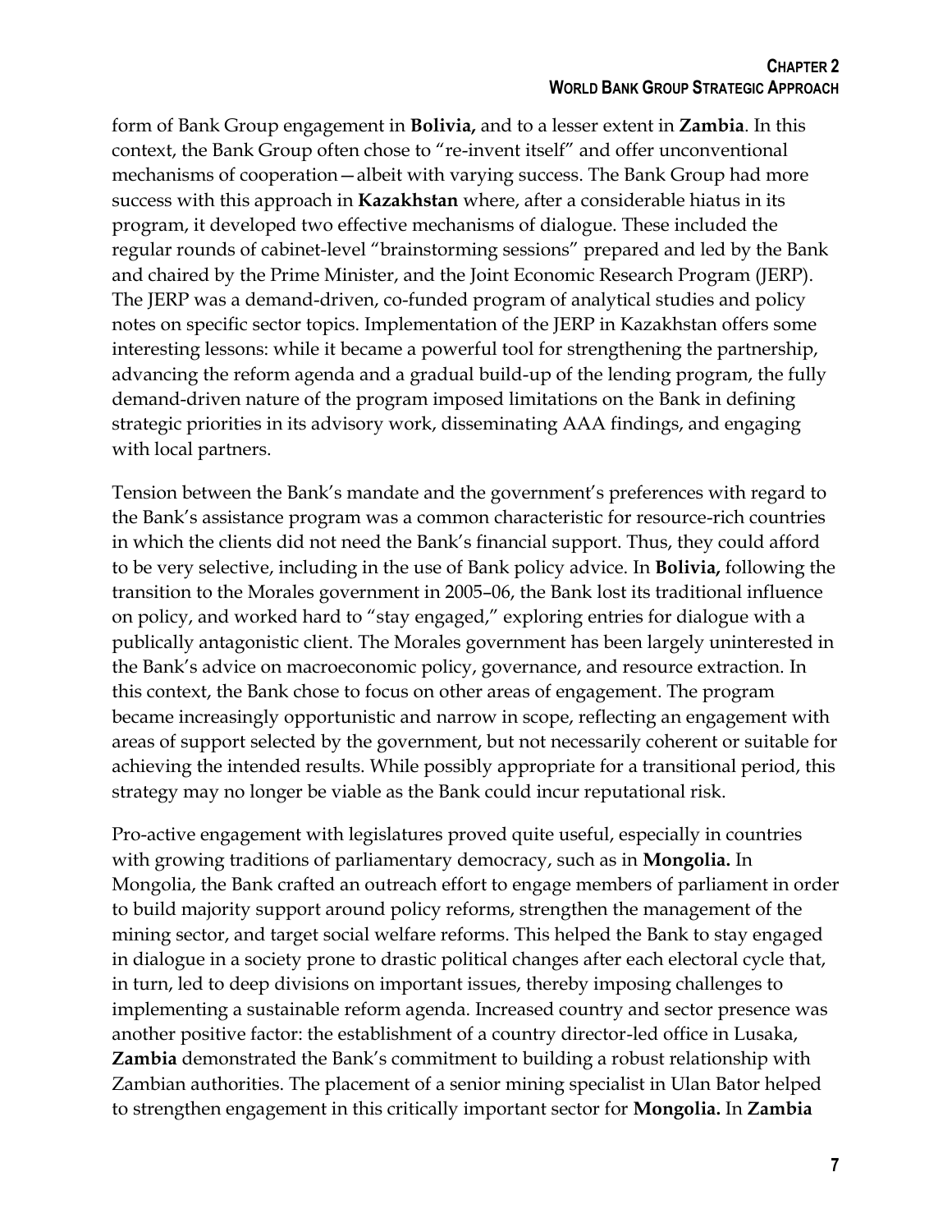form of Bank Group engagement in **Bolivia,** and to a lesser extent in **Zambia**. In this context, the Bank Group often chose to "re-invent itself" and offer unconventional mechanisms of cooperation—albeit with varying success. The Bank Group had more success with this approach in **Kazakhstan** where, after a considerable hiatus in its program, it developed two effective mechanisms of dialogue. These included the regular rounds of cabinet-level "brainstorming sessions" prepared and led by the Bank and chaired by the Prime Minister, and the Joint Economic Research Program (JERP). The JERP was a demand-driven, co-funded program of analytical studies and policy notes on specific sector topics. Implementation of the JERP in Kazakhstan offers some interesting lessons: while it became a powerful tool for strengthening the partnership, advancing the reform agenda and a gradual build-up of the lending program, the fully demand-driven nature of the program imposed limitations on the Bank in defining strategic priorities in its advisory work, disseminating AAA findings, and engaging with local partners.

Tension between the Bank's mandate and the government's preferences with regard to the Bank's assistance program was a common characteristic for resource-rich countries in which the clients did not need the Bank's financial support. Thus, they could afford to be very selective, including in the use of Bank policy advice. In **Bolivia,** following the transition to the Morales government in 2005–06, the Bank lost its traditional influence on policy, and worked hard to "stay engaged," exploring entries for dialogue with a publically antagonistic client. The Morales government has been largely uninterested in the Bank's advice on macroeconomic policy, governance, and resource extraction. In this context, the Bank chose to focus on other areas of engagement. The program became increasingly opportunistic and narrow in scope, reflecting an engagement with areas of support selected by the government, but not necessarily coherent or suitable for achieving the intended results. While possibly appropriate for a transitional period, this strategy may no longer be viable as the Bank could incur reputational risk.

Pro-active engagement with legislatures proved quite useful, especially in countries with growing traditions of parliamentary democracy, such as in **Mongolia.** In Mongolia, the Bank crafted an outreach effort to engage members of parliament in order to build majority support around policy reforms, strengthen the management of the mining sector, and target social welfare reforms. This helped the Bank to stay engaged in dialogue in a society prone to drastic political changes after each electoral cycle that, in turn, led to deep divisions on important issues, thereby imposing challenges to implementing a sustainable reform agenda. Increased country and sector presence was another positive factor: the establishment of a country director-led office in Lusaka, **Zambia** demonstrated the Bank's commitment to building a robust relationship with Zambian authorities. The placement of a senior mining specialist in Ulan Bator helped to strengthen engagement in this critically important sector for **Mongolia.** In **Zambia**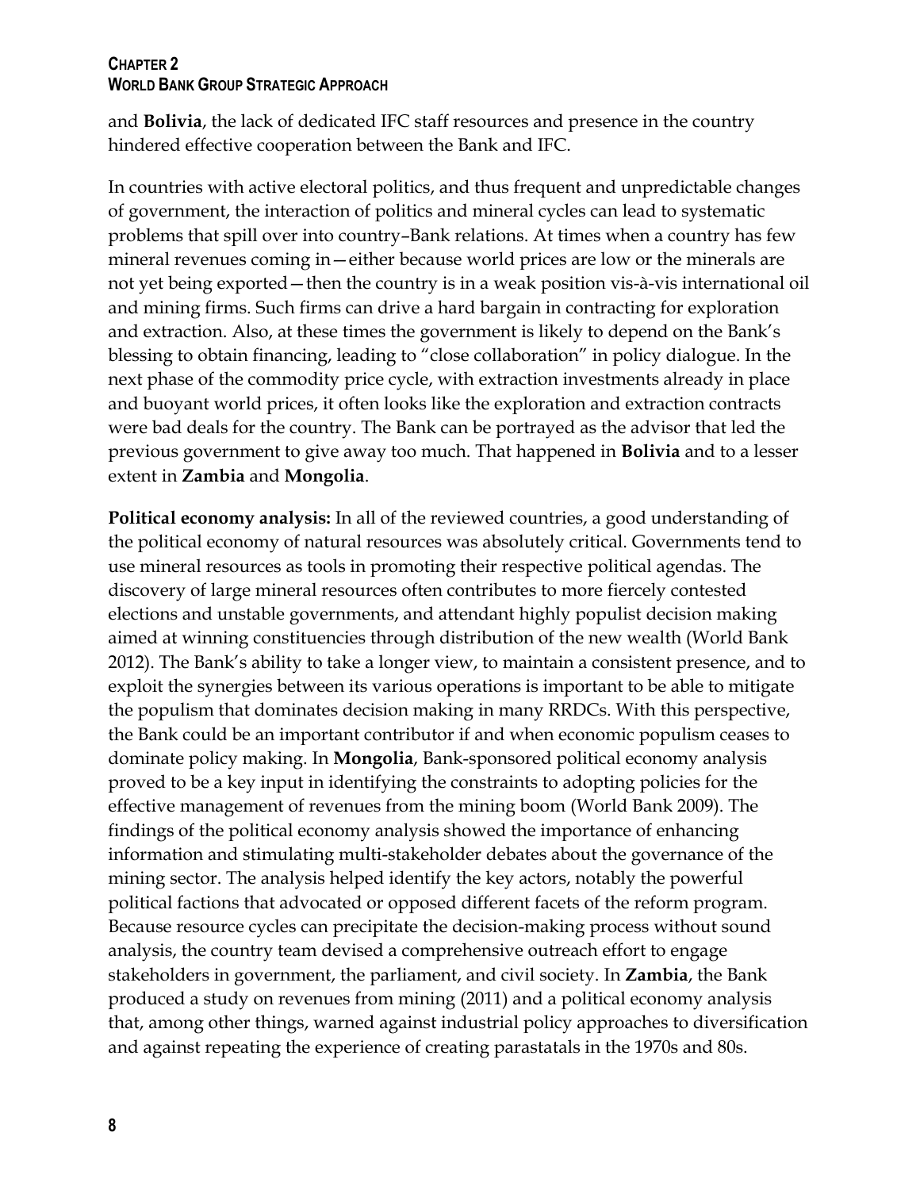and **Bolivia**, the lack of dedicated IFC staff resources and presence in the country hindered effective cooperation between the Bank and IFC.

In countries with active electoral politics, and thus frequent and unpredictable changes of government, the interaction of politics and mineral cycles can lead to systematic problems that spill over into country–Bank relations. At times when a country has few mineral revenues coming in—either because world prices are low or the minerals are not yet being exported—then the country is in a weak position vis-à-vis international oil and mining firms. Such firms can drive a hard bargain in contracting for exploration and extraction. Also, at these times the government is likely to depend on the Bank's blessing to obtain financing, leading to "close collaboration" in policy dialogue. In the next phase of the commodity price cycle, with extraction investments already in place and buoyant world prices, it often looks like the exploration and extraction contracts were bad deals for the country. The Bank can be portrayed as the advisor that led the previous government to give away too much. That happened in **Bolivia** and to a lesser extent in **Zambia** and **Mongolia**.

**Political economy analysis:** In all of the reviewed countries, a good understanding of the political economy of natural resources was absolutely critical. Governments tend to use mineral resources as tools in promoting their respective political agendas. The discovery of large mineral resources often contributes to more fiercely contested elections and unstable governments, and attendant highly populist decision making aimed at winning constituencies through distribution of the new wealth (World Bank 2012). The Bank's ability to take a longer view, to maintain a consistent presence, and to exploit the synergies between its various operations is important to be able to mitigate the populism that dominates decision making in many RRDCs. With this perspective, the Bank could be an important contributor if and when economic populism ceases to dominate policy making. In **Mongolia**, Bank-sponsored political economy analysis proved to be a key input in identifying the constraints to adopting policies for the effective management of revenues from the mining boom (World Bank 2009). The findings of the political economy analysis showed the importance of enhancing information and stimulating multi-stakeholder debates about the governance of the mining sector. The analysis helped identify the key actors, notably the powerful political factions that advocated or opposed different facets of the reform program. Because resource cycles can precipitate the decision-making process without sound analysis, the country team devised a comprehensive outreach effort to engage stakeholders in government, the parliament, and civil society. In **Zambia**, the Bank produced a study on revenues from mining (2011) and a political economy analysis that, among other things, warned against industrial policy approaches to diversification and against repeating the experience of creating parastatals in the 1970s and 80s.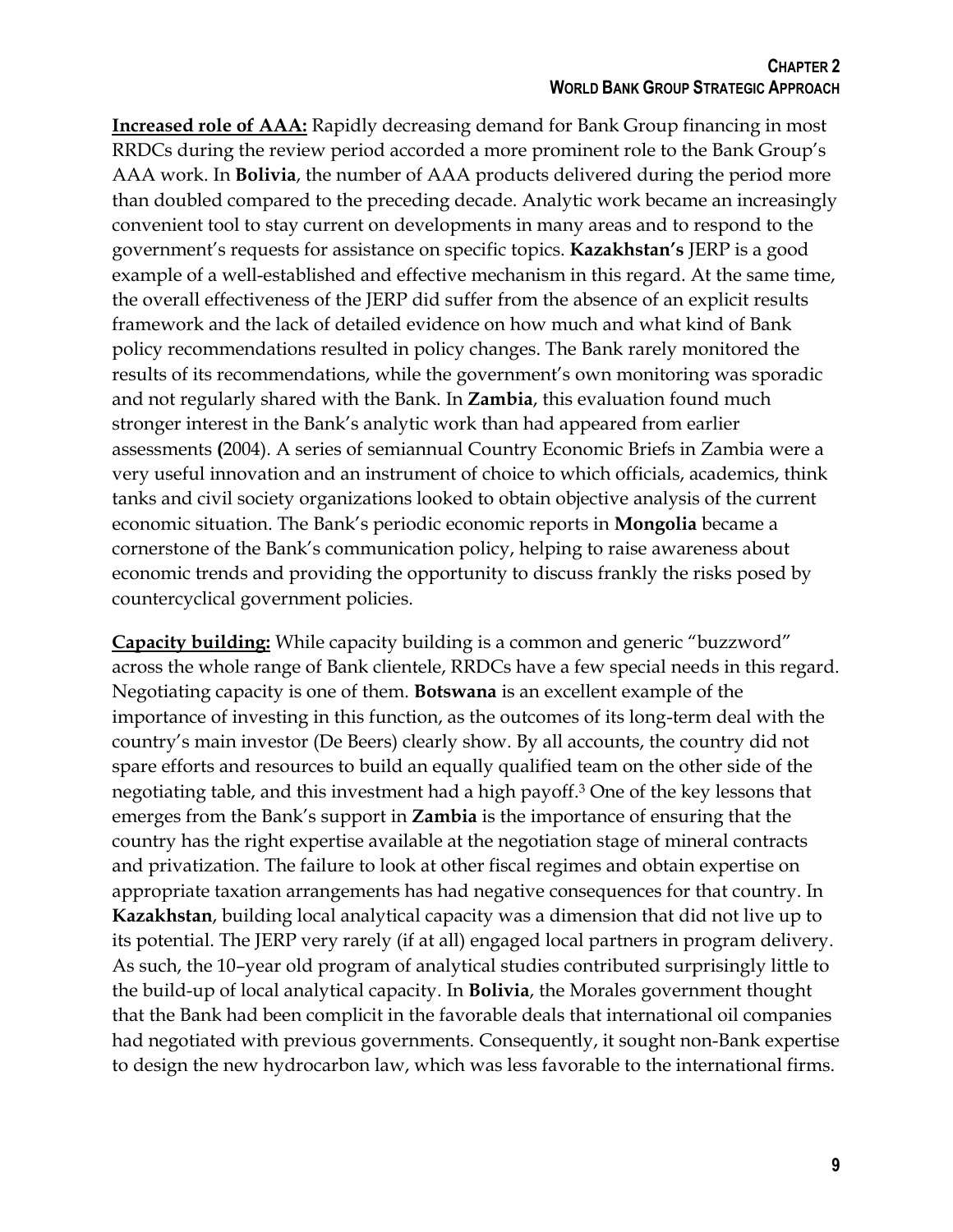**Increased role of AAA:** Rapidly decreasing demand for Bank Group financing in most RRDCs during the review period accorded a more prominent role to the Bank Group's AAA work. In **Bolivia**, the number of AAA products delivered during the period more than doubled compared to the preceding decade. Analytic work became an increasingly convenient tool to stay current on developments in many areas and to respond to the government's requests for assistance on specific topics. **Kazakhstan's** JERP is a good example of a well-established and effective mechanism in this regard. At the same time, the overall effectiveness of the JERP did suffer from the absence of an explicit results framework and the lack of detailed evidence on how much and what kind of Bank policy recommendations resulted in policy changes. The Bank rarely monitored the results of its recommendations, while the government's own monitoring was sporadic and not regularly shared with the Bank. In **Zambia**, this evaluation found much stronger interest in the Bank's analytic work than had appeared from earlier assessments **(**2004). A series of semiannual Country Economic Briefs in Zambia were a very useful innovation and an instrument of choice to which officials, academics, think tanks and civil society organizations looked to obtain objective analysis of the current economic situation. The Bank's periodic economic reports in **Mongolia** became a cornerstone of the Bank's communication policy, helping to raise awareness about economic trends and providing the opportunity to discuss frankly the risks posed by countercyclical government policies.

**Capacity building:** While capacity building is a common and generic "buzzword" across the whole range of Bank clientele, RRDCs have a few special needs in this regard. Negotiating capacity is one of them. **Botswana** is an excellent example of the importance of investing in this function, as the outcomes of its long-term deal with the country's main investor (De Beers) clearly show. By all accounts, the country did not spare efforts and resources to build an equally qualified team on the other side of the negotiating table, and this investment had a high payoff.[3] One of the key lessons that emerges from the Bank's support in **Zambia** is the importance of ensuring that the country has the right expertise available at the negotiation stage of mineral contracts and privatization. The failure to look at other fiscal regimes and obtain expertise on appropriate taxation arrangements has had negative consequences for that country. In **Kazakhstan**, building local analytical capacity was a dimension that did not live up to its potential. The JERP very rarely (if at all) engaged local partners in program delivery. As such, the 10–year old program of analytical studies contributed surprisingly little to the build-up of local analytical capacity. In **Bolivia**, the Morales government thought that the Bank had been complicit in the favorable deals that international oil companies had negotiated with previous governments. Consequently, it sought non-Bank expertise to design the new hydrocarbon law, which was less favorable to the international firms.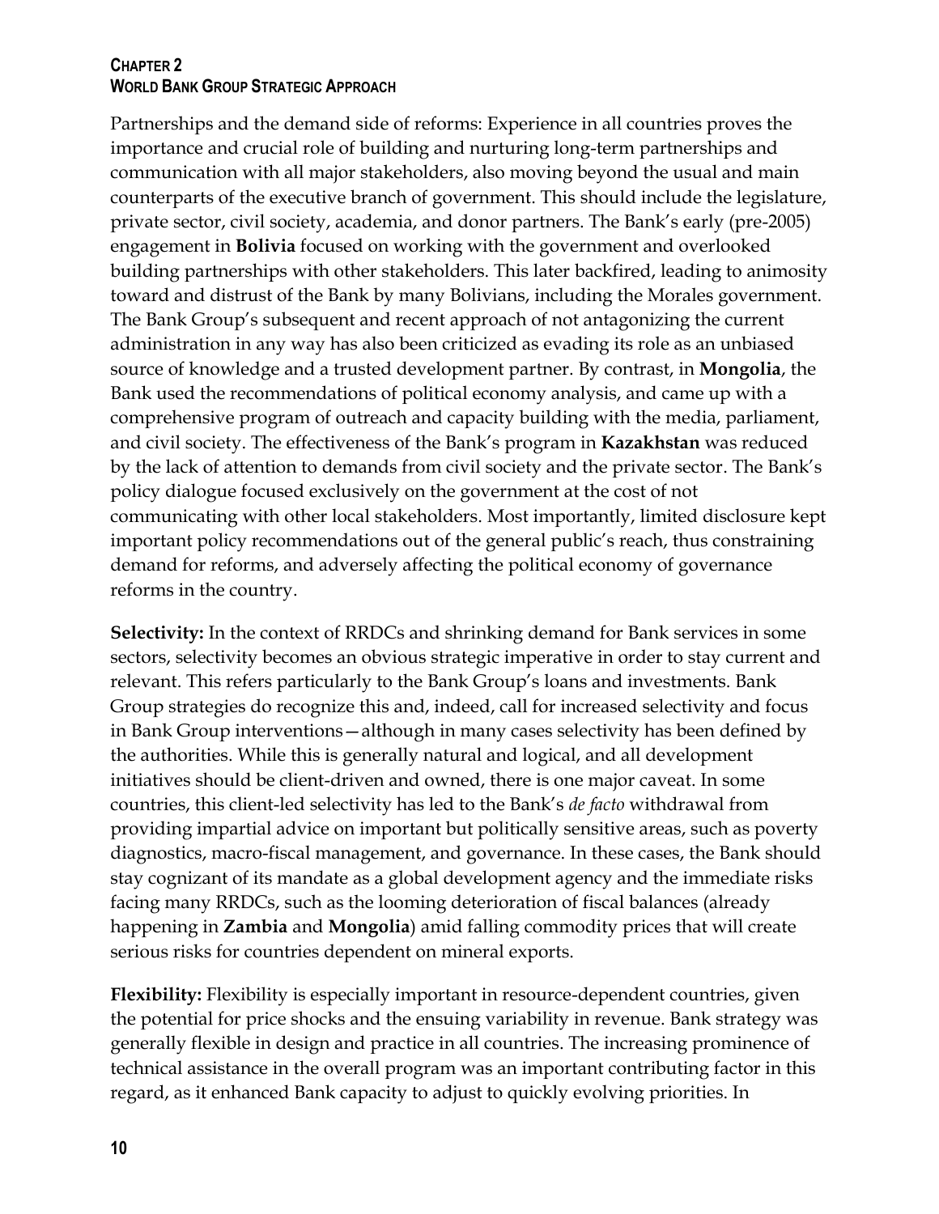Partnerships and the demand side of reforms: Experience in all countries proves the importance and crucial role of building and nurturing long-term partnerships and communication with all major stakeholders, also moving beyond the usual and main counterparts of the executive branch of government. This should include the legislature, private sector, civil society, academia, and donor partners. The Bank's early (pre-2005) engagement in **Bolivia** focused on working with the government and overlooked building partnerships with other stakeholders. This later backfired, leading to animosity toward and distrust of the Bank by many Bolivians, including the Morales government. The Bank Group's subsequent and recent approach of not antagonizing the current administration in any way has also been criticized as evading its role as an unbiased source of knowledge and a trusted development partner. By contrast, in **Mongolia**, the Bank used the recommendations of political economy analysis, and came up with a comprehensive program of outreach and capacity building with the media, parliament, and civil society. The effectiveness of the Bank's program in **Kazakhstan** was reduced by the lack of attention to demands from civil society and the private sector. The Bank's policy dialogue focused exclusively on the government at the cost of not communicating with other local stakeholders. Most importantly, limited disclosure kept important policy recommendations out of the general public's reach, thus constraining demand for reforms, and adversely affecting the political economy of governance reforms in the country.

**Selectivity:** In the context of RRDCs and shrinking demand for Bank services in some sectors, selectivity becomes an obvious strategic imperative in order to stay current and relevant. This refers particularly to the Bank Group's loans and investments. Bank Group strategies do recognize this and, indeed, call for increased selectivity and focus in Bank Group interventions—although in many cases selectivity has been defined by the authorities. While this is generally natural and logical, and all development initiatives should be client-driven and owned, there is one major caveat. In some countries, this client-led selectivity has led to the Bank's *de facto* withdrawal from providing impartial advice on important but politically sensitive areas, such as poverty diagnostics, macro-fiscal management, and governance. In these cases, the Bank should stay cognizant of its mandate as a global development agency and the immediate risks facing many RRDCs, such as the looming deterioration of fiscal balances (already happening in **Zambia** and **Mongolia**) amid falling commodity prices that will create serious risks for countries dependent on mineral exports.

**Flexibility:** Flexibility is especially important in resource-dependent countries, given the potential for price shocks and the ensuing variability in revenue. Bank strategy was generally flexible in design and practice in all countries. The increasing prominence of technical assistance in the overall program was an important contributing factor in this regard, as it enhanced Bank capacity to adjust to quickly evolving priorities. In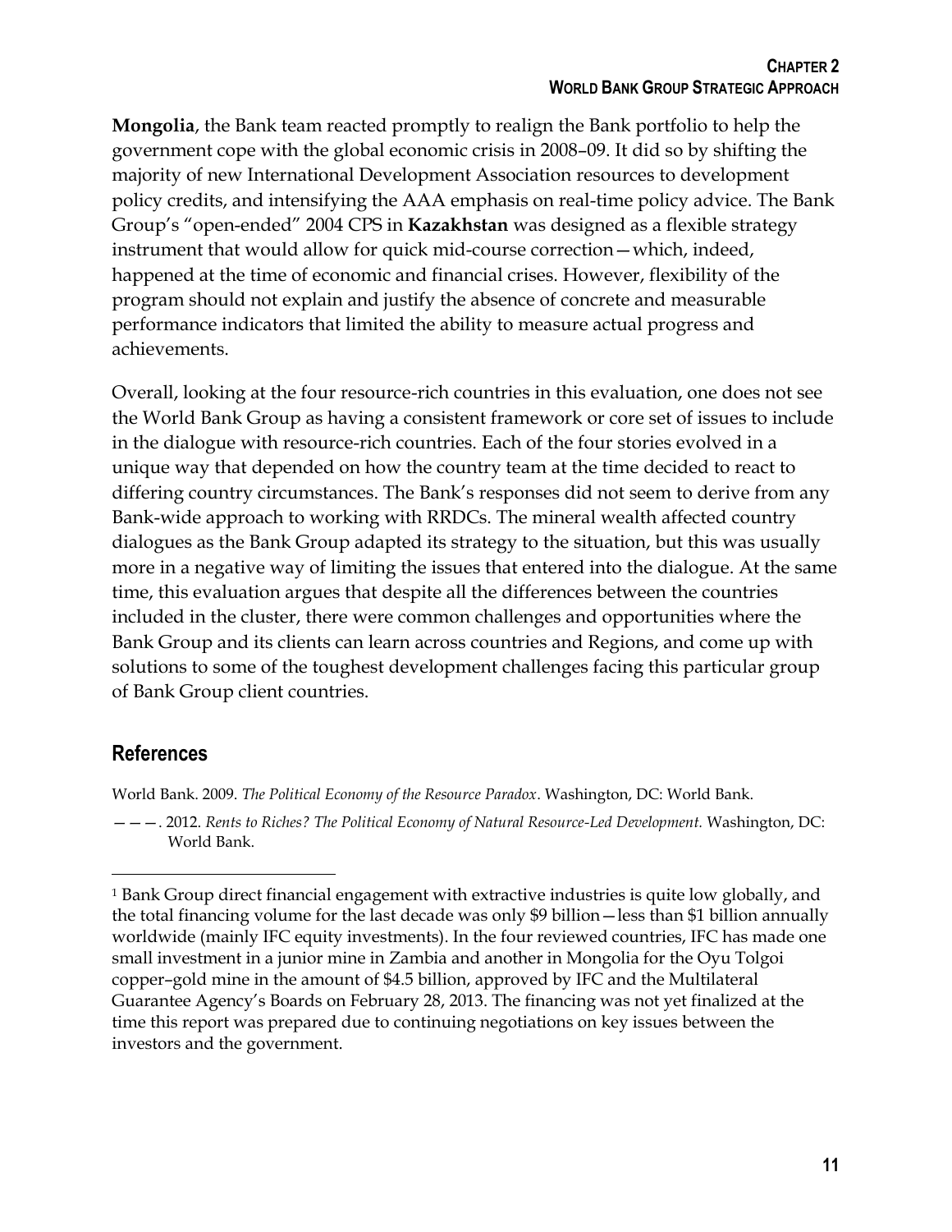**Mongolia**, the Bank team reacted promptly to realign the Bank portfolio to help the government cope with the global economic crisis in 2008–09. It did so by shifting the majority of new International Development Association resources to development policy credits, and intensifying the AAA emphasis on real-time policy advice. The Bank Group's "open-ended" 2004 CPS in **Kazakhstan** was designed as a flexible strategy instrument that would allow for quick mid-course correction—which, indeed, happened at the time of economic and financial crises. However, flexibility of the program should not explain and justify the absence of concrete and measurable performance indicators that limited the ability to measure actual progress and achievements.

Overall, looking at the four resource-rich countries in this evaluation, one does not see the World Bank Group as having a consistent framework or core set of issues to include in the dialogue with resource-rich countries. Each of the four stories evolved in a unique way that depended on how the country team at the time decided to react to differing country circumstances. The Bank's responses did not seem to derive from any Bank-wide approach to working with RRDCs. The mineral wealth affected country dialogues as the Bank Group adapted its strategy to the situation, but this was usually more in a negative way of limiting the issues that entered into the dialogue. At the same time, this evaluation argues that despite all the differences between the countries included in the cluster, there were common challenges and opportunities where the Bank Group and its clients can learn across countries and Regions, and come up with solutions to some of the toughest development challenges facing this particular group of Bank Group client countries.

## References

World Bank. 2009. *The Political Economy of the Resource Paradox*. Washington, DC: World Bank.

———. 2012. *Rents to Riches? The Political Economy of Natural Resource-Led Development.* Washington, DC: World Bank.

---

[1] Bank Group direct financial engagement with extractive industries is quite low globally, and the total financing volume for the last decade was only $9 billion—less than $1 billion annually worldwide (mainly IFC equity investments). In the four reviewed countries, IFC has made one small investment in a junior mine in Zambia and another in Mongolia for the Oyu Tolgoi copper–gold mine in the amount of $4.5 billion, approved by IFC and the Multilateral Guarantee Agency's Boards on February 28, 2013. The financing was not yet finalized at the time this report was prepared due to continuing negotiations on key issues between the investors and the government.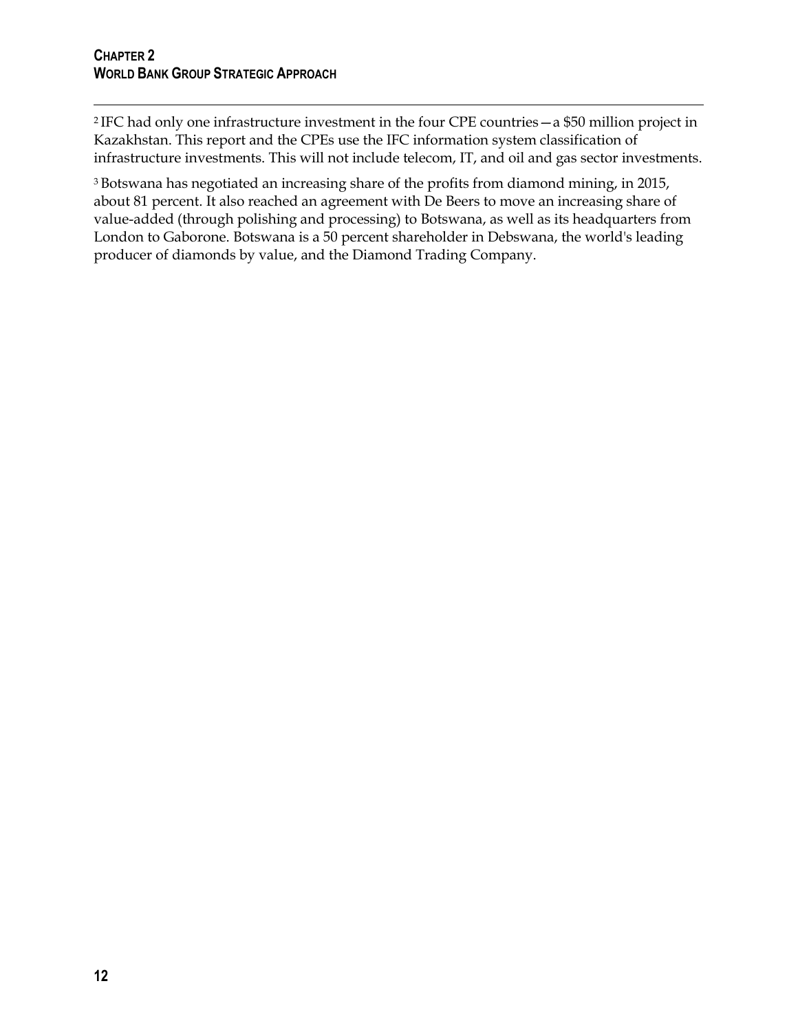[2] IFC had only one infrastructure investment in the four CPE countries—a $50 million project in Kazakhstan. This report and the CPEs use the IFC information system classification of infrastructure investments. This will not include telecom, IT, and oil and gas sector investments.

[3] Botswana has negotiated an increasing share of the profits from diamond mining, in 2015, about 81 percent. It also reached an agreement with De Beers to move an increasing share of value-added (through polishing and processing) to Botswana, as well as its headquarters from London to Gaborone. Botswana is a 50 percent shareholder in Debswana, the world's leading producer of diamonds by value, and the Diamond Trading Company.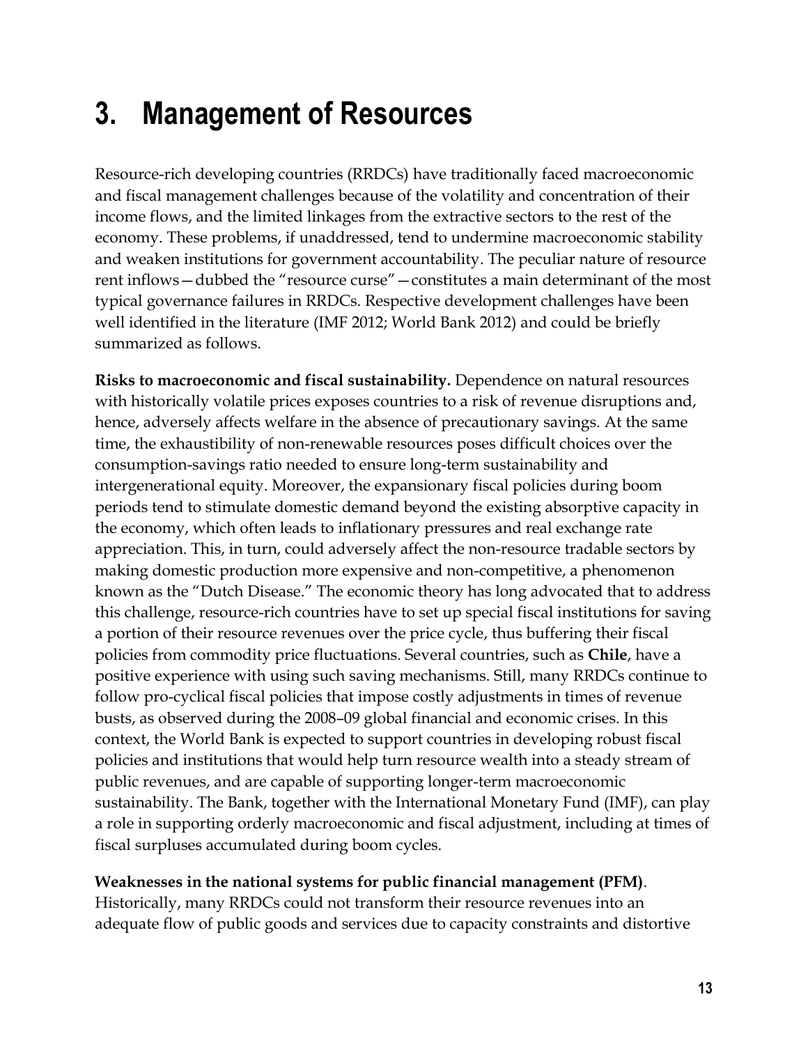# 3. Management of Resources

Resource-rich developing countries (RRDCs) have traditionally faced macroeconomic and fiscal management challenges because of the volatility and concentration of their income flows, and the limited linkages from the extractive sectors to the rest of the economy. These problems, if unaddressed, tend to undermine macroeconomic stability and weaken institutions for government accountability. The peculiar nature of resource rent inflows—dubbed the "resource curse"—constitutes a main determinant of the most typical governance failures in RRDCs. Respective development challenges have been well identified in the literature (IMF 2012; World Bank 2012) and could be briefly summarized as follows.

**Risks to macroeconomic and fiscal sustainability.** Dependence on natural resources with historically volatile prices exposes countries to a risk of revenue disruptions and, hence, adversely affects welfare in the absence of precautionary savings. At the same time, the exhaustibility of non-renewable resources poses difficult choices over the consumption-savings ratio needed to ensure long-term sustainability and intergenerational equity. Moreover, the expansionary fiscal policies during boom periods tend to stimulate domestic demand beyond the existing absorptive capacity in the economy, which often leads to inflationary pressures and real exchange rate appreciation. This, in turn, could adversely affect the non-resource tradable sectors by making domestic production more expensive and non-competitive, a phenomenon known as the "Dutch Disease." The economic theory has long advocated that to address this challenge, resource-rich countries have to set up special fiscal institutions for saving a portion of their resource revenues over the price cycle, thus buffering their fiscal policies from commodity price fluctuations. Several countries, such as **Chile**, have a positive experience with using such saving mechanisms. Still, many RRDCs continue to follow pro-cyclical fiscal policies that impose costly adjustments in times of revenue busts, as observed during the 2008–09 global financial and economic crises. In this context, the World Bank is expected to support countries in developing robust fiscal policies and institutions that would help turn resource wealth into a steady stream of public revenues, and are capable of supporting longer-term macroeconomic sustainability. The Bank, together with the International Monetary Fund (IMF), can play a role in supporting orderly macroeconomic and fiscal adjustment, including at times of fiscal surpluses accumulated during boom cycles.

**Weaknesses in the national systems for public financial management (PFM)**. Historically, many RRDCs could not transform their resource revenues into an adequate flow of public goods and services due to capacity constraints and distortive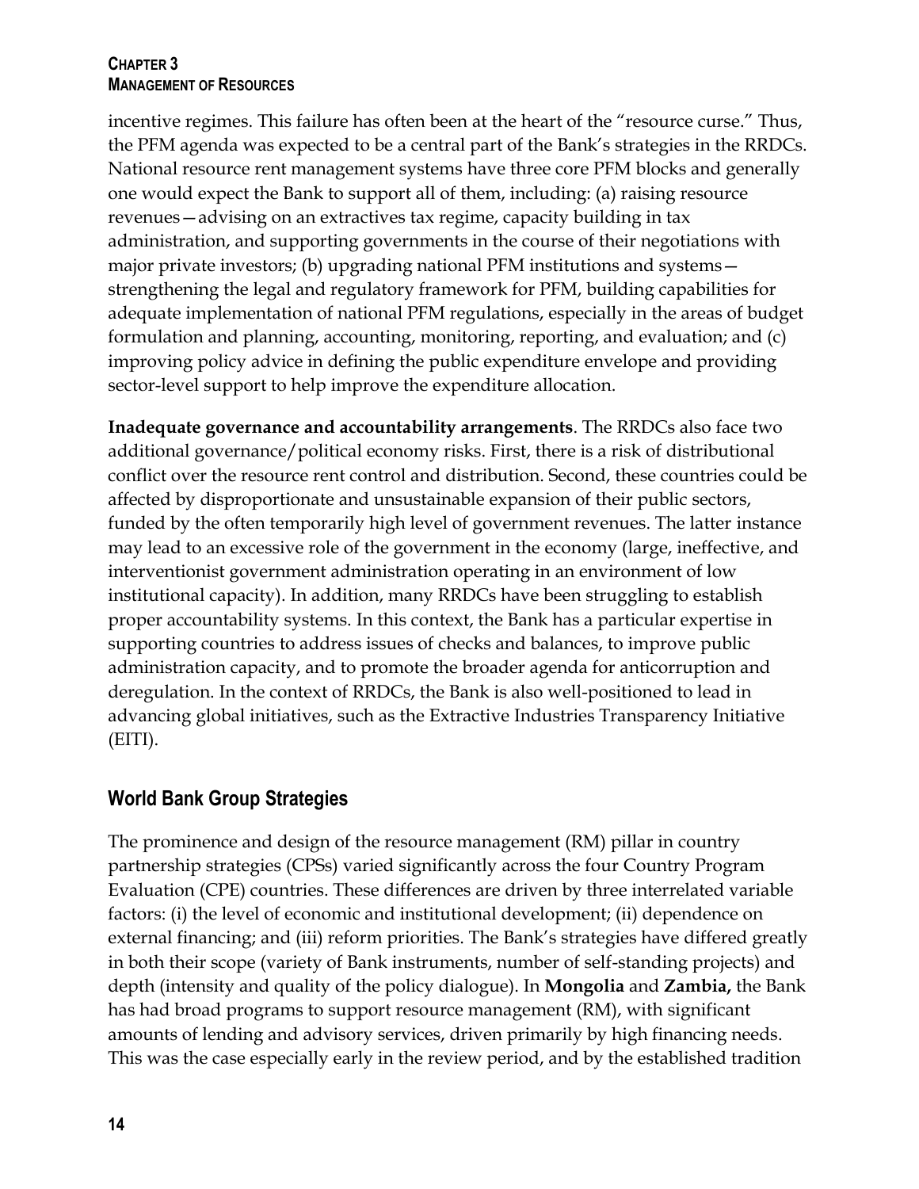incentive regimes. This failure has often been at the heart of the "resource curse." Thus, the PFM agenda was expected to be a central part of the Bank's strategies in the RRDCs. National resource rent management systems have three core PFM blocks and generally one would expect the Bank to support all of them, including: (a) raising resource revenues—advising on an extractives tax regime, capacity building in tax administration, and supporting governments in the course of their negotiations with major private investors; (b) upgrading national PFM institutions and systems—strengthening the legal and regulatory framework for PFM, building capabilities for adequate implementation of national PFM regulations, especially in the areas of budget formulation and planning, accounting, monitoring, reporting, and evaluation; and (c) improving policy advice in defining the public expenditure envelope and providing sector-level support to help improve the expenditure allocation.

**Inadequate governance and accountability arrangements**. The RRDCs also face two additional governance/political economy risks. First, there is a risk of distributional conflict over the resource rent control and distribution. Second, these countries could be affected by disproportionate and unsustainable expansion of their public sectors, funded by the often temporarily high level of government revenues. The latter instance may lead to an excessive role of the government in the economy (large, ineffective, and interventionist government administration operating in an environment of low institutional capacity). In addition, many RRDCs have been struggling to establish proper accountability systems. In this context, the Bank has a particular expertise in supporting countries to address issues of checks and balances, to improve public administration capacity, and to promote the broader agenda for anticorruption and deregulation. In the context of RRDCs, the Bank is also well-positioned to lead in advancing global initiatives, such as the Extractive Industries Transparency Initiative (EITI).

## World Bank Group Strategies

The prominence and design of the resource management (RM) pillar in country partnership strategies (CPSs) varied significantly across the four Country Program Evaluation (CPE) countries. These differences are driven by three interrelated variable factors: (i) the level of economic and institutional development; (ii) dependence on external financing; and (iii) reform priorities. The Bank's strategies have differed greatly in both their scope (variety of Bank instruments, number of self-standing projects) and depth (intensity and quality of the policy dialogue). In **Mongolia** and **Zambia,** the Bank has had broad programs to support resource management (RM), with significant amounts of lending and advisory services, driven primarily by high financing needs. This was the case especially early in the review period, and by the established tradition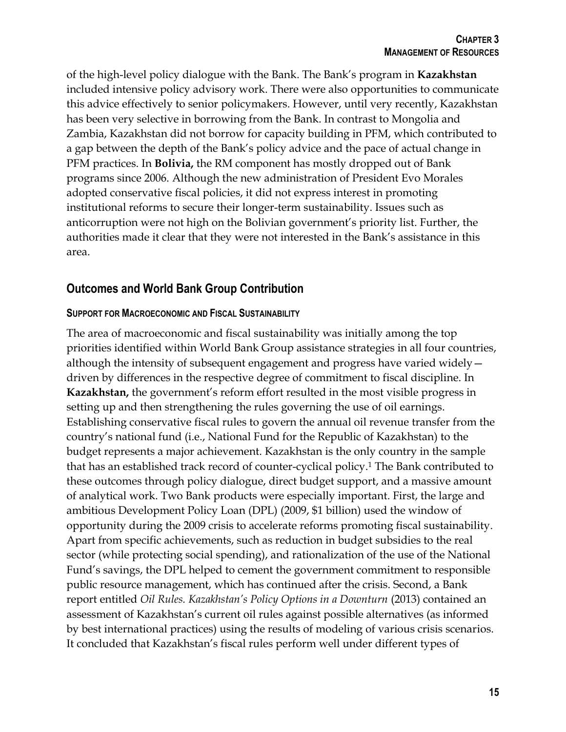of the high-level policy dialogue with the Bank. The Bank's program in **Kazakhstan** included intensive policy advisory work. There were also opportunities to communicate this advice effectively to senior policymakers. However, until very recently, Kazakhstan has been very selective in borrowing from the Bank. In contrast to Mongolia and Zambia, Kazakhstan did not borrow for capacity building in PFM, which contributed to a gap between the depth of the Bank's policy advice and the pace of actual change in PFM practices. In **Bolivia,** the RM component has mostly dropped out of Bank programs since 2006. Although the new administration of President Evo Morales adopted conservative fiscal policies, it did not express interest in promoting institutional reforms to secure their longer-term sustainability. Issues such as anticorruption were not high on the Bolivian government's priority list. Further, the authorities made it clear that they were not interested in the Bank's assistance in this area.

## Outcomes and World Bank Group Contribution

### Support for Macroeconomic and Fiscal Sustainability

The area of macroeconomic and fiscal sustainability was initially among the top priorities identified within World Bank Group assistance strategies in all four countries, although the intensity of subsequent engagement and progress have varied widely—driven by differences in the respective degree of commitment to fiscal discipline. In **Kazakhstan,** the government's reform effort resulted in the most visible progress in setting up and then strengthening the rules governing the use of oil earnings. Establishing conservative fiscal rules to govern the annual oil revenue transfer from the country's national fund (i.e., National Fund for the Republic of Kazakhstan) to the budget represents a major achievement. Kazakhstan is the only country in the sample that has an established track record of counter-cyclical policy.[1] The Bank contributed to these outcomes through policy dialogue, direct budget support, and a massive amount of analytical work. Two Bank products were especially important. First, the large and ambitious Development Policy Loan (DPL) (2009, $1 billion) used the window of opportunity during the 2009 crisis to accelerate reforms promoting fiscal sustainability. Apart from specific achievements, such as reduction in budget subsidies to the real sector (while protecting social spending), and rationalization of the use of the National Fund's savings, the DPL helped to cement the government commitment to responsible public resource management, which has continued after the crisis. Second, a Bank report entitled *Oil Rules. Kazakhstan's Policy Options in a Downturn* (2013) contained an assessment of Kazakhstan's current oil rules against possible alternatives (as informed by best international practices) using the results of modeling of various crisis scenarios. It concluded that Kazakhstan's fiscal rules perform well under different types of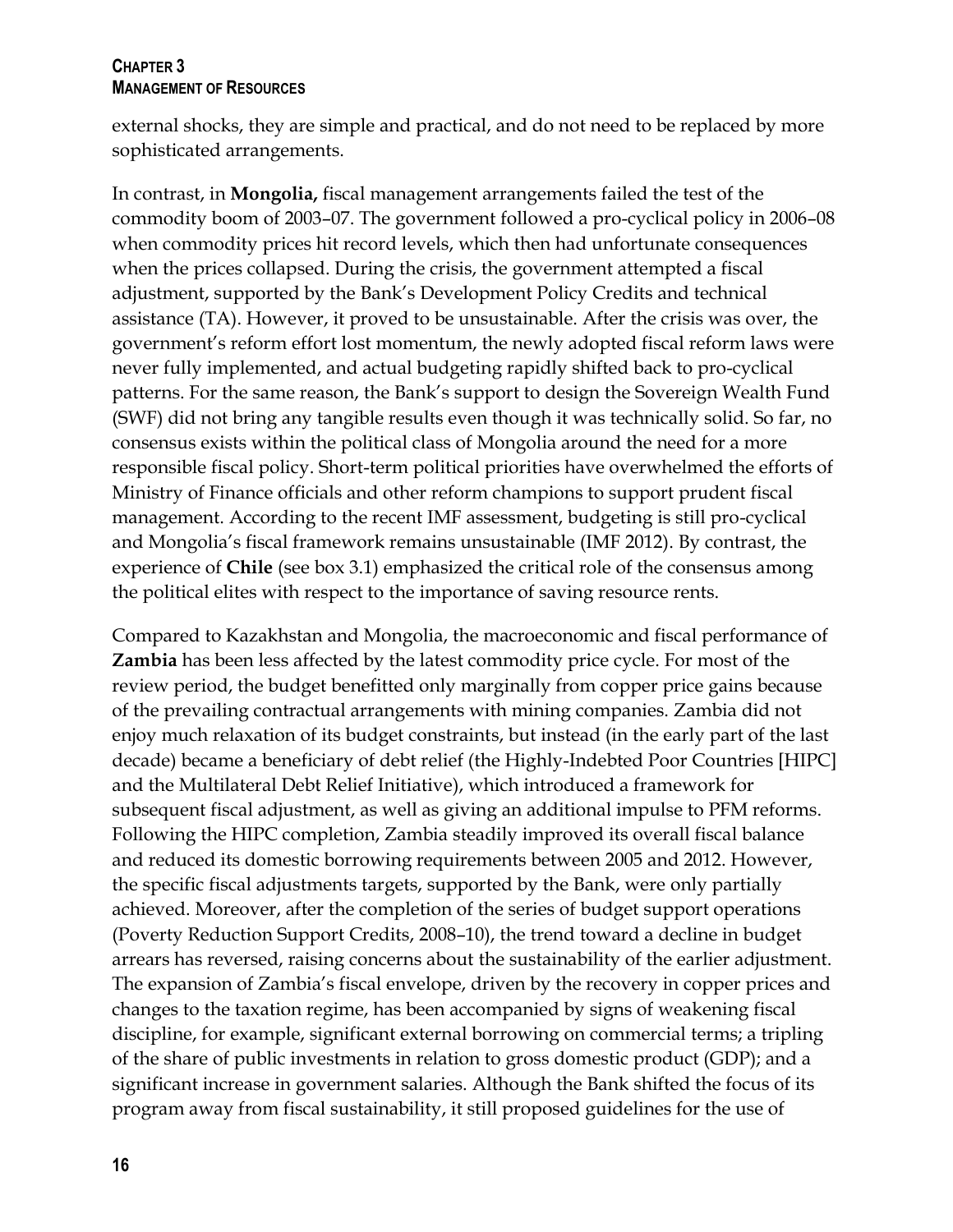external shocks, they are simple and practical, and do not need to be replaced by more sophisticated arrangements.

In contrast, in **Mongolia,** fiscal management arrangements failed the test of the commodity boom of 2003–07. The government followed a pro-cyclical policy in 2006–08 when commodity prices hit record levels, which then had unfortunate consequences when the prices collapsed. During the crisis, the government attempted a fiscal adjustment, supported by the Bank's Development Policy Credits and technical assistance (TA). However, it proved to be unsustainable. After the crisis was over, the government's reform effort lost momentum, the newly adopted fiscal reform laws were never fully implemented, and actual budgeting rapidly shifted back to pro-cyclical patterns. For the same reason, the Bank's support to design the Sovereign Wealth Fund (SWF) did not bring any tangible results even though it was technically solid. So far, no consensus exists within the political class of Mongolia around the need for a more responsible fiscal policy. Short-term political priorities have overwhelmed the efforts of Ministry of Finance officials and other reform champions to support prudent fiscal management. According to the recent IMF assessment, budgeting is still pro-cyclical and Mongolia's fiscal framework remains unsustainable (IMF 2012). By contrast, the experience of **Chile** (see box 3.1) emphasized the critical role of the consensus among the political elites with respect to the importance of saving resource rents.

Compared to Kazakhstan and Mongolia, the macroeconomic and fiscal performance of **Zambia** has been less affected by the latest commodity price cycle. For most of the review period, the budget benefitted only marginally from copper price gains because of the prevailing contractual arrangements with mining companies. Zambia did not enjoy much relaxation of its budget constraints, but instead (in the early part of the last decade) became a beneficiary of debt relief (the Highly-Indebted Poor Countries [HIPC] and the Multilateral Debt Relief Initiative), which introduced a framework for subsequent fiscal adjustment, as well as giving an additional impulse to PFM reforms. Following the HIPC completion, Zambia steadily improved its overall fiscal balance and reduced its domestic borrowing requirements between 2005 and 2012. However, the specific fiscal adjustments targets, supported by the Bank, were only partially achieved. Moreover, after the completion of the series of budget support operations (Poverty Reduction Support Credits, 2008–10), the trend toward a decline in budget arrears has reversed, raising concerns about the sustainability of the earlier adjustment. The expansion of Zambia's fiscal envelope, driven by the recovery in copper prices and changes to the taxation regime, has been accompanied by signs of weakening fiscal discipline, for example, significant external borrowing on commercial terms; a tripling of the share of public investments in relation to gross domestic product (GDP); and a significant increase in government salaries. Although the Bank shifted the focus of its program away from fiscal sustainability, it still proposed guidelines for the use of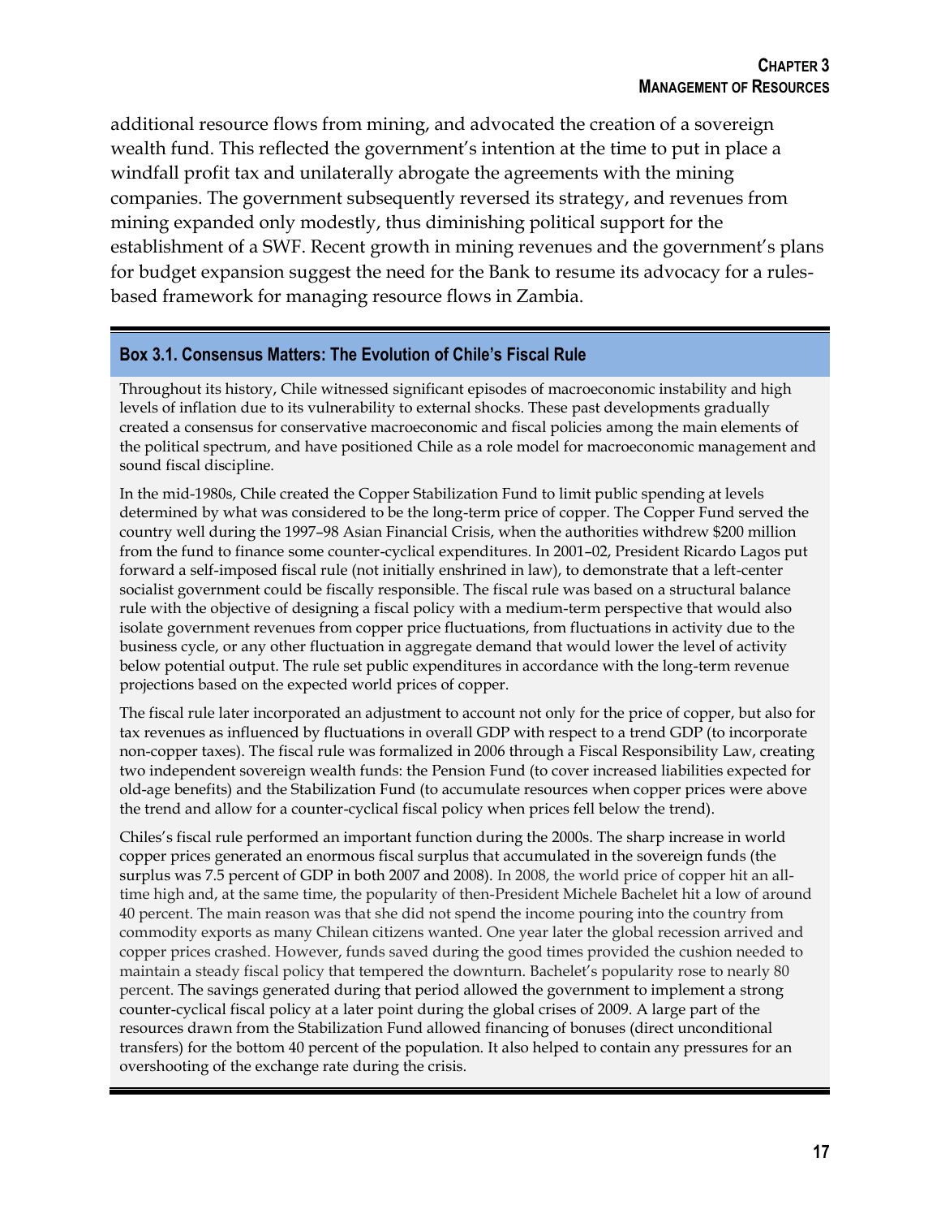additional resource flows from mining, and advocated the creation of a sovereign wealth fund. This reflected the government's intention at the time to put in place a windfall profit tax and unilaterally abrogate the agreements with the mining companies. The government subsequently reversed its strategy, and revenues from mining expanded only modestly, thus diminishing political support for the establishment of a SWF. Recent growth in mining revenues and the government's plans for budget expansion suggest the need for the Bank to resume its advocacy for a rules-based framework for managing resource flows in Zambia.

### Box 3.1. Consensus Matters: The Evolution of Chile's Fiscal Rule

Throughout its history, Chile witnessed significant episodes of macroeconomic instability and high levels of inflation due to its vulnerability to external shocks. These past developments gradually created a consensus for conservative macroeconomic and fiscal policies among the main elements of the political spectrum, and have positioned Chile as a role model for macroeconomic management and sound fiscal discipline.

In the mid-1980s, Chile created the Copper Stabilization Fund to limit public spending at levels determined by what was considered to be the long-term price of copper. The Copper Fund served the country well during the 1997–98 Asian Financial Crisis, when the authorities withdrew $200 million from the fund to finance some counter-cyclical expenditures. In 2001–02, President Ricardo Lagos put forward a self-imposed fiscal rule (not initially enshrined in law), to demonstrate that a left-center socialist government could be fiscally responsible. The fiscal rule was based on a structural balance rule with the objective of designing a fiscal policy with a medium-term perspective that would also isolate government revenues from copper price fluctuations, from fluctuations in activity due to the business cycle, or any other fluctuation in aggregate demand that would lower the level of activity below potential output. The rule set public expenditures in accordance with the long-term revenue projections based on the expected world prices of copper.

The fiscal rule later incorporated an adjustment to account not only for the price of copper, but also for tax revenues as influenced by fluctuations in overall GDP with respect to a trend GDP (to incorporate non-copper taxes). The fiscal rule was formalized in 2006 through a Fiscal Responsibility Law, creating two independent sovereign wealth funds: the Pension Fund (to cover increased liabilities expected for old-age benefits) and the Stabilization Fund (to accumulate resources when copper prices were above the trend and allow for a counter-cyclical fiscal policy when prices fell below the trend).

Chiles's fiscal rule performed an important function during the 2000s. The sharp increase in world copper prices generated an enormous fiscal surplus that accumulated in the sovereign funds (the surplus was 7.5 percent of GDP in both 2007 and 2008). In 2008, the world price of copper hit an all-time high and, at the same time, the popularity of then-President Michele Bachelet hit a low of around 40 percent. The main reason was that she did not spend the income pouring into the country from commodity exports as many Chilean citizens wanted. One year later the global recession arrived and copper prices crashed. However, funds saved during the good times provided the cushion needed to maintain a steady fiscal policy that tempered the downturn. Bachelet's popularity rose to nearly 80 percent. The savings generated during that period allowed the government to implement a strong counter-cyclical fiscal policy at a later point during the global crises of 2009. A large part of the resources drawn from the Stabilization Fund allowed financing of bonuses (direct unconditional transfers) for the bottom 40 percent of the population. It also helped to contain any pressures for an overshooting of the exchange rate during the crisis.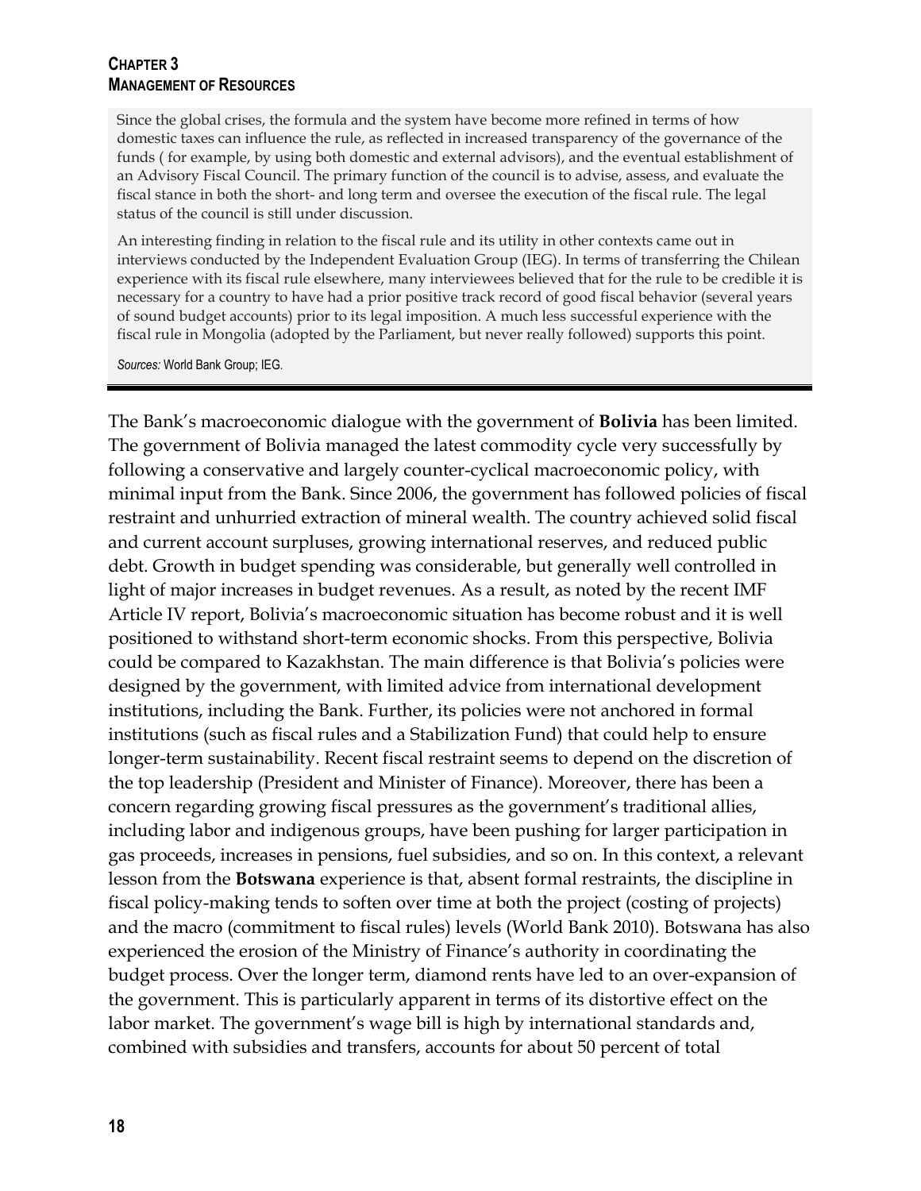Since the global crises, the formula and the system have become more refined in terms of how domestic taxes can influence the rule, as reflected in increased transparency of the governance of the funds ( for example, by using both domestic and external advisors), and the eventual establishment of an Advisory Fiscal Council. The primary function of the council is to advise, assess, and evaluate the fiscal stance in both the short- and long term and oversee the execution of the fiscal rule. The legal status of the council is still under discussion.

An interesting finding in relation to the fiscal rule and its utility in other contexts came out in interviews conducted by the Independent Evaluation Group (IEG). In terms of transferring the Chilean experience with its fiscal rule elsewhere, many interviewees believed that for the rule to be credible it is necessary for a country to have had a prior positive track record of good fiscal behavior (several years of sound budget accounts) prior to its legal imposition. A much less successful experience with the fiscal rule in Mongolia (adopted by the Parliament, but never really followed) supports this point.

*Sources:* World Bank Group; IEG.

---

The Bank's macroeconomic dialogue with the government of **Bolivia** has been limited. The government of Bolivia managed the latest commodity cycle very successfully by following a conservative and largely counter-cyclical macroeconomic policy, with minimal input from the Bank. Since 2006, the government has followed policies of fiscal restraint and unhurried extraction of mineral wealth. The country achieved solid fiscal and current account surpluses, growing international reserves, and reduced public debt. Growth in budget spending was considerable, but generally well controlled in light of major increases in budget revenues. As a result, as noted by the recent IMF Article IV report, Bolivia's macroeconomic situation has become robust and it is well positioned to withstand short-term economic shocks. From this perspective, Bolivia could be compared to Kazakhstan. The main difference is that Bolivia's policies were designed by the government, with limited advice from international development institutions, including the Bank. Further, its policies were not anchored in formal institutions (such as fiscal rules and a Stabilization Fund) that could help to ensure longer-term sustainability. Recent fiscal restraint seems to depend on the discretion of the top leadership (President and Minister of Finance). Moreover, there has been a concern regarding growing fiscal pressures as the government's traditional allies, including labor and indigenous groups, have been pushing for larger participation in gas proceeds, increases in pensions, fuel subsidies, and so on. In this context, a relevant lesson from the **Botswana** experience is that, absent formal restraints, the discipline in fiscal policy-making tends to soften over time at both the project (costing of projects) and the macro (commitment to fiscal rules) levels (World Bank 2010). Botswana has also experienced the erosion of the Ministry of Finance's authority in coordinating the budget process. Over the longer term, diamond rents have led to an over-expansion of the government. This is particularly apparent in terms of its distortive effect on the labor market. The government's wage bill is high by international standards and, combined with subsidies and transfers, accounts for about 50 percent of total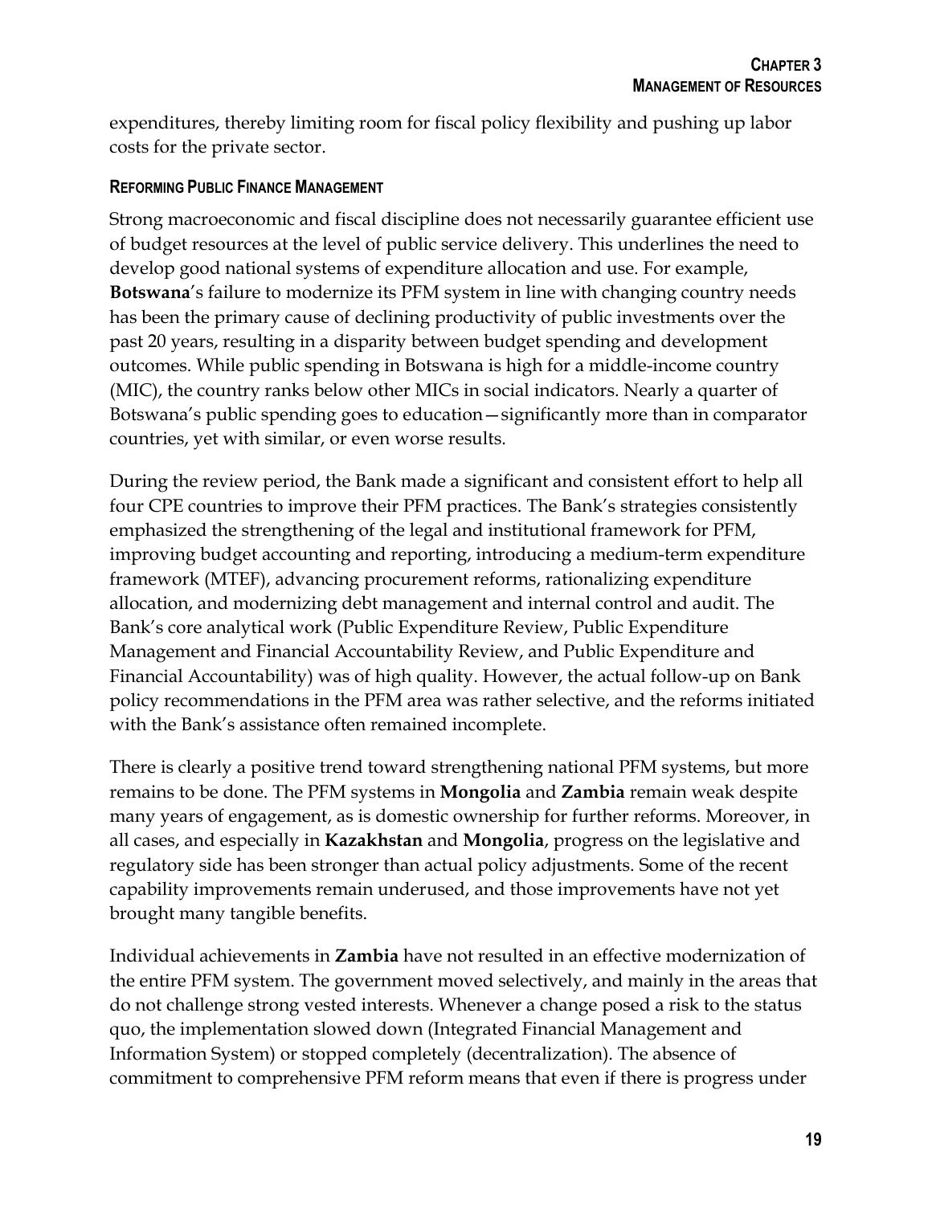expenditures, thereby limiting room for fiscal policy flexibility and pushing up labor costs for the private sector.

#### REFORMING PUBLIC FINANCE MANAGEMENT

Strong macroeconomic and fiscal discipline does not necessarily guarantee efficient use of budget resources at the level of public service delivery. This underlines the need to develop good national systems of expenditure allocation and use. For example, **Botswana**'s failure to modernize its PFM system in line with changing country needs has been the primary cause of declining productivity of public investments over the past 20 years, resulting in a disparity between budget spending and development outcomes. While public spending in Botswana is high for a middle-income country (MIC), the country ranks below other MICs in social indicators. Nearly a quarter of Botswana's public spending goes to education—significantly more than in comparator countries, yet with similar, or even worse results.

During the review period, the Bank made a significant and consistent effort to help all four CPE countries to improve their PFM practices. The Bank's strategies consistently emphasized the strengthening of the legal and institutional framework for PFM, improving budget accounting and reporting, introducing a medium-term expenditure framework (MTEF), advancing procurement reforms, rationalizing expenditure allocation, and modernizing debt management and internal control and audit. The Bank's core analytical work (Public Expenditure Review, Public Expenditure Management and Financial Accountability Review, and Public Expenditure and Financial Accountability) was of high quality. However, the actual follow-up on Bank policy recommendations in the PFM area was rather selective, and the reforms initiated with the Bank's assistance often remained incomplete.

There is clearly a positive trend toward strengthening national PFM systems, but more remains to be done. The PFM systems in **Mongolia** and **Zambia** remain weak despite many years of engagement, as is domestic ownership for further reforms. Moreover, in all cases, and especially in **Kazakhstan** and **Mongolia**, progress on the legislative and regulatory side has been stronger than actual policy adjustments. Some of the recent capability improvements remain underused, and those improvements have not yet brought many tangible benefits.

Individual achievements in **Zambia** have not resulted in an effective modernization of the entire PFM system. The government moved selectively, and mainly in the areas that do not challenge strong vested interests. Whenever a change posed a risk to the status quo, the implementation slowed down (Integrated Financial Management and Information System) or stopped completely (decentralization). The absence of commitment to comprehensive PFM reform means that even if there is progress under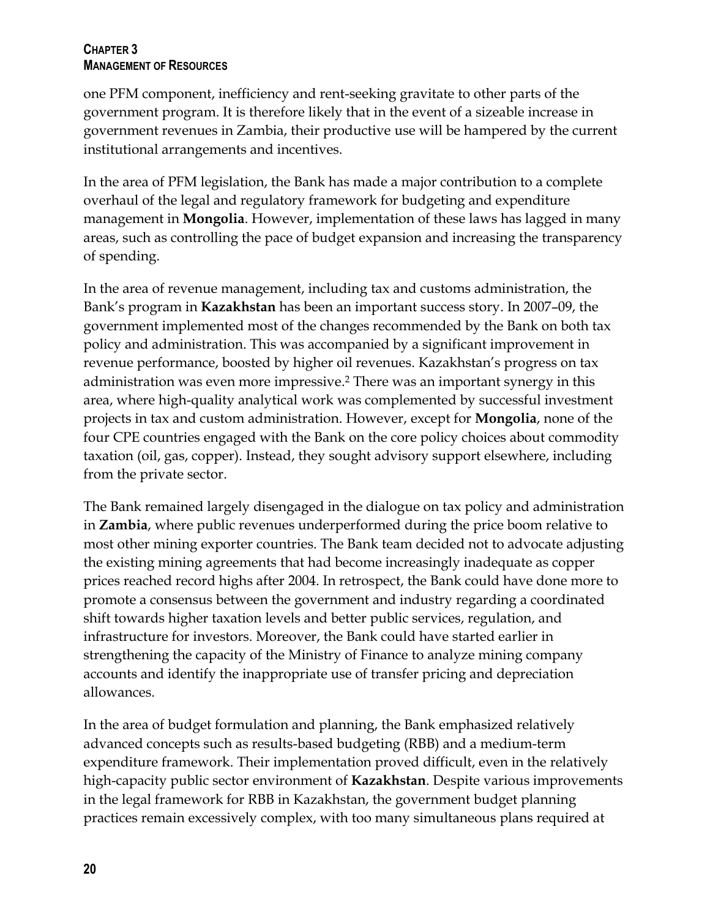one PFM component, inefficiency and rent-seeking gravitate to other parts of the government program. It is therefore likely that in the event of a sizeable increase in government revenues in Zambia, their productive use will be hampered by the current institutional arrangements and incentives.

In the area of PFM legislation, the Bank has made a major contribution to a complete overhaul of the legal and regulatory framework for budgeting and expenditure management in **Mongolia**. However, implementation of these laws has lagged in many areas, such as controlling the pace of budget expansion and increasing the transparency of spending.

In the area of revenue management, including tax and customs administration, the Bank's program in **Kazakhstan** has been an important success story. In 2007–09, the government implemented most of the changes recommended by the Bank on both tax policy and administration. This was accompanied by a significant improvement in revenue performance, boosted by higher oil revenues. Kazakhstan's progress on tax administration was even more impressive.[2] There was an important synergy in this area, where high-quality analytical work was complemented by successful investment projects in tax and custom administration. However, except for **Mongolia**, none of the four CPE countries engaged with the Bank on the core policy choices about commodity taxation (oil, gas, copper). Instead, they sought advisory support elsewhere, including from the private sector.

The Bank remained largely disengaged in the dialogue on tax policy and administration in **Zambia**, where public revenues underperformed during the price boom relative to most other mining exporter countries. The Bank team decided not to advocate adjusting the existing mining agreements that had become increasingly inadequate as copper prices reached record highs after 2004. In retrospect, the Bank could have done more to promote a consensus between the government and industry regarding a coordinated shift towards higher taxation levels and better public services, regulation, and infrastructure for investors. Moreover, the Bank could have started earlier in strengthening the capacity of the Ministry of Finance to analyze mining company accounts and identify the inappropriate use of transfer pricing and depreciation allowances.

In the area of budget formulation and planning, the Bank emphasized relatively advanced concepts such as results-based budgeting (RBB) and a medium-term expenditure framework. Their implementation proved difficult, even in the relatively high-capacity public sector environment of **Kazakhstan**. Despite various improvements in the legal framework for RBB in Kazakhstan, the government budget planning practices remain excessively complex, with too many simultaneous plans required at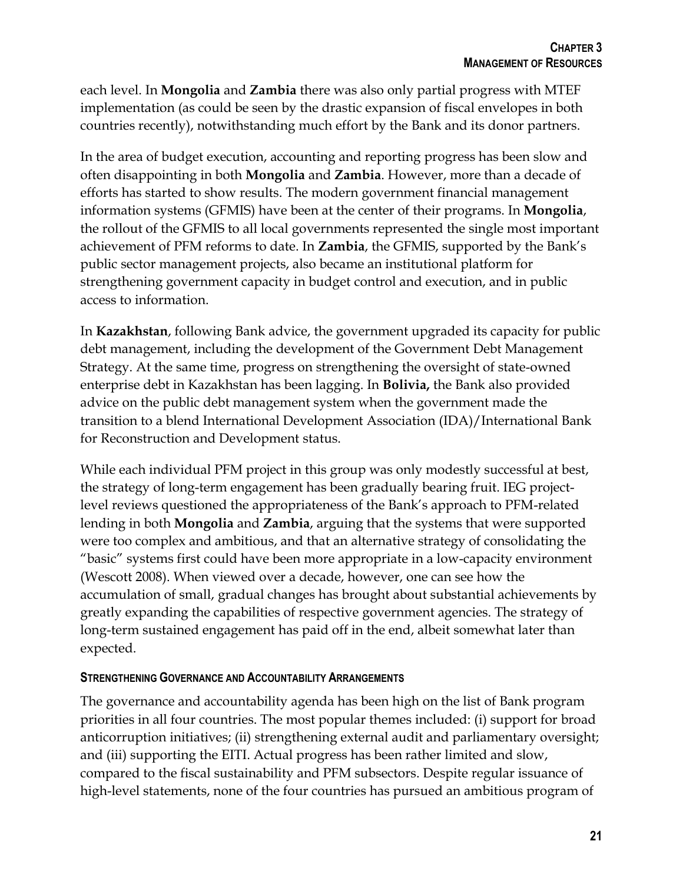each level. In **Mongolia** and **Zambia** there was also only partial progress with MTEF implementation (as could be seen by the drastic expansion of fiscal envelopes in both countries recently), notwithstanding much effort by the Bank and its donor partners.

In the area of budget execution, accounting and reporting progress has been slow and often disappointing in both **Mongolia** and **Zambia**. However, more than a decade of efforts has started to show results. The modern government financial management information systems (GFMIS) have been at the center of their programs. In **Mongolia**, the rollout of the GFMIS to all local governments represented the single most important achievement of PFM reforms to date. In **Zambia**, the GFMIS, supported by the Bank's public sector management projects, also became an institutional platform for strengthening government capacity in budget control and execution, and in public access to information.

In **Kazakhstan**, following Bank advice, the government upgraded its capacity for public debt management, including the development of the Government Debt Management Strategy. At the same time, progress on strengthening the oversight of state-owned enterprise debt in Kazakhstan has been lagging. In **Bolivia,** the Bank also provided advice on the public debt management system when the government made the transition to a blend International Development Association (IDA)/International Bank for Reconstruction and Development status.

While each individual PFM project in this group was only modestly successful at best, the strategy of long-term engagement has been gradually bearing fruit. IEG project-level reviews questioned the appropriateness of the Bank's approach to PFM-related lending in both **Mongolia** and **Zambia**, arguing that the systems that were supported were too complex and ambitious, and that an alternative strategy of consolidating the "basic" systems first could have been more appropriate in a low-capacity environment (Wescott 2008). When viewed over a decade, however, one can see how the accumulation of small, gradual changes has brought about substantial achievements by greatly expanding the capabilities of respective government agencies. The strategy of long-term sustained engagement has paid off in the end, albeit somewhat later than expected.

#### STRENGTHENING GOVERNANCE AND ACCOUNTABILITY ARRANGEMENTS

The governance and accountability agenda has been high on the list of Bank program priorities in all four countries. The most popular themes included: (i) support for broad anticorruption initiatives; (ii) strengthening external audit and parliamentary oversight; and (iii) supporting the EITI. Actual progress has been rather limited and slow, compared to the fiscal sustainability and PFM subsectors. Despite regular issuance of high-level statements, none of the four countries has pursued an ambitious program of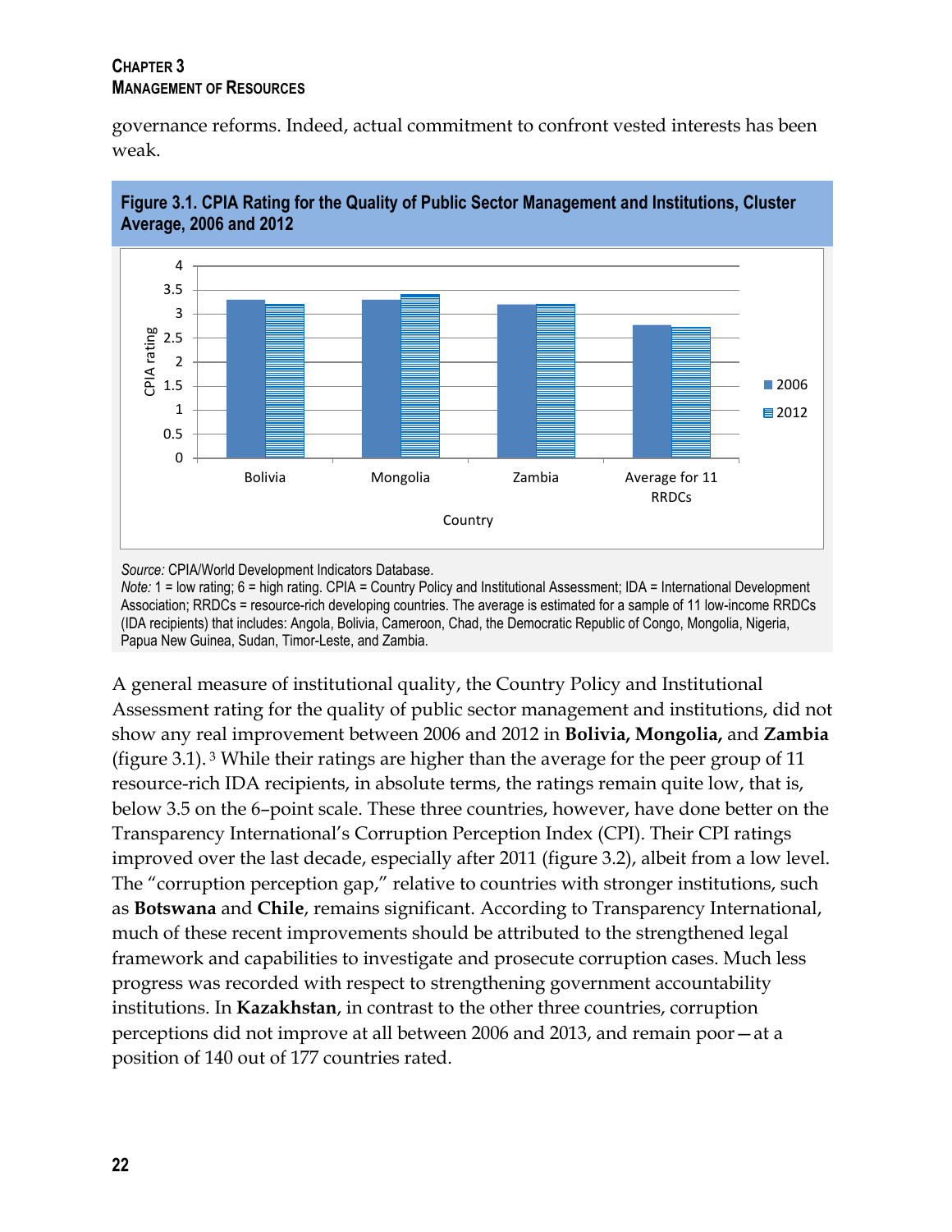governance reforms. Indeed, actual commitment to confront vested interests has been weak.

**Figure 3.1. CPIA Rating for the Quality of Public Sector Management and Institutions, Cluster Average, 2006 and 2012**

*Source:* CPIA/World Development Indicators Database.
*Note:* 1 = low rating; 6 = high rating. CPIA = Country Policy and Institutional Assessment; IDA = International Development Association; RRDCs = resource-rich developing countries. The average is estimated for a sample of 11 low-income RRDCs (IDA recipients) that includes: Angola, Bolivia, Cameroon, Chad, the Democratic Republic of Congo, Mongolia, Nigeria, Papua New Guinea, Sudan, Timor-Leste, and Zambia.

A general measure of institutional quality, the Country Policy and Institutional Assessment rating for the quality of public sector management and institutions, did not show any real improvement between 2006 and 2012 in **Bolivia, Mongolia,** and **Zambia** (figure 3.1).[3] While their ratings are higher than the average for the peer group of 11 resource-rich IDA recipients, in absolute terms, the ratings remain quite low, that is, below 3.5 on the 6–point scale. These three countries, however, have done better on the Transparency International's Corruption Perception Index (CPI). Their CPI ratings improved over the last decade, especially after 2011 (figure 3.2), albeit from a low level. The "corruption perception gap," relative to countries with stronger institutions, such as **Botswana** and **Chile**, remains significant. According to Transparency International, much of these recent improvements should be attributed to the strengthened legal framework and capabilities to investigate and prosecute corruption cases. Much less progress was recorded with respect to strengthening government accountability institutions. In **Kazakhstan**, in contrast to the other three countries, corruption perceptions did not improve at all between 2006 and 2013, and remain poor—at a position of 140 out of 177 countries rated.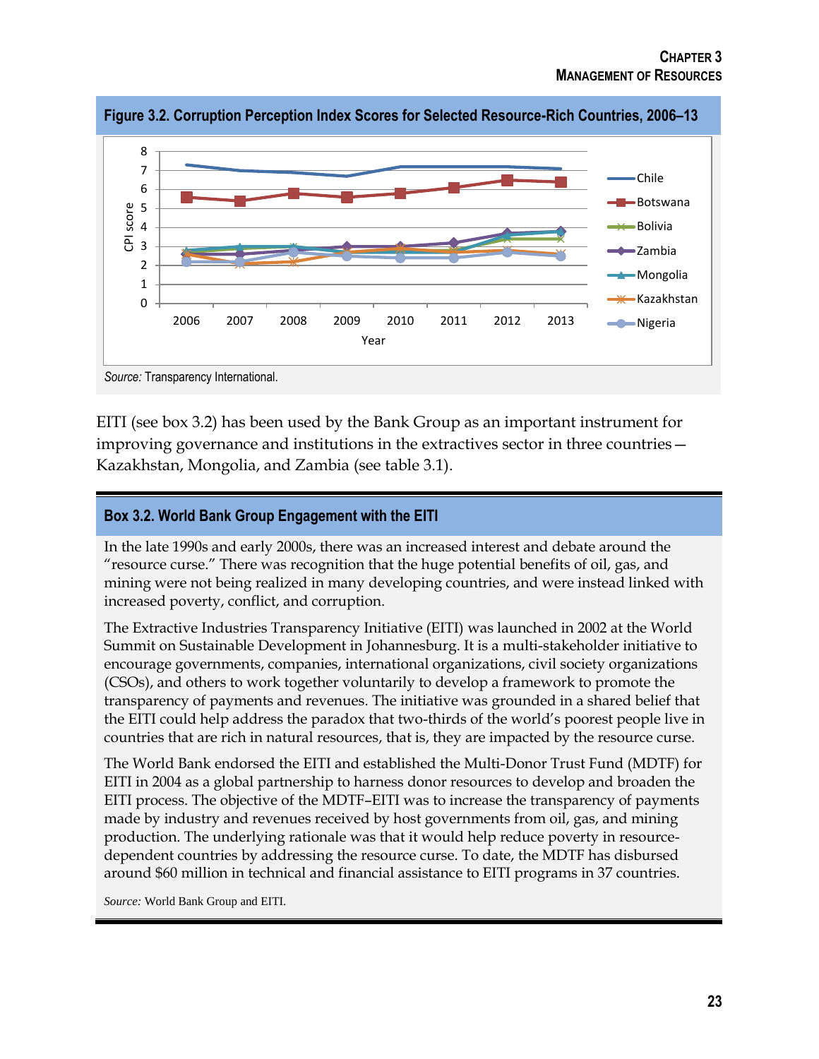**Figure 3.2. Corruption Perception Index Scores for Selected Resource-Rich Countries, 2006–13**

*Source:* Transparency International.

EITI (see box 3.2) has been used by the Bank Group as an important instrument for improving governance and institutions in the extractives sector in three countries—Kazakhstan, Mongolia, and Zambia (see table 3.1).

**Box 3.2. World Bank Group Engagement with the EITI**

In the late 1990s and early 2000s, there was an increased interest and debate around the "resource curse." There was recognition that the huge potential benefits of oil, gas, and mining were not being realized in many developing countries, and were instead linked with increased poverty, conflict, and corruption.

The Extractive Industries Transparency Initiative (EITI) was launched in 2002 at the World Summit on Sustainable Development in Johannesburg. It is a multi-stakeholder initiative to encourage governments, companies, international organizations, civil society organizations (CSOs), and others to work together voluntarily to develop a framework to promote the transparency of payments and revenues. The initiative was grounded in a shared belief that the EITI could help address the paradox that two-thirds of the world's poorest people live in countries that are rich in natural resources, that is, they are impacted by the resource curse.

The World Bank endorsed the EITI and established the Multi-Donor Trust Fund (MDTF) for EITI in 2004 as a global partnership to harness donor resources to develop and broaden the EITI process. The objective of the MDTF–EITI was to increase the transparency of payments made by industry and revenues received by host governments from oil, gas, and mining production. The underlying rationale was that it would help reduce poverty in resource-dependent countries by addressing the resource curse. To date, the MDTF has disbursed around $60 million in technical and financial assistance to EITI programs in 37 countries.

*Source:* World Bank Group and EITI.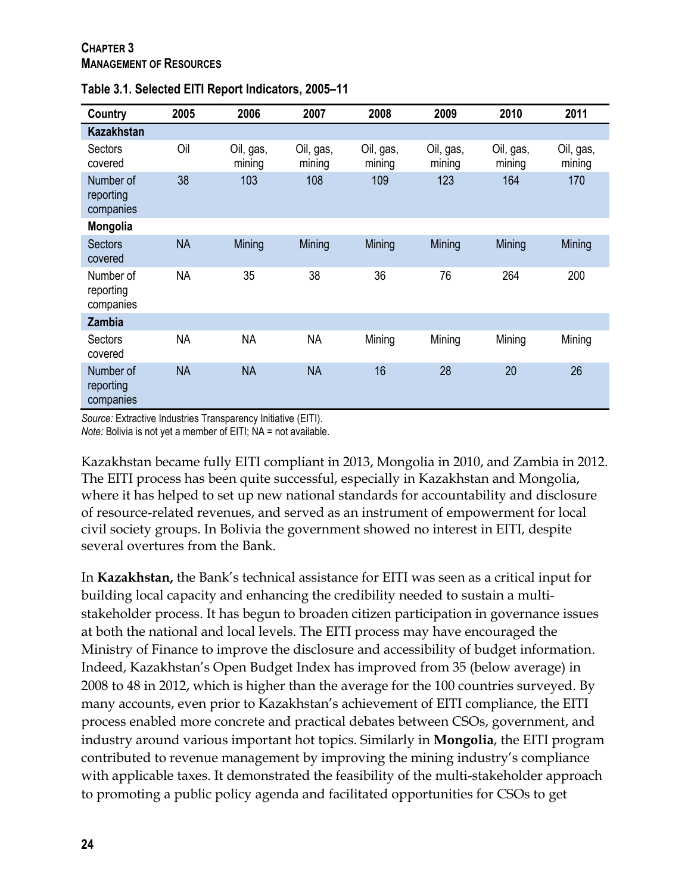**Table 3.1. Selected EITI Report Indicators, 2005–11**

| Country | 2005 | 2006 | 2007 | 2008 | 2009 | 2010 | 2011 |
|---|---|---|---|---|---|---|---|
| **Kazakhstan** | | | | | | | |
| Sectors covered | Oil | Oil, gas, mining | Oil, gas, mining | Oil, gas, mining | Oil, gas, mining | Oil, gas, mining | Oil, gas, mining |
| Number of reporting companies | 38 | 103 | 108 | 109 | 123 | 164 | 170 |
| **Mongolia** | | | | | | | |
| Sectors covered | NA | Mining | Mining | Mining | Mining | Mining | Mining |
| Number of reporting companies | NA | 35 | 38 | 36 | 76 | 264 | 200 |
| **Zambia** | | | | | | | |
| Sectors covered | NA | NA | NA | Mining | Mining | Mining | Mining |
| Number of reporting companies | NA | NA | NA | 16 | 28 | 20 | 26 |

*Source:* Extractive Industries Transparency Initiative (EITI).
*Note:* Bolivia is not yet a member of EITI; NA = not available.

Kazakhstan became fully EITI compliant in 2013, Mongolia in 2010, and Zambia in 2012. The EITI process has been quite successful, especially in Kazakhstan and Mongolia, where it has helped to set up new national standards for accountability and disclosure of resource-related revenues, and served as an instrument of empowerment for local civil society groups. In Bolivia the government showed no interest in EITI, despite several overtures from the Bank.

In **Kazakhstan,** the Bank's technical assistance for EITI was seen as a critical input for building local capacity and enhancing the credibility needed to sustain a multi-stakeholder process. It has begun to broaden citizen participation in governance issues at both the national and local levels. The EITI process may have encouraged the Ministry of Finance to improve the disclosure and accessibility of budget information. Indeed, Kazakhstan's Open Budget Index has improved from 35 (below average) in 2008 to 48 in 2012, which is higher than the average for the 100 countries surveyed. By many accounts, even prior to Kazakhstan's achievement of EITI compliance, the EITI process enabled more concrete and practical debates between CSOs, government, and industry around various important hot topics. Similarly in **Mongolia**, the EITI program contributed to revenue management by improving the mining industry's compliance with applicable taxes. It demonstrated the feasibility of the multi-stakeholder approach to promoting a public policy agenda and facilitated opportunities for CSOs to get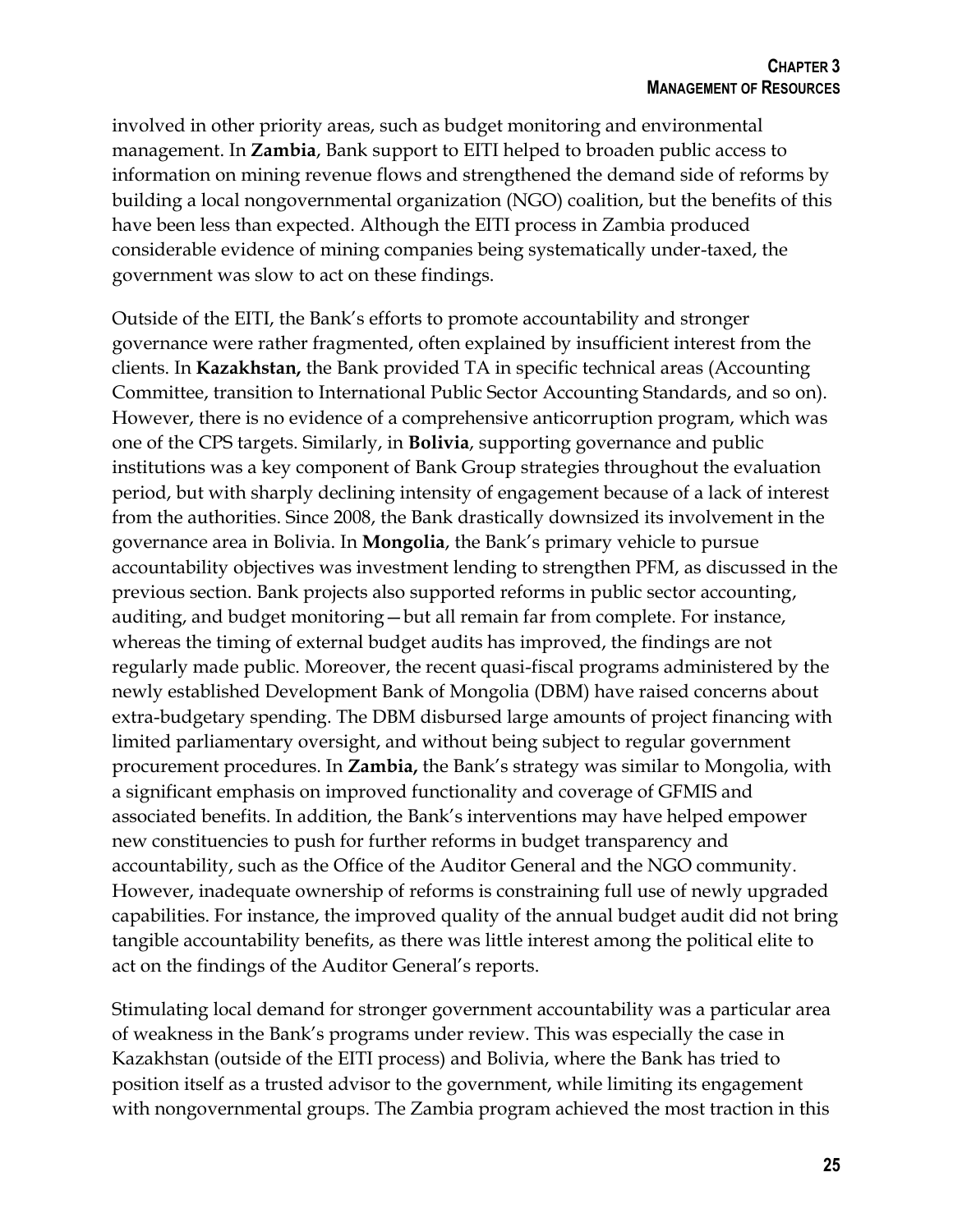involved in other priority areas, such as budget monitoring and environmental management. In **Zambia**, Bank support to EITI helped to broaden public access to information on mining revenue flows and strengthened the demand side of reforms by building a local nongovernmental organization (NGO) coalition, but the benefits of this have been less than expected. Although the EITI process in Zambia produced considerable evidence of mining companies being systematically under-taxed, the government was slow to act on these findings.

Outside of the EITI, the Bank's efforts to promote accountability and stronger governance were rather fragmented, often explained by insufficient interest from the clients. In **Kazakhstan,** the Bank provided TA in specific technical areas (Accounting Committee, transition to International Public Sector Accounting Standards, and so on). However, there is no evidence of a comprehensive anticorruption program, which was one of the CPS targets. Similarly, in **Bolivia**, supporting governance and public institutions was a key component of Bank Group strategies throughout the evaluation period, but with sharply declining intensity of engagement because of a lack of interest from the authorities. Since 2008, the Bank drastically downsized its involvement in the governance area in Bolivia. In **Mongolia**, the Bank's primary vehicle to pursue accountability objectives was investment lending to strengthen PFM, as discussed in the previous section. Bank projects also supported reforms in public sector accounting, auditing, and budget monitoring—but all remain far from complete. For instance, whereas the timing of external budget audits has improved, the findings are not regularly made public. Moreover, the recent quasi-fiscal programs administered by the newly established Development Bank of Mongolia (DBM) have raised concerns about extra-budgetary spending. The DBM disbursed large amounts of project financing with limited parliamentary oversight, and without being subject to regular government procurement procedures. In **Zambia,** the Bank's strategy was similar to Mongolia, with a significant emphasis on improved functionality and coverage of GFMIS and associated benefits. In addition, the Bank's interventions may have helped empower new constituencies to push for further reforms in budget transparency and accountability, such as the Office of the Auditor General and the NGO community. However, inadequate ownership of reforms is constraining full use of newly upgraded capabilities. For instance, the improved quality of the annual budget audit did not bring tangible accountability benefits, as there was little interest among the political elite to act on the findings of the Auditor General's reports.

Stimulating local demand for stronger government accountability was a particular area of weakness in the Bank's programs under review. This was especially the case in Kazakhstan (outside of the EITI process) and Bolivia, where the Bank has tried to position itself as a trusted advisor to the government, while limiting its engagement with nongovernmental groups. The Zambia program achieved the most traction in this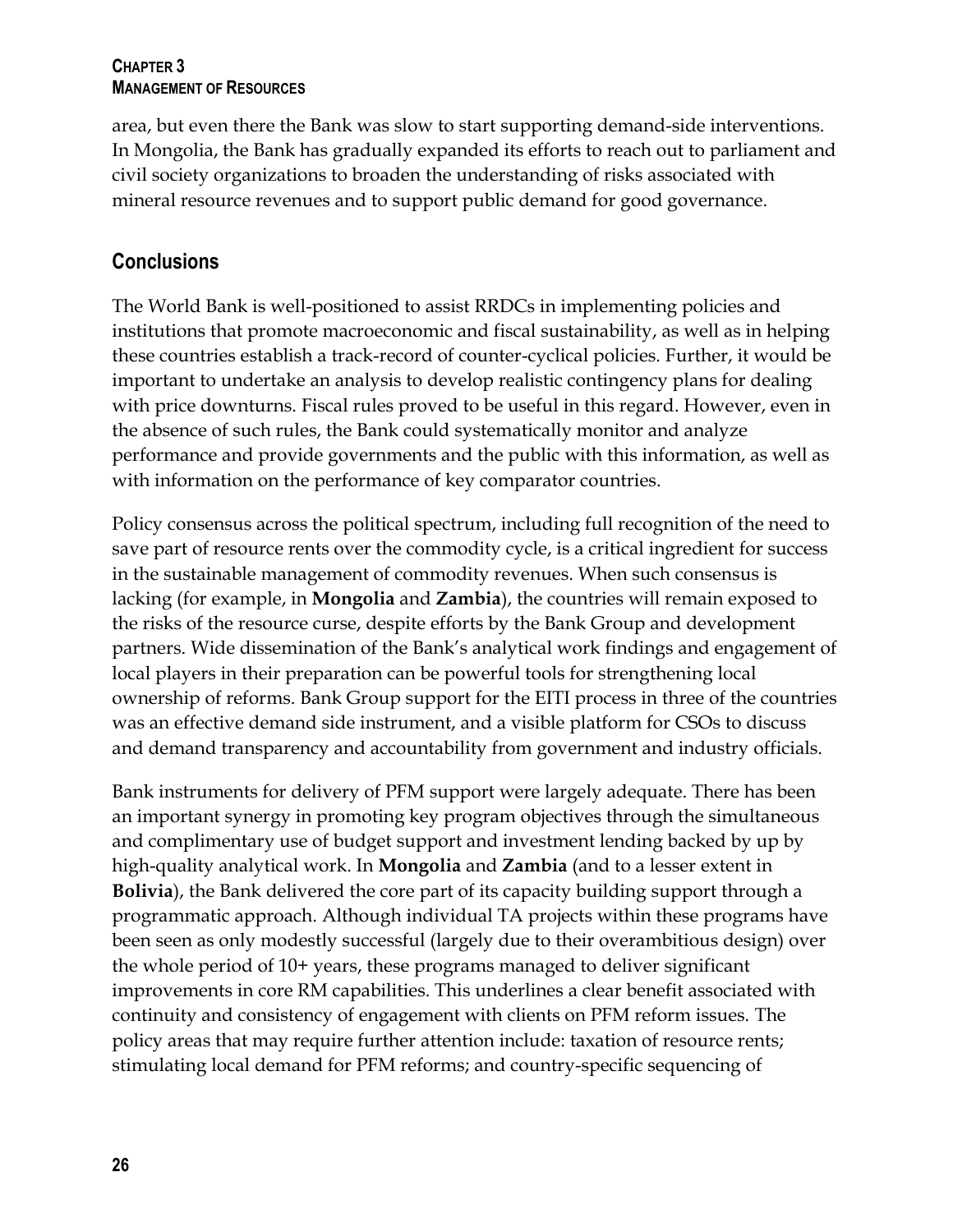area, but even there the Bank was slow to start supporting demand-side interventions. In Mongolia, the Bank has gradually expanded its efforts to reach out to parliament and civil society organizations to broaden the understanding of risks associated with mineral resource revenues and to support public demand for good governance.

## Conclusions

The World Bank is well-positioned to assist RRDCs in implementing policies and institutions that promote macroeconomic and fiscal sustainability, as well as in helping these countries establish a track-record of counter-cyclical policies. Further, it would be important to undertake an analysis to develop realistic contingency plans for dealing with price downturns. Fiscal rules proved to be useful in this regard. However, even in the absence of such rules, the Bank could systematically monitor and analyze performance and provide governments and the public with this information, as well as with information on the performance of key comparator countries.

Policy consensus across the political spectrum, including full recognition of the need to save part of resource rents over the commodity cycle, is a critical ingredient for success in the sustainable management of commodity revenues. When such consensus is lacking (for example, in **Mongolia** and **Zambia**), the countries will remain exposed to the risks of the resource curse, despite efforts by the Bank Group and development partners. Wide dissemination of the Bank's analytical work findings and engagement of local players in their preparation can be powerful tools for strengthening local ownership of reforms. Bank Group support for the EITI process in three of the countries was an effective demand side instrument, and a visible platform for CSOs to discuss and demand transparency and accountability from government and industry officials.

Bank instruments for delivery of PFM support were largely adequate. There has been an important synergy in promoting key program objectives through the simultaneous and complimentary use of budget support and investment lending backed by up by high-quality analytical work. In **Mongolia** and **Zambia** (and to a lesser extent in **Bolivia**), the Bank delivered the core part of its capacity building support through a programmatic approach. Although individual TA projects within these programs have been seen as only modestly successful (largely due to their overambitious design) over the whole period of 10+ years, these programs managed to deliver significant improvements in core RM capabilities. This underlines a clear benefit associated with continuity and consistency of engagement with clients on PFM reform issues. The policy areas that may require further attention include: taxation of resource rents; stimulating local demand for PFM reforms; and country-specific sequencing of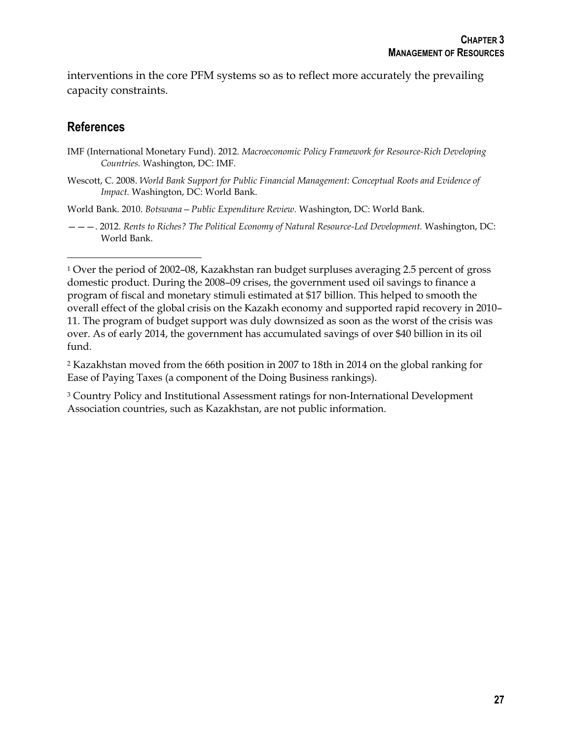interventions in the core PFM systems so as to reflect more accurately the prevailing capacity constraints.

## References

IMF (International Monetary Fund). 2012. *Macroeconomic Policy Framework for Resource-Rich Developing Countries.* Washington, DC: IMF.

Wescott, C. 2008. *World Bank Support for Public Financial Management: Conceptual Roots and Evidence of Impact.* Washington, DC: World Bank.

World Bank. 2010. *Botswana—Public Expenditure Review.* Washington, DC: World Bank.

———. 2012. *Rents to Riches? The Political Economy of Natural Resource-Led Development.* Washington, DC: World Bank.

---

[1] Over the period of 2002–08, Kazakhstan ran budget surpluses averaging 2.5 percent of gross domestic product. During the 2008–09 crises, the government used oil savings to finance a program of fiscal and monetary stimuli estimated at $17 billion. This helped to smooth the overall effect of the global crisis on the Kazakh economy and supported rapid recovery in 2010–11. The program of budget support was duly downsized as soon as the worst of the crisis was over. As of early 2014, the government has accumulated savings of over $40 billion in its oil fund.

[2] Kazakhstan moved from the 66th position in 2007 to 18th in 2014 on the global ranking for Ease of Paying Taxes (a component of the Doing Business rankings).

[3] Country Policy and Institutional Assessment ratings for non-International Development Association countries, such as Kazakhstan, are not public information.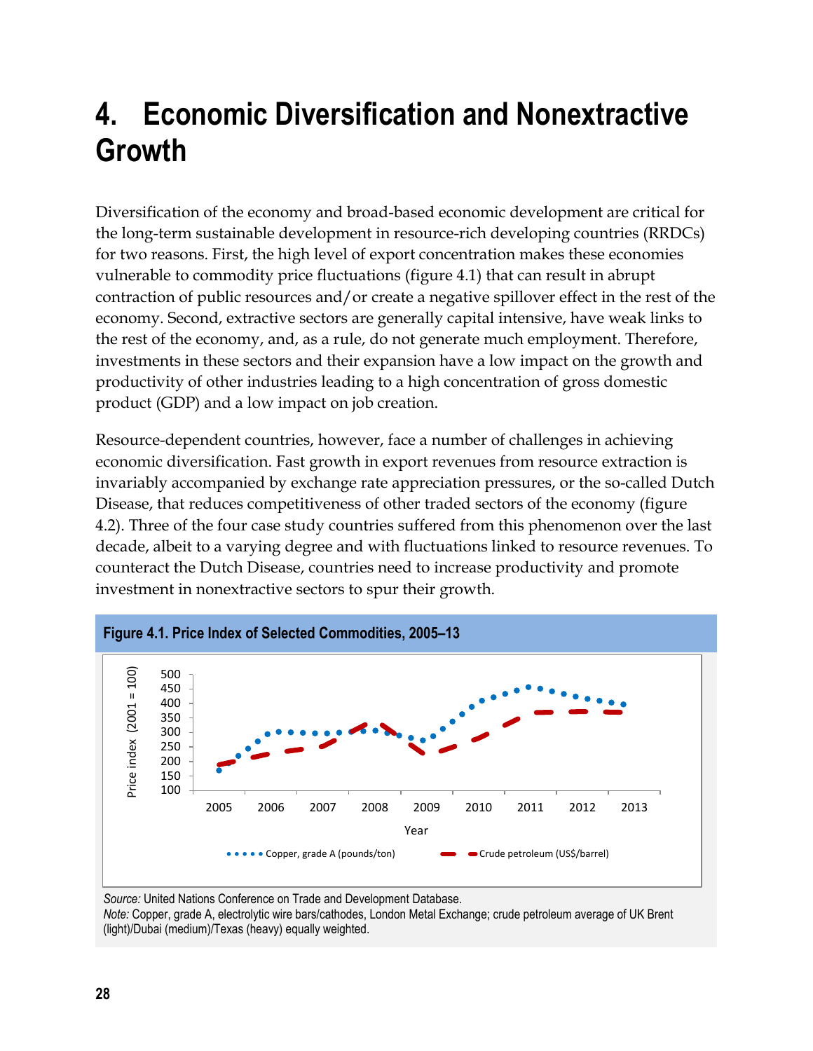# 4. Economic Diversification and Nonextractive Growth

Diversification of the economy and broad-based economic development are critical for the long-term sustainable development in resource-rich developing countries (RRDCs) for two reasons. First, the high level of export concentration makes these economies vulnerable to commodity price fluctuations (figure 4.1) that can result in abrupt contraction of public resources and/or create a negative spillover effect in the rest of the economy. Second, extractive sectors are generally capital intensive, have weak links to the rest of the economy, and, as a rule, do not generate much employment. Therefore, investments in these sectors and their expansion have a low impact on the growth and productivity of other industries leading to a high concentration of gross domestic product (GDP) and a low impact on job creation.

Resource-dependent countries, however, face a number of challenges in achieving economic diversification. Fast growth in export revenues from resource extraction is invariably accompanied by exchange rate appreciation pressures, or the so-called Dutch Disease, that reduces competitiveness of other traded sectors of the economy (figure 4.2). Three of the four case study countries suffered from this phenomenon over the last decade, albeit to a varying degree and with fluctuations linked to resource revenues. To counteract the Dutch Disease, countries need to increase productivity and promote investment in nonextractive sectors to spur their growth.

**Figure 4.1. Price Index of Selected Commodities, 2005–13**

*Source:* United Nations Conference on Trade and Development Database.
*Note:* Copper, grade A, electrolytic wire bars/cathodes, London Metal Exchange; crude petroleum average of UK Brent (light)/Dubai (medium)/Texas (heavy) equally weighted.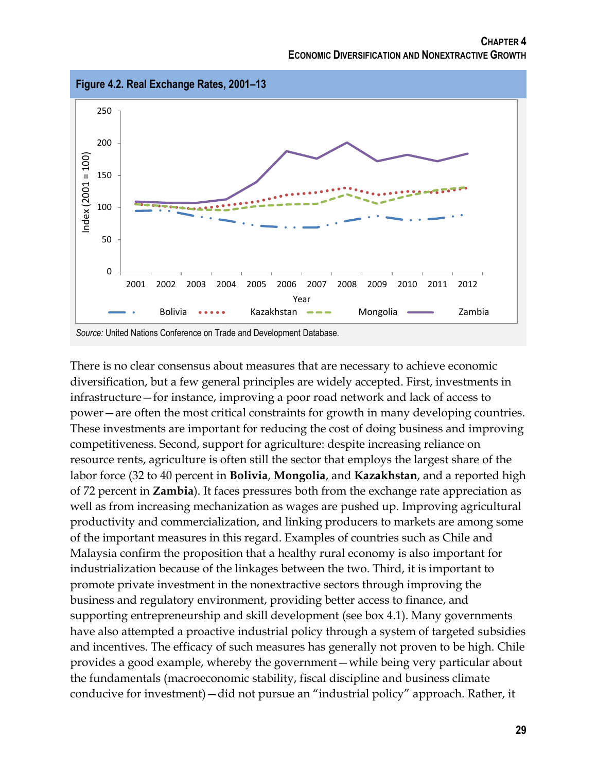**Figure 4.2. Real Exchange Rates, 2001–13**

*Source:* United Nations Conference on Trade and Development Database.

There is no clear consensus about measures that are necessary to achieve economic diversification, but a few general principles are widely accepted. First, investments in infrastructure—for instance, improving a poor road network and lack of access to power—are often the most critical constraints for growth in many developing countries. These investments are important for reducing the cost of doing business and improving competitiveness. Second, support for agriculture: despite increasing reliance on resource rents, agriculture is often still the sector that employs the largest share of the labor force (32 to 40 percent in **Bolivia**, **Mongolia**, and **Kazakhstan**, and a reported high of 72 percent in **Zambia**). It faces pressures both from the exchange rate appreciation as well as from increasing mechanization as wages are pushed up. Improving agricultural productivity and commercialization, and linking producers to markets are among some of the important measures in this regard. Examples of countries such as Chile and Malaysia confirm the proposition that a healthy rural economy is also important for industrialization because of the linkages between the two. Third, it is important to promote private investment in the nonextractive sectors through improving the business and regulatory environment, providing better access to finance, and supporting entrepreneurship and skill development (see box 4.1). Many governments have also attempted a proactive industrial policy through a system of targeted subsidies and incentives. The efficacy of such measures has generally not proven to be high. Chile provides a good example, whereby the government—while being very particular about the fundamentals (macroeconomic stability, fiscal discipline and business climate conducive for investment)—did not pursue an "industrial policy" approach. Rather, it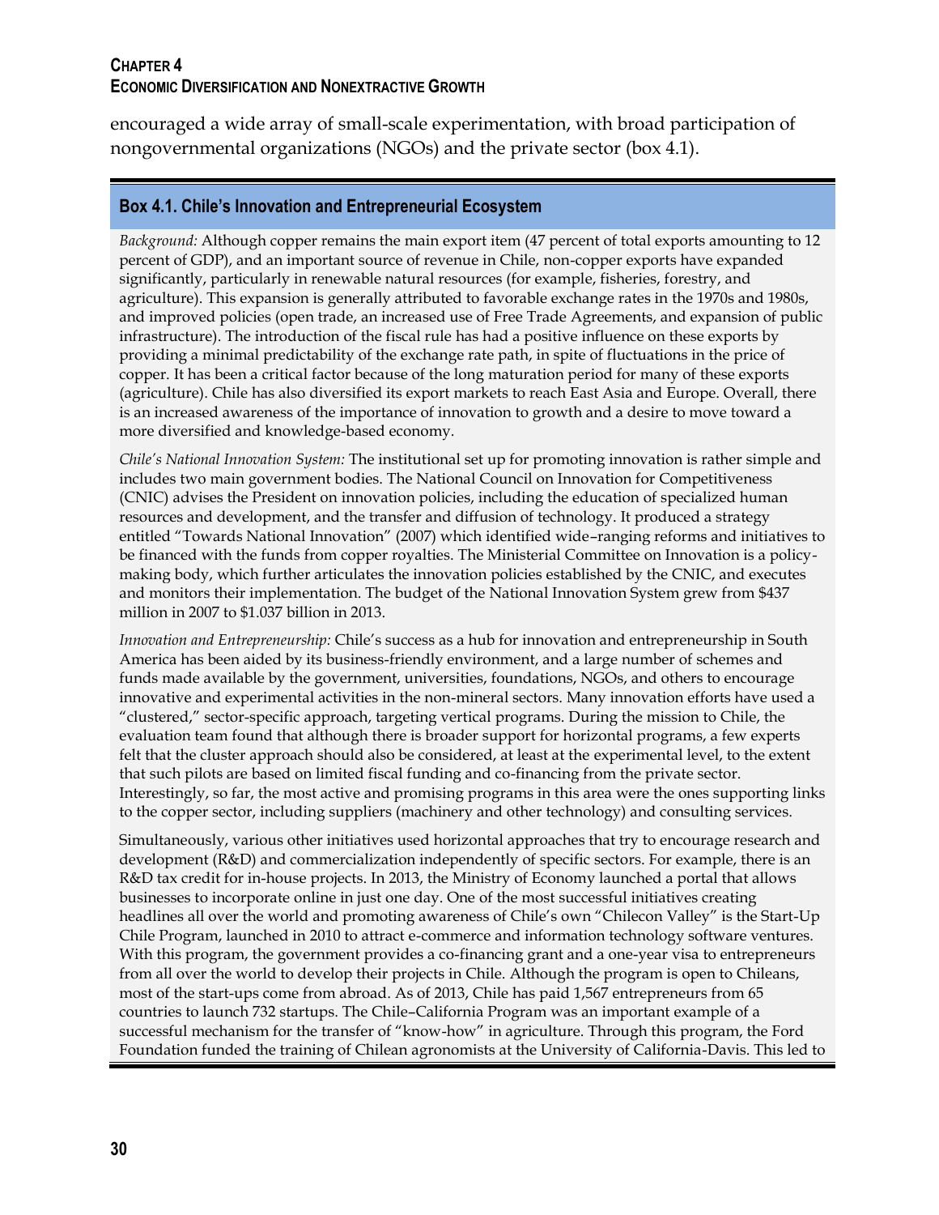encouraged a wide array of small-scale experimentation, with broad participation of nongovernmental organizations (NGOs) and the private sector (box 4.1).

### Box 4.1. Chile's Innovation and Entrepreneurial Ecosystem

*Background:* Although copper remains the main export item (47 percent of total exports amounting to 12 percent of GDP), and an important source of revenue in Chile, non-copper exports have expanded significantly, particularly in renewable natural resources (for example, fisheries, forestry, and agriculture). This expansion is generally attributed to favorable exchange rates in the 1970s and 1980s, and improved policies (open trade, an increased use of Free Trade Agreements, and expansion of public infrastructure). The introduction of the fiscal rule has had a positive influence on these exports by providing a minimal predictability of the exchange rate path, in spite of fluctuations in the price of copper. It has been a critical factor because of the long maturation period for many of these exports (agriculture). Chile has also diversified its export markets to reach East Asia and Europe. Overall, there is an increased awareness of the importance of innovation to growth and a desire to move toward a more diversified and knowledge-based economy.

*Chile's National Innovation System:* The institutional set up for promoting innovation is rather simple and includes two main government bodies. The National Council on Innovation for Competitiveness (CNIC) advises the President on innovation policies, including the education of specialized human resources and development, and the transfer and diffusion of technology. It produced a strategy entitled "Towards National Innovation" (2007) which identified wide–ranging reforms and initiatives to be financed with the funds from copper royalties. The Ministerial Committee on Innovation is a policy-making body, which further articulates the innovation policies established by the CNIC, and executes and monitors their implementation. The budget of the National Innovation System grew from $437 million in 2007 to $1.037 billion in 2013.

*Innovation and Entrepreneurship:* Chile's success as a hub for innovation and entrepreneurship in South America has been aided by its business-friendly environment, and a large number of schemes and funds made available by the government, universities, foundations, NGOs, and others to encourage innovative and experimental activities in the non-mineral sectors. Many innovation efforts have used a "clustered," sector-specific approach, targeting vertical programs. During the mission to Chile, the evaluation team found that although there is broader support for horizontal programs, a few experts felt that the cluster approach should also be considered, at least at the experimental level, to the extent that such pilots are based on limited fiscal funding and co-financing from the private sector. Interestingly, so far, the most active and promising programs in this area were the ones supporting links to the copper sector, including suppliers (machinery and other technology) and consulting services.

Simultaneously, various other initiatives used horizontal approaches that try to encourage research and development (R&D) and commercialization independently of specific sectors. For example, there is an R&D tax credit for in-house projects. In 2013, the Ministry of Economy launched a portal that allows businesses to incorporate online in just one day. One of the most successful initiatives creating headlines all over the world and promoting awareness of Chile's own "Chilecon Valley" is the Start-Up Chile Program, launched in 2010 to attract e-commerce and information technology software ventures. With this program, the government provides a co-financing grant and a one-year visa to entrepreneurs from all over the world to develop their projects in Chile. Although the program is open to Chileans, most of the start-ups come from abroad. As of 2013, Chile has paid 1,567 entrepreneurs from 65 countries to launch 732 startups. The Chile–California Program was an important example of a successful mechanism for the transfer of "know-how" in agriculture. Through this program, the Ford Foundation funded the training of Chilean agronomists at the University of California-Davis. This led to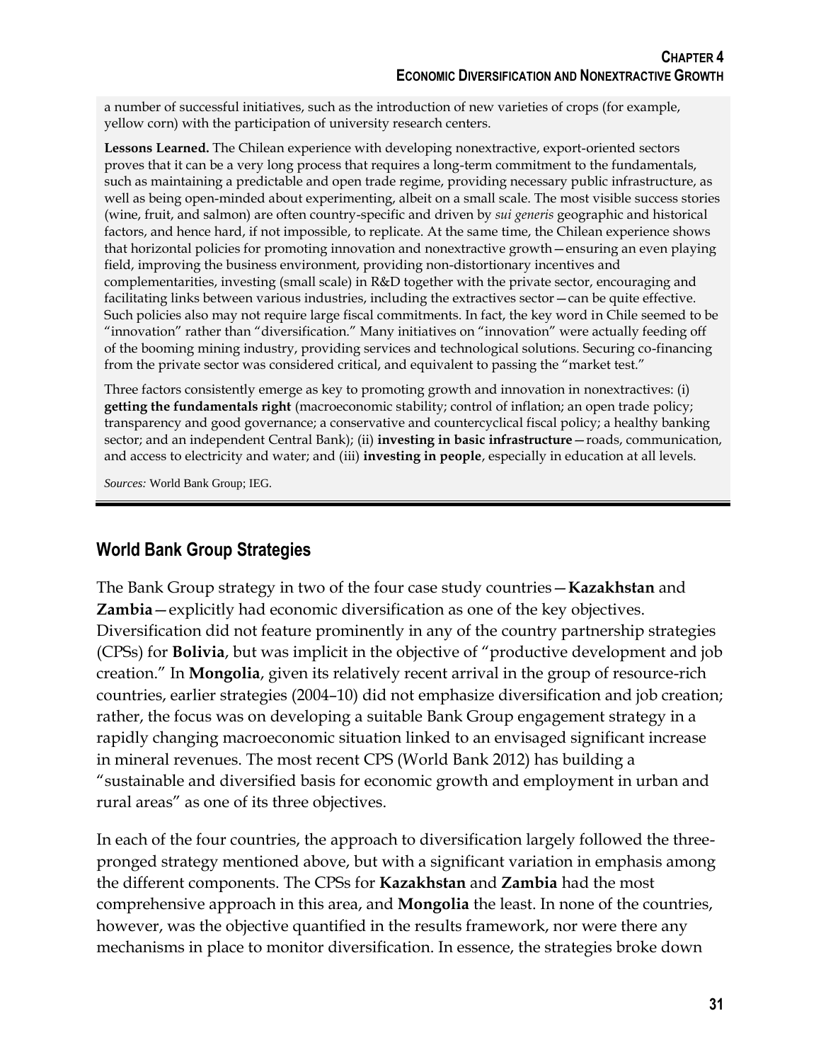a number of successful initiatives, such as the introduction of new varieties of crops (for example, yellow corn) with the participation of university research centers.

**Lessons Learned.** The Chilean experience with developing nonextractive, export-oriented sectors proves that it can be a very long process that requires a long-term commitment to the fundamentals, such as maintaining a predictable and open trade regime, providing necessary public infrastructure, as well as being open-minded about experimenting, albeit on a small scale. The most visible success stories (wine, fruit, and salmon) are often country-specific and driven by *sui generis* geographic and historical factors, and hence hard, if not impossible, to replicate. At the same time, the Chilean experience shows that horizontal policies for promoting innovation and nonextractive growth—ensuring an even playing field, improving the business environment, providing non-distortionary incentives and complementarities, investing (small scale) in R&D together with the private sector, encouraging and facilitating links between various industries, including the extractives sector—can be quite effective. Such policies also may not require large fiscal commitments. In fact, the key word in Chile seemed to be "innovation" rather than "diversification." Many initiatives on "innovation" were actually feeding off of the booming mining industry, providing services and technological solutions. Securing co-financing from the private sector was considered critical, and equivalent to passing the "market test."

Three factors consistently emerge as key to promoting growth and innovation in nonextractives: (i) **getting the fundamentals right** (macroeconomic stability; control of inflation; an open trade policy; transparency and good governance; a conservative and countercyclical fiscal policy; a healthy banking sector; and an independent Central Bank); (ii) **investing in basic infrastructure**—roads, communication, and access to electricity and water; and (iii) **investing in people**, especially in education at all levels.

*Sources:* World Bank Group; IEG.

## World Bank Group Strategies

The Bank Group strategy in two of the four case study countries—**Kazakhstan** and **Zambia**—explicitly had economic diversification as one of the key objectives. Diversification did not feature prominently in any of the country partnership strategies (CPSs) for **Bolivia**, but was implicit in the objective of "productive development and job creation." In **Mongolia**, given its relatively recent arrival in the group of resource-rich countries, earlier strategies (2004–10) did not emphasize diversification and job creation; rather, the focus was on developing a suitable Bank Group engagement strategy in a rapidly changing macroeconomic situation linked to an envisaged significant increase in mineral revenues. The most recent CPS (World Bank 2012) has building a "sustainable and diversified basis for economic growth and employment in urban and rural areas" as one of its three objectives.

In each of the four countries, the approach to diversification largely followed the three-pronged strategy mentioned above, but with a significant variation in emphasis among the different components. The CPSs for **Kazakhstan** and **Zambia** had the most comprehensive approach in this area, and **Mongolia** the least. In none of the countries, however, was the objective quantified in the results framework, nor were there any mechanisms in place to monitor diversification. In essence, the strategies broke down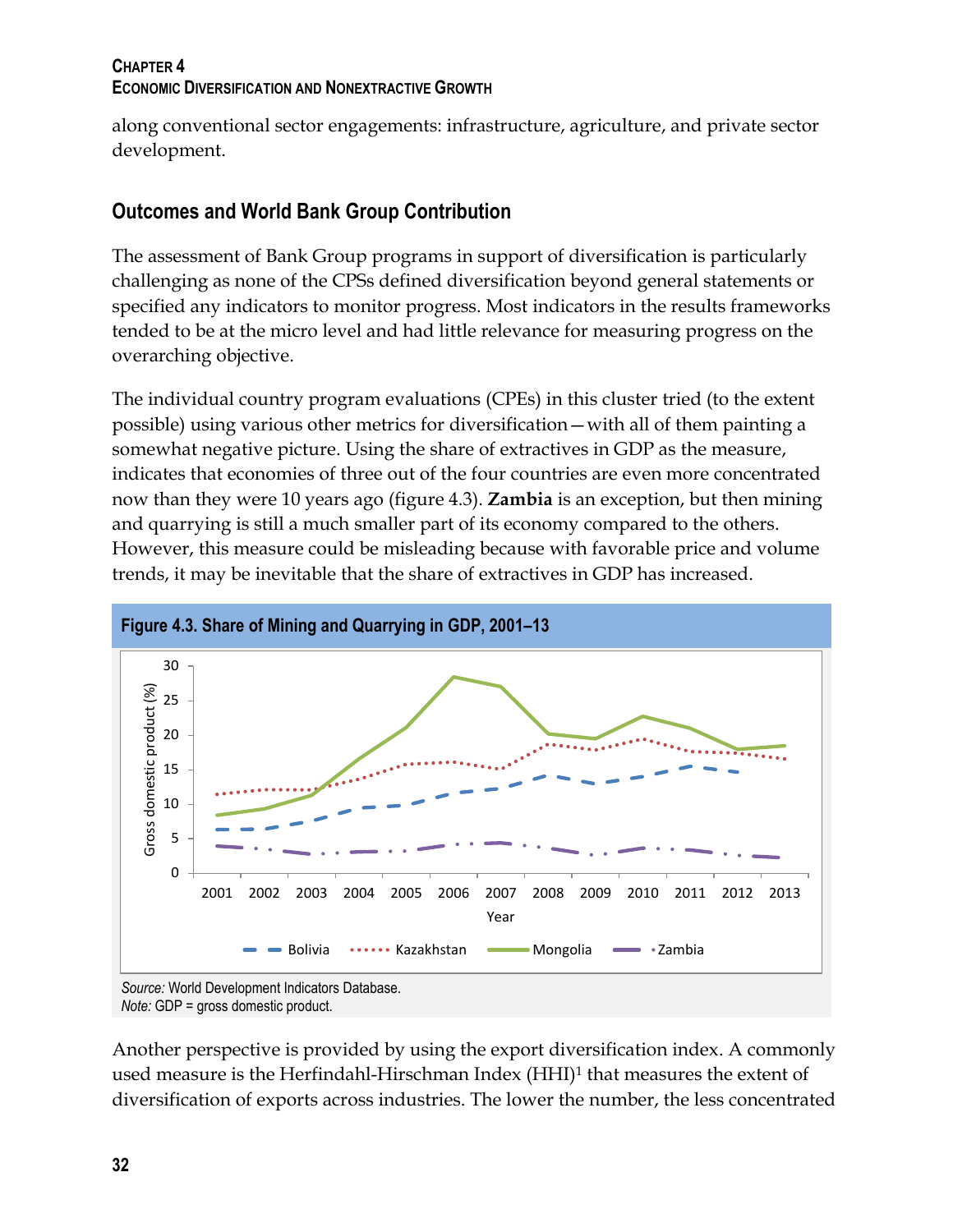along conventional sector engagements: infrastructure, agriculture, and private sector development.

## Outcomes and World Bank Group Contribution

The assessment of Bank Group programs in support of diversification is particularly challenging as none of the CPSs defined diversification beyond general statements or specified any indicators to monitor progress. Most indicators in the results frameworks tended to be at the micro level and had little relevance for measuring progress on the overarching objective.

The individual country program evaluations (CPEs) in this cluster tried (to the extent possible) using various other metrics for diversification—with all of them painting a somewhat negative picture. Using the share of extractives in GDP as the measure, indicates that economies of three out of the four countries are even more concentrated now than they were 10 years ago (figure 4.3). **Zambia** is an exception, but then mining and quarrying is still a much smaller part of its economy compared to the others. However, this measure could be misleading because with favorable price and volume trends, it may be inevitable that the share of extractives in GDP has increased.

**Figure 4.3. Share of Mining and Quarrying in GDP, 2001–13**

*Source:* World Development Indicators Database.
*Note:* GDP = gross domestic product.

Another perspective is provided by using the export diversification index. A commonly used measure is the Herfindahl-Hirschman Index (HHI)[1] that measures the extent of diversification of exports across industries. The lower the number, the less concentrated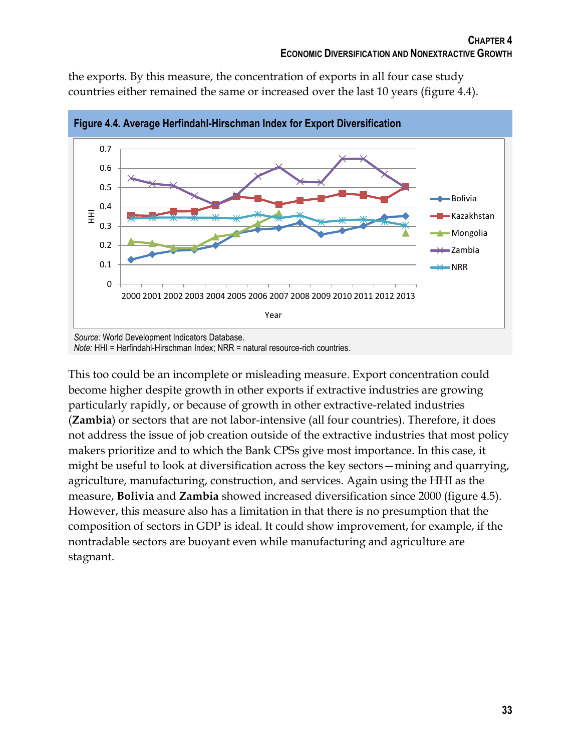the exports. By this measure, the concentration of exports in all four case study countries either remained the same or increased over the last 10 years (figure 4.4).

**Figure 4.4. Average Herfindahl-Hirschman Index for Export Diversification**

*Source:* World Development Indicators Database.
*Note:* HHI = Herfindahl-Hirschman Index; NRR = natural resource-rich countries.

This too could be an incomplete or misleading measure. Export concentration could become higher despite growth in other exports if extractive industries are growing particularly rapidly, or because of growth in other extractive-related industries (**Zambia**) or sectors that are not labor-intensive (all four countries). Therefore, it does not address the issue of job creation outside of the extractive industries that most policy makers prioritize and to which the Bank CPSs give most importance. In this case, it might be useful to look at diversification across the key sectors—mining and quarrying, agriculture, manufacturing, construction, and services. Again using the HHI as the measure, **Bolivia** and **Zambia** showed increased diversification since 2000 (figure 4.5). However, this measure also has a limitation in that there is no presumption that the composition of sectors in GDP is ideal. It could show improvement, for example, if the nontradable sectors are buoyant even while manufacturing and agriculture are stagnant.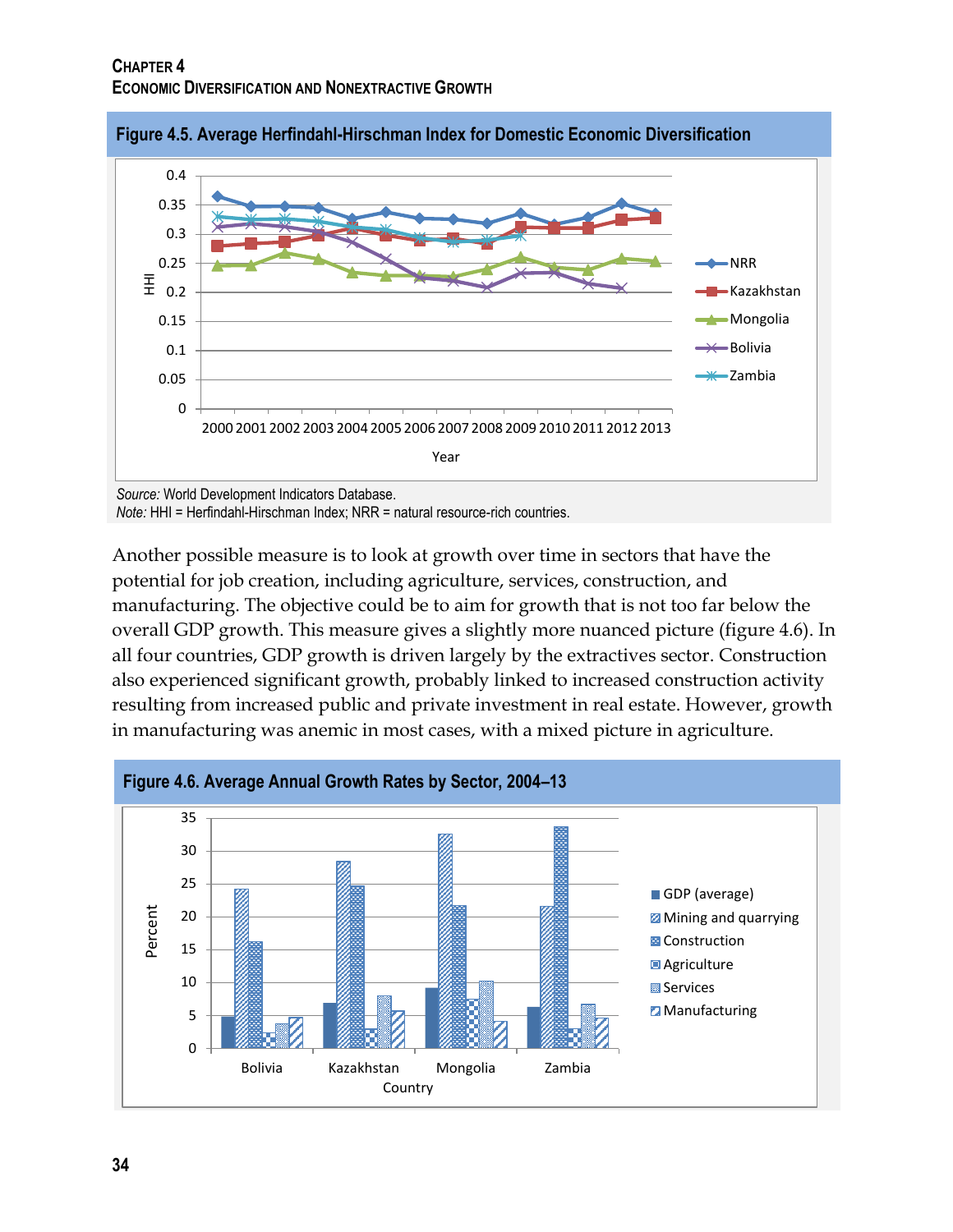**Figure 4.5. Average Herfindahl-Hirschman Index for Domestic Economic Diversification**

*Source:* World Development Indicators Database.
*Note:* HHI = Herfindahl-Hirschman Index; NRR = natural resource-rich countries.

Another possible measure is to look at growth over time in sectors that have the potential for job creation, including agriculture, services, construction, and manufacturing. The objective could be to aim for growth that is not too far below the overall GDP growth. This measure gives a slightly more nuanced picture (figure 4.6). In all four countries, GDP growth is driven largely by the extractives sector. Construction also experienced significant growth, probably linked to increased construction activity resulting from increased public and private investment in real estate. However, growth in manufacturing was anemic in most cases, with a mixed picture in agriculture.

**Figure 4.6. Average Annual Growth Rates by Sector, 2004–13**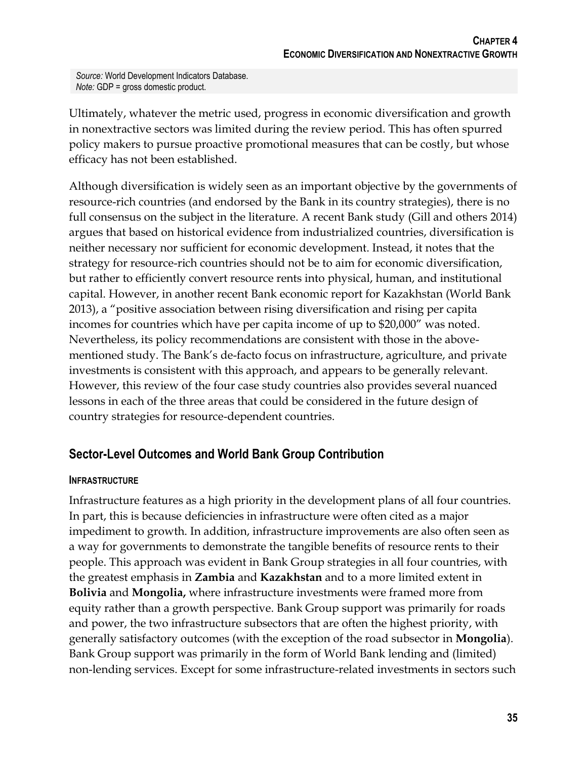*Source:* World Development Indicators Database.
*Note:* GDP = gross domestic product.

Ultimately, whatever the metric used, progress in economic diversification and growth in nonextractive sectors was limited during the review period. This has often spurred policy makers to pursue proactive promotional measures that can be costly, but whose efficacy has not been established.

Although diversification is widely seen as an important objective by the governments of resource-rich countries (and endorsed by the Bank in its country strategies), there is no full consensus on the subject in the literature. A recent Bank study (Gill and others 2014) argues that based on historical evidence from industrialized countries, diversification is neither necessary nor sufficient for economic development. Instead, it notes that the strategy for resource-rich countries should not be to aim for economic diversification, but rather to efficiently convert resource rents into physical, human, and institutional capital. However, in another recent Bank economic report for Kazakhstan (World Bank 2013), a "positive association between rising diversification and rising per capita incomes for countries which have per capita income of up to $20,000" was noted. Nevertheless, its policy recommendations are consistent with those in the above-mentioned study. The Bank's de-facto focus on infrastructure, agriculture, and private investments is consistent with this approach, and appears to be generally relevant. However, this review of the four case study countries also provides several nuanced lessons in each of the three areas that could be considered in the future design of country strategies for resource-dependent countries.

## Sector-Level Outcomes and World Bank Group Contribution

### INFRASTRUCTURE

Infrastructure features as a high priority in the development plans of all four countries. In part, this is because deficiencies in infrastructure were often cited as a major impediment to growth. In addition, infrastructure improvements are also often seen as a way for governments to demonstrate the tangible benefits of resource rents to their people. This approach was evident in Bank Group strategies in all four countries, with the greatest emphasis in **Zambia** and **Kazakhstan** and to a more limited extent in **Bolivia** and **Mongolia,** where infrastructure investments were framed more from equity rather than a growth perspective. Bank Group support was primarily for roads and power, the two infrastructure subsectors that are often the highest priority, with generally satisfactory outcomes (with the exception of the road subsector in **Mongolia**). Bank Group support was primarily in the form of World Bank lending and (limited) non-lending services. Except for some infrastructure-related investments in sectors such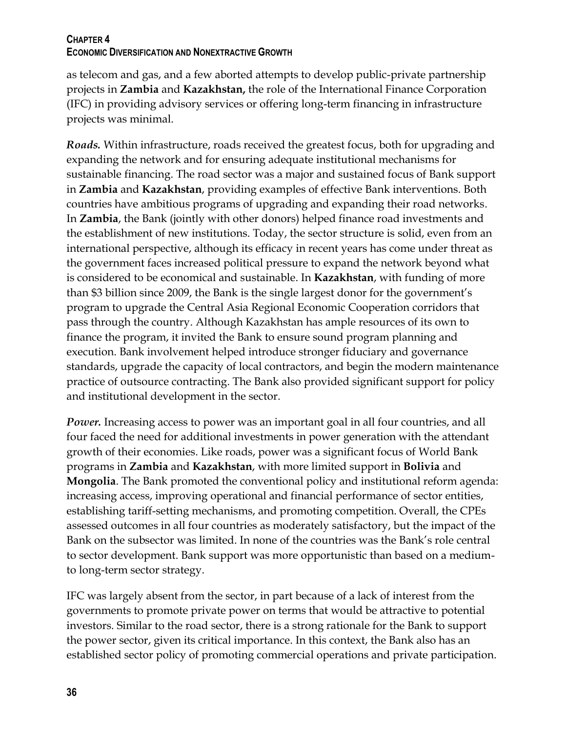as telecom and gas, and a few aborted attempts to develop public-private partnership projects in **Zambia** and **Kazakhstan,** the role of the International Finance Corporation (IFC) in providing advisory services or offering long-term financing in infrastructure projects was minimal.

***Roads.*** Within infrastructure, roads received the greatest focus, both for upgrading and expanding the network and for ensuring adequate institutional mechanisms for sustainable financing. The road sector was a major and sustained focus of Bank support in **Zambia** and **Kazakhstan**, providing examples of effective Bank interventions. Both countries have ambitious programs of upgrading and expanding their road networks. In **Zambia**, the Bank (jointly with other donors) helped finance road investments and the establishment of new institutions. Today, the sector structure is solid, even from an international perspective, although its efficacy in recent years has come under threat as the government faces increased political pressure to expand the network beyond what is considered to be economical and sustainable. In **Kazakhstan**, with funding of more than $3 billion since 2009, the Bank is the single largest donor for the government's program to upgrade the Central Asia Regional Economic Cooperation corridors that pass through the country. Although Kazakhstan has ample resources of its own to finance the program, it invited the Bank to ensure sound program planning and execution. Bank involvement helped introduce stronger fiduciary and governance standards, upgrade the capacity of local contractors, and begin the modern maintenance practice of outsource contracting. The Bank also provided significant support for policy and institutional development in the sector.

***Power.*** Increasing access to power was an important goal in all four countries, and all four faced the need for additional investments in power generation with the attendant growth of their economies. Like roads, power was a significant focus of World Bank programs in **Zambia** and **Kazakhstan**, with more limited support in **Bolivia** and **Mongolia**. The Bank promoted the conventional policy and institutional reform agenda: increasing access, improving operational and financial performance of sector entities, establishing tariff-setting mechanisms, and promoting competition. Overall, the CPEs assessed outcomes in all four countries as moderately satisfactory, but the impact of the Bank on the subsector was limited. In none of the countries was the Bank's role central to sector development. Bank support was more opportunistic than based on a medium- to long-term sector strategy.

IFC was largely absent from the sector, in part because of a lack of interest from the governments to promote private power on terms that would be attractive to potential investors. Similar to the road sector, there is a strong rationale for the Bank to support the power sector, given its critical importance. In this context, the Bank also has an established sector policy of promoting commercial operations and private participation.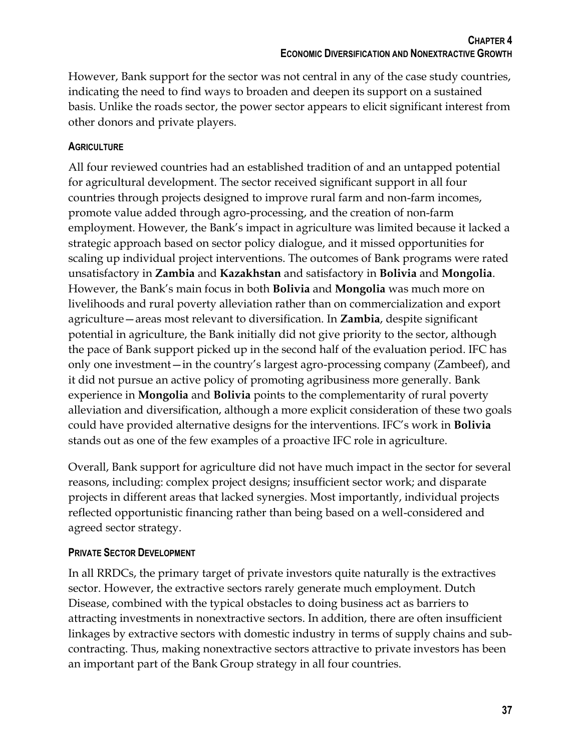However, Bank support for the sector was not central in any of the case study countries, indicating the need to find ways to broaden and deepen its support on a sustained basis. Unlike the roads sector, the power sector appears to elicit significant interest from other donors and private players.

### AGRICULTURE

All four reviewed countries had an established tradition of and an untapped potential for agricultural development. The sector received significant support in all four countries through projects designed to improve rural farm and non-farm incomes, promote value added through agro-processing, and the creation of non-farm employment. However, the Bank's impact in agriculture was limited because it lacked a strategic approach based on sector policy dialogue, and it missed opportunities for scaling up individual project interventions. The outcomes of Bank programs were rated unsatisfactory in **Zambia** and **Kazakhstan** and satisfactory in **Bolivia** and **Mongolia**. However, the Bank's main focus in both **Bolivia** and **Mongolia** was much more on livelihoods and rural poverty alleviation rather than on commercialization and export agriculture—areas most relevant to diversification. In **Zambia**, despite significant potential in agriculture, the Bank initially did not give priority to the sector, although the pace of Bank support picked up in the second half of the evaluation period. IFC has only one investment—in the country's largest agro-processing company (Zambeef), and it did not pursue an active policy of promoting agribusiness more generally. Bank experience in **Mongolia** and **Bolivia** points to the complementarity of rural poverty alleviation and diversification, although a more explicit consideration of these two goals could have provided alternative designs for the interventions. IFC's work in **Bolivia** stands out as one of the few examples of a proactive IFC role in agriculture.

Overall, Bank support for agriculture did not have much impact in the sector for several reasons, including: complex project designs; insufficient sector work; and disparate projects in different areas that lacked synergies. Most importantly, individual projects reflected opportunistic financing rather than being based on a well-considered and agreed sector strategy.

### PRIVATE SECTOR DEVELOPMENT

In all RRDCs, the primary target of private investors quite naturally is the extractives sector. However, the extractive sectors rarely generate much employment. Dutch Disease, combined with the typical obstacles to doing business act as barriers to attracting investments in nonextractive sectors. In addition, there are often insufficient linkages by extractive sectors with domestic industry in terms of supply chains and sub-contracting. Thus, making nonextractive sectors attractive to private investors has been an important part of the Bank Group strategy in all four countries.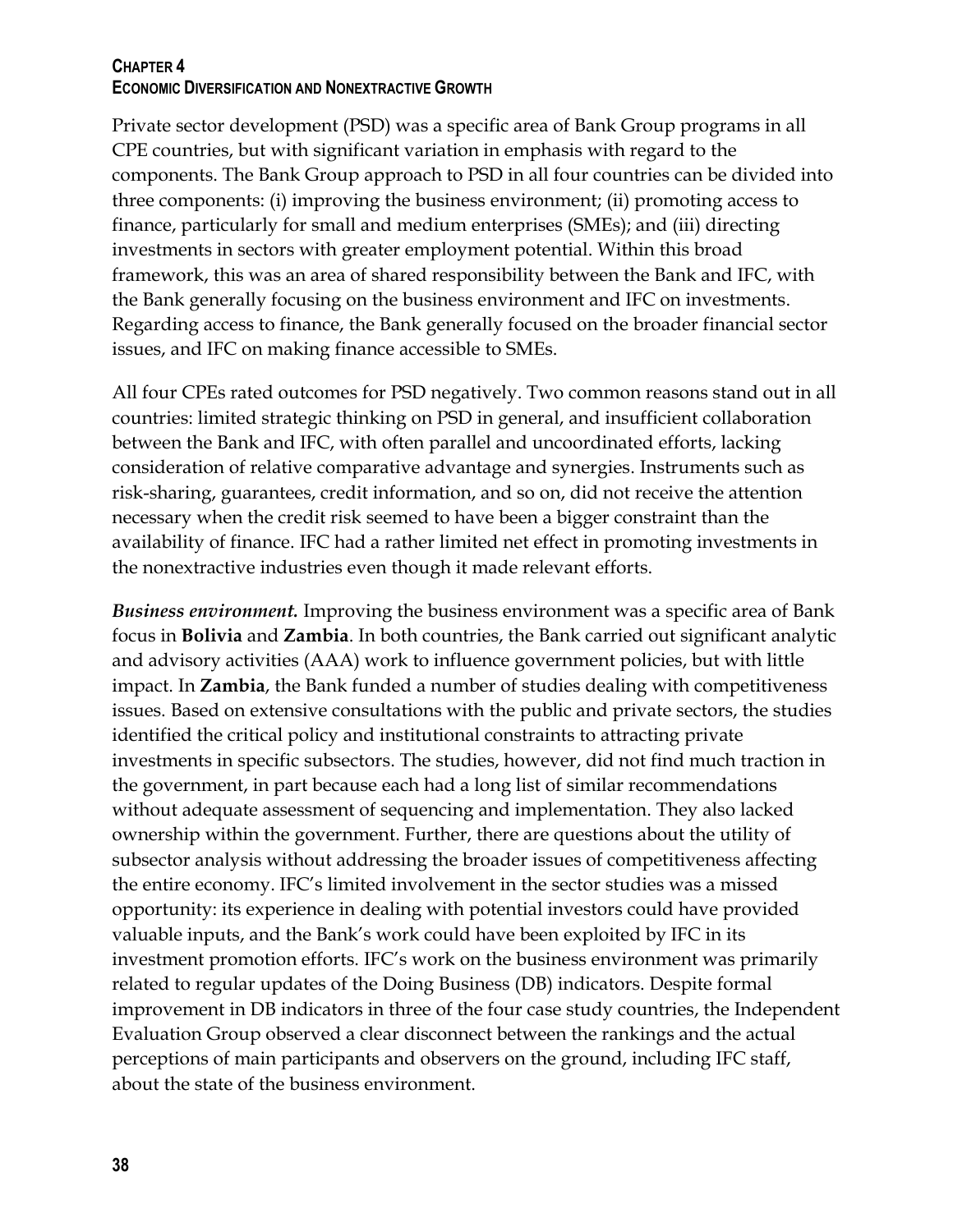Private sector development (PSD) was a specific area of Bank Group programs in all CPE countries, but with significant variation in emphasis with regard to the components. The Bank Group approach to PSD in all four countries can be divided into three components: (i) improving the business environment; (ii) promoting access to finance, particularly for small and medium enterprises (SMEs); and (iii) directing investments in sectors with greater employment potential. Within this broad framework, this was an area of shared responsibility between the Bank and IFC, with the Bank generally focusing on the business environment and IFC on investments. Regarding access to finance, the Bank generally focused on the broader financial sector issues, and IFC on making finance accessible to SMEs.

All four CPEs rated outcomes for PSD negatively. Two common reasons stand out in all countries: limited strategic thinking on PSD in general, and insufficient collaboration between the Bank and IFC, with often parallel and uncoordinated efforts, lacking consideration of relative comparative advantage and synergies. Instruments such as risk-sharing, guarantees, credit information, and so on, did not receive the attention necessary when the credit risk seemed to have been a bigger constraint than the availability of finance. IFC had a rather limited net effect in promoting investments in the nonextractive industries even though it made relevant efforts.

***Business environment.*** Improving the business environment was a specific area of Bank focus in **Bolivia** and **Zambia**. In both countries, the Bank carried out significant analytic and advisory activities (AAA) work to influence government policies, but with little impact. In **Zambia**, the Bank funded a number of studies dealing with competitiveness issues. Based on extensive consultations with the public and private sectors, the studies identified the critical policy and institutional constraints to attracting private investments in specific subsectors. The studies, however, did not find much traction in the government, in part because each had a long list of similar recommendations without adequate assessment of sequencing and implementation. They also lacked ownership within the government. Further, there are questions about the utility of subsector analysis without addressing the broader issues of competitiveness affecting the entire economy. IFC's limited involvement in the sector studies was a missed opportunity: its experience in dealing with potential investors could have provided valuable inputs, and the Bank's work could have been exploited by IFC in its investment promotion efforts. IFC's work on the business environment was primarily related to regular updates of the Doing Business (DB) indicators. Despite formal improvement in DB indicators in three of the four case study countries, the Independent Evaluation Group observed a clear disconnect between the rankings and the actual perceptions of main participants and observers on the ground, including IFC staff, about the state of the business environment.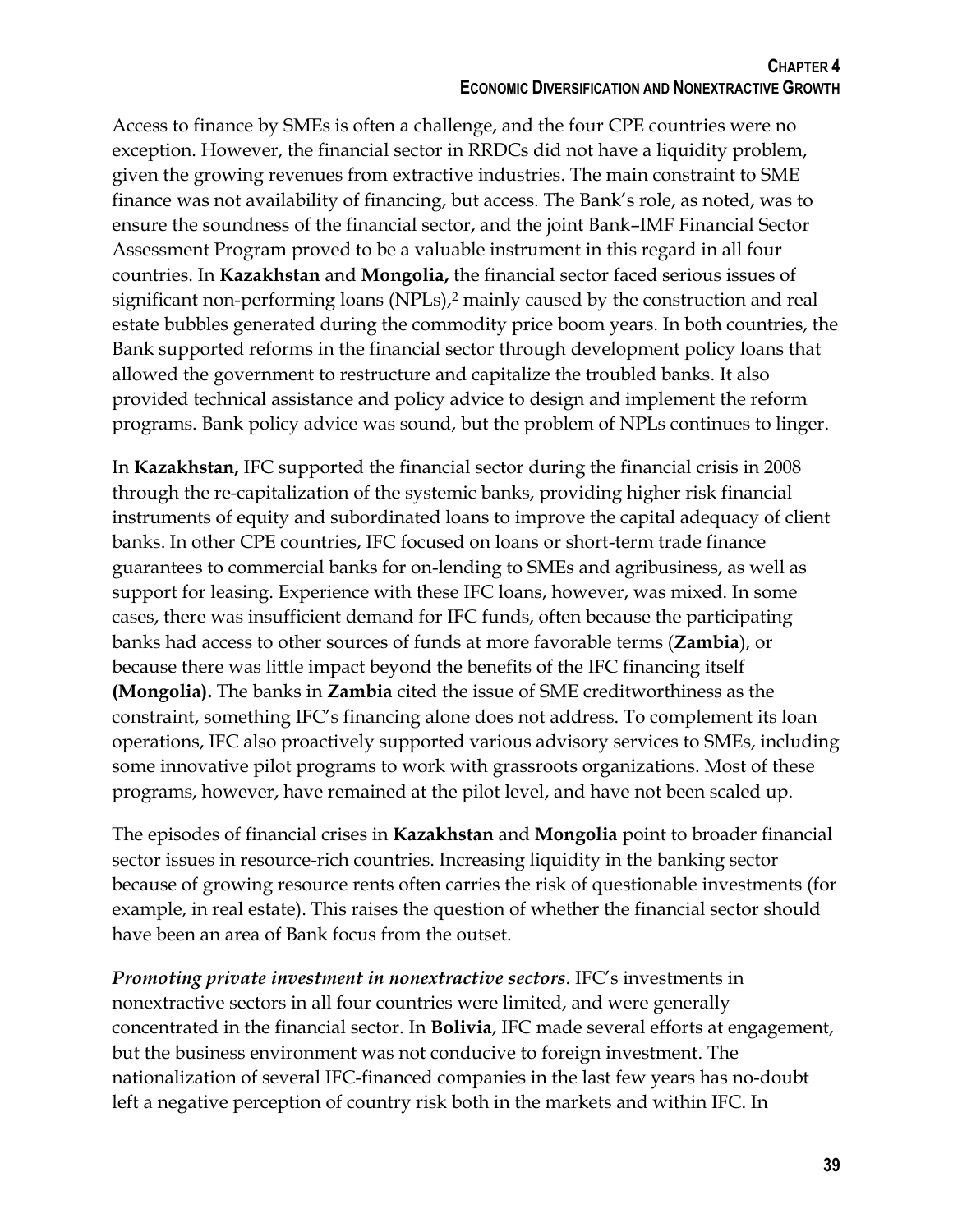Access to finance by SMEs is often a challenge, and the four CPE countries were no exception. However, the financial sector in RRDCs did not have a liquidity problem, given the growing revenues from extractive industries. The main constraint to SME finance was not availability of financing, but access. The Bank's role, as noted, was to ensure the soundness of the financial sector, and the joint Bank–IMF Financial Sector Assessment Program proved to be a valuable instrument in this regard in all four countries. In **Kazakhstan** and **Mongolia,** the financial sector faced serious issues of significant non-performing loans (NPLs),[2] mainly caused by the construction and real estate bubbles generated during the commodity price boom years. In both countries, the Bank supported reforms in the financial sector through development policy loans that allowed the government to restructure and capitalize the troubled banks. It also provided technical assistance and policy advice to design and implement the reform programs. Bank policy advice was sound, but the problem of NPLs continues to linger.

In **Kazakhstan,** IFC supported the financial sector during the financial crisis in 2008 through the re-capitalization of the systemic banks, providing higher risk financial instruments of equity and subordinated loans to improve the capital adequacy of client banks. In other CPE countries, IFC focused on loans or short-term trade finance guarantees to commercial banks for on-lending to SMEs and agribusiness, as well as support for leasing. Experience with these IFC loans, however, was mixed. In some cases, there was insufficient demand for IFC funds, often because the participating banks had access to other sources of funds at more favorable terms (**Zambia**), or because there was little impact beyond the benefits of the IFC financing itself **(Mongolia).** The banks in **Zambia** cited the issue of SME creditworthiness as the constraint, something IFC's financing alone does not address. To complement its loan operations, IFC also proactively supported various advisory services to SMEs, including some innovative pilot programs to work with grassroots organizations. Most of these programs, however, have remained at the pilot level, and have not been scaled up.

The episodes of financial crises in **Kazakhstan** and **Mongolia** point to broader financial sector issues in resource-rich countries. Increasing liquidity in the banking sector because of growing resource rents often carries the risk of questionable investments (for example, in real estate). This raises the question of whether the financial sector should have been an area of Bank focus from the outset.

***Promoting private investment in nonextractive sectors***. IFC's investments in nonextractive sectors in all four countries were limited, and were generally concentrated in the financial sector. In **Bolivia**, IFC made several efforts at engagement, but the business environment was not conducive to foreign investment. The nationalization of several IFC-financed companies in the last few years has no-doubt left a negative perception of country risk both in the markets and within IFC. In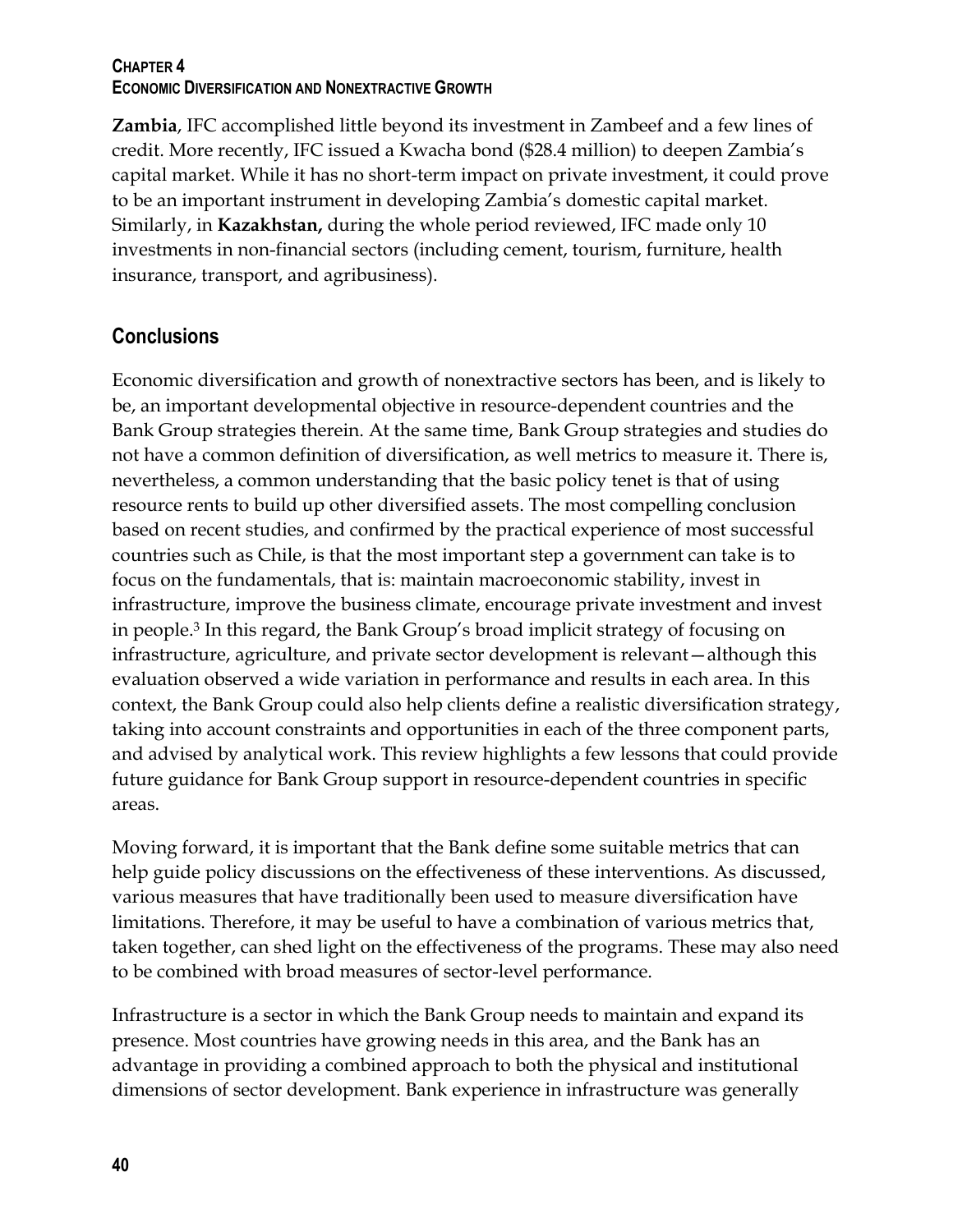**Zambia**, IFC accomplished little beyond its investment in Zambeef and a few lines of credit. More recently, IFC issued a Kwacha bond ($28.4 million) to deepen Zambia's capital market. While it has no short-term impact on private investment, it could prove to be an important instrument in developing Zambia's domestic capital market. Similarly, in **Kazakhstan,** during the whole period reviewed, IFC made only 10 investments in non-financial sectors (including cement, tourism, furniture, health insurance, transport, and agribusiness).

## Conclusions

Economic diversification and growth of nonextractive sectors has been, and is likely to be, an important developmental objective in resource-dependent countries and the Bank Group strategies therein. At the same time, Bank Group strategies and studies do not have a common definition of diversification, as well metrics to measure it. There is, nevertheless, a common understanding that the basic policy tenet is that of using resource rents to build up other diversified assets. The most compelling conclusion based on recent studies, and confirmed by the practical experience of most successful countries such as Chile, is that the most important step a government can take is to focus on the fundamentals, that is: maintain macroeconomic stability, invest in infrastructure, improve the business climate, encourage private investment and invest in people.[3] In this regard, the Bank Group's broad implicit strategy of focusing on infrastructure, agriculture, and private sector development is relevant—although this evaluation observed a wide variation in performance and results in each area. In this context, the Bank Group could also help clients define a realistic diversification strategy, taking into account constraints and opportunities in each of the three component parts, and advised by analytical work. This review highlights a few lessons that could provide future guidance for Bank Group support in resource-dependent countries in specific areas.

Moving forward, it is important that the Bank define some suitable metrics that can help guide policy discussions on the effectiveness of these interventions. As discussed, various measures that have traditionally been used to measure diversification have limitations. Therefore, it may be useful to have a combination of various metrics that, taken together, can shed light on the effectiveness of the programs. These may also need to be combined with broad measures of sector-level performance.

Infrastructure is a sector in which the Bank Group needs to maintain and expand its presence. Most countries have growing needs in this area, and the Bank has an advantage in providing a combined approach to both the physical and institutional dimensions of sector development. Bank experience in infrastructure was generally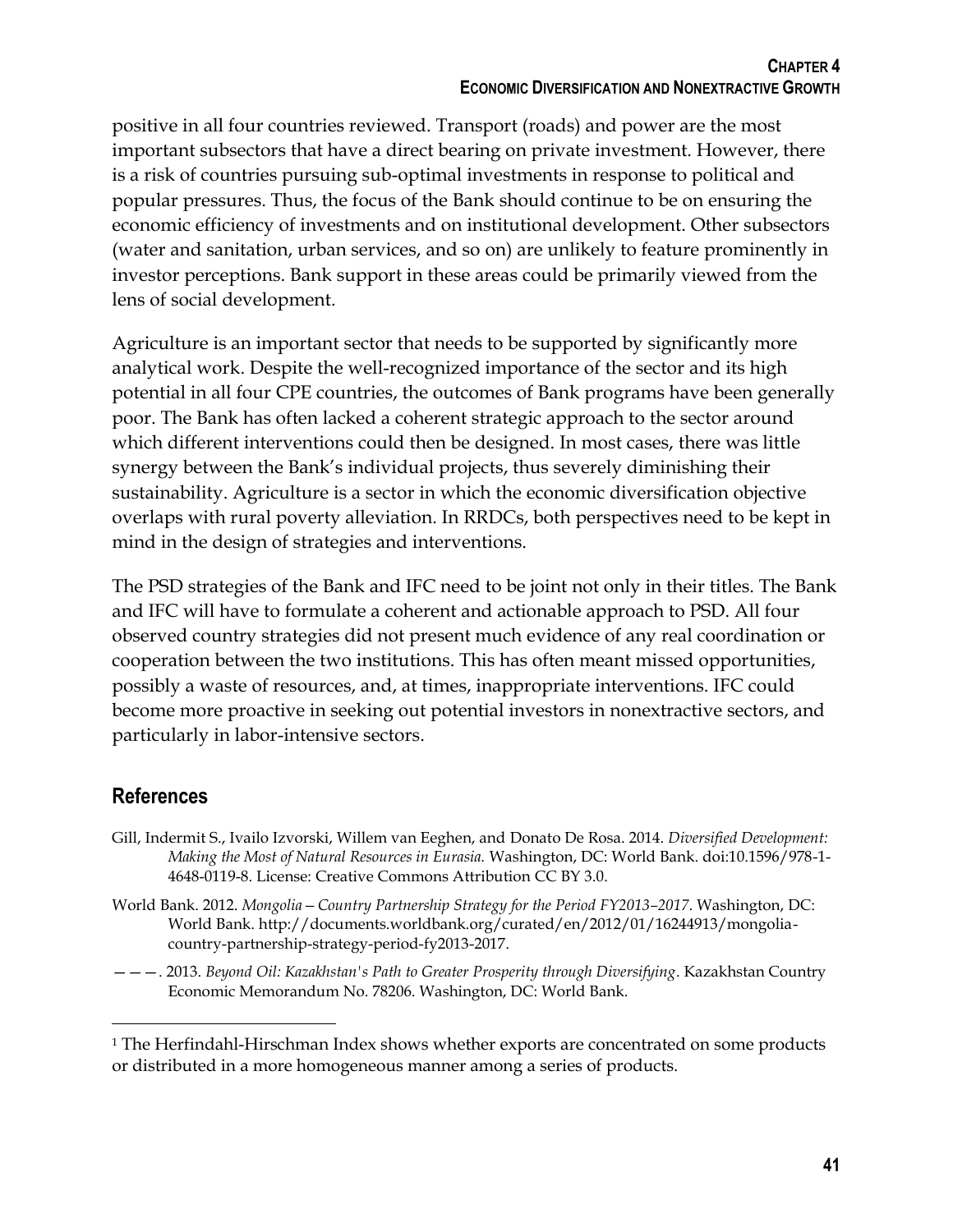positive in all four countries reviewed. Transport (roads) and power are the most important subsectors that have a direct bearing on private investment. However, there is a risk of countries pursuing sub-optimal investments in response to political and popular pressures. Thus, the focus of the Bank should continue to be on ensuring the economic efficiency of investments and on institutional development. Other subsectors (water and sanitation, urban services, and so on) are unlikely to feature prominently in investor perceptions. Bank support in these areas could be primarily viewed from the lens of social development.

Agriculture is an important sector that needs to be supported by significantly more analytical work. Despite the well-recognized importance of the sector and its high potential in all four CPE countries, the outcomes of Bank programs have been generally poor. The Bank has often lacked a coherent strategic approach to the sector around which different interventions could then be designed. In most cases, there was little synergy between the Bank's individual projects, thus severely diminishing their sustainability. Agriculture is a sector in which the economic diversification objective overlaps with rural poverty alleviation. In RRDCs, both perspectives need to be kept in mind in the design of strategies and interventions.

The PSD strategies of the Bank and IFC need to be joint not only in their titles. The Bank and IFC will have to formulate a coherent and actionable approach to PSD. All four observed country strategies did not present much evidence of any real coordination or cooperation between the two institutions. This has often meant missed opportunities, possibly a waste of resources, and, at times, inappropriate interventions. IFC could become more proactive in seeking out potential investors in nonextractive sectors, and particularly in labor-intensive sectors.

## References

Gill, Indermit S., Ivailo Izvorski, Willem van Eeghen, and Donato De Rosa. 2014. *Diversified Development: Making the Most of Natural Resources in Eurasia.* Washington, DC: World Bank. doi:10.1596/978-1-4648-0119-8. License: Creative Commons Attribution CC BY 3.0.

World Bank. 2012. *Mongolia – Country Partnership Strategy for the Period FY2013–2017*. Washington, DC: World Bank. http://documents.worldbank.org/curated/en/2012/01/16244913/mongolia-country-partnership-strategy-period-fy2013-2017.

———. 2013. *Beyond Oil: Kazakhstan's Path to Greater Prosperity through Diversifying*. Kazakhstan Country Economic Memorandum No. 78206. Washington, DC: World Bank.

---

[1] The Herfindahl-Hirschman Index shows whether exports are concentrated on some products or distributed in a more homogeneous manner among a series of products.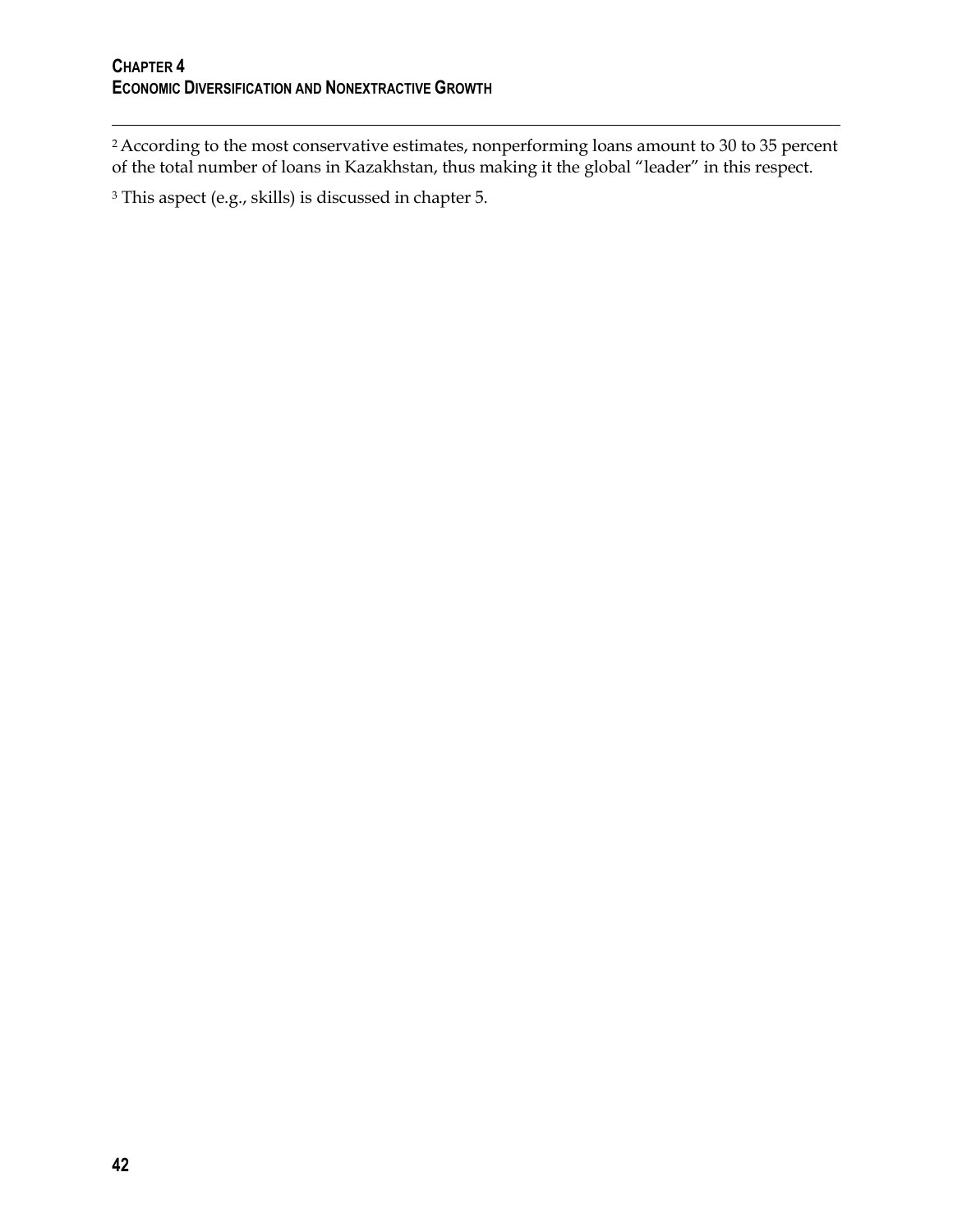[2] According to the most conservative estimates, nonperforming loans amount to 30 to 35 percent of the total number of loans in Kazakhstan, thus making it the global "leader" in this respect.

[3] This aspect (e.g., skills) is discussed in chapter 5.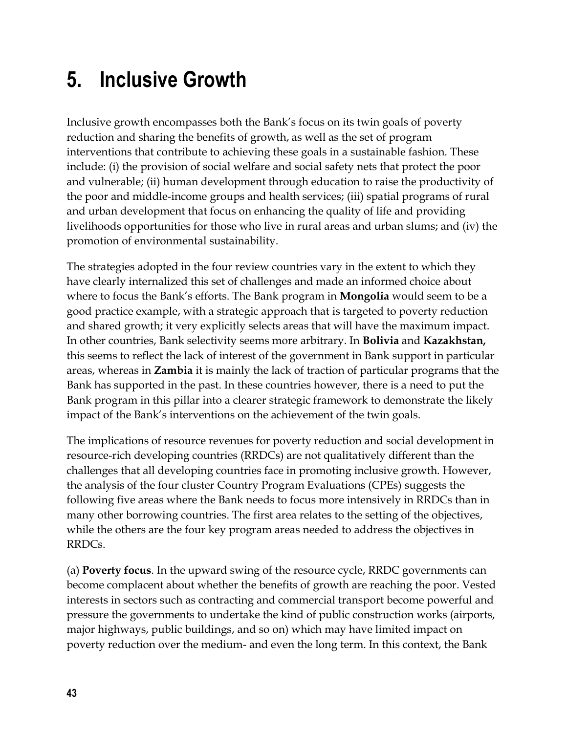# 5. Inclusive Growth

Inclusive growth encompasses both the Bank's focus on its twin goals of poverty reduction and sharing the benefits of growth, as well as the set of program interventions that contribute to achieving these goals in a sustainable fashion. These include: (i) the provision of social welfare and social safety nets that protect the poor and vulnerable; (ii) human development through education to raise the productivity of the poor and middle-income groups and health services; (iii) spatial programs of rural and urban development that focus on enhancing the quality of life and providing livelihoods opportunities for those who live in rural areas and urban slums; and (iv) the promotion of environmental sustainability.

The strategies adopted in the four review countries vary in the extent to which they have clearly internalized this set of challenges and made an informed choice about where to focus the Bank's efforts. The Bank program in **Mongolia** would seem to be a good practice example, with a strategic approach that is targeted to poverty reduction and shared growth; it very explicitly selects areas that will have the maximum impact. In other countries, Bank selectivity seems more arbitrary. In **Bolivia** and **Kazakhstan,** this seems to reflect the lack of interest of the government in Bank support in particular areas, whereas in **Zambia** it is mainly the lack of traction of particular programs that the Bank has supported in the past. In these countries however, there is a need to put the Bank program in this pillar into a clearer strategic framework to demonstrate the likely impact of the Bank's interventions on the achievement of the twin goals.

The implications of resource revenues for poverty reduction and social development in resource-rich developing countries (RRDCs) are not qualitatively different than the challenges that all developing countries face in promoting inclusive growth. However, the analysis of the four cluster Country Program Evaluations (CPEs) suggests the following five areas where the Bank needs to focus more intensively in RRDCs than in many other borrowing countries. The first area relates to the setting of the objectives, while the others are the four key program areas needed to address the objectives in RRDCs.

(a) **Poverty focus**. In the upward swing of the resource cycle, RRDC governments can become complacent about whether the benefits of growth are reaching the poor. Vested interests in sectors such as contracting and commercial transport become powerful and pressure the governments to undertake the kind of public construction works (airports, major highways, public buildings, and so on) which may have limited impact on poverty reduction over the medium- and even the long term. In this context, the Bank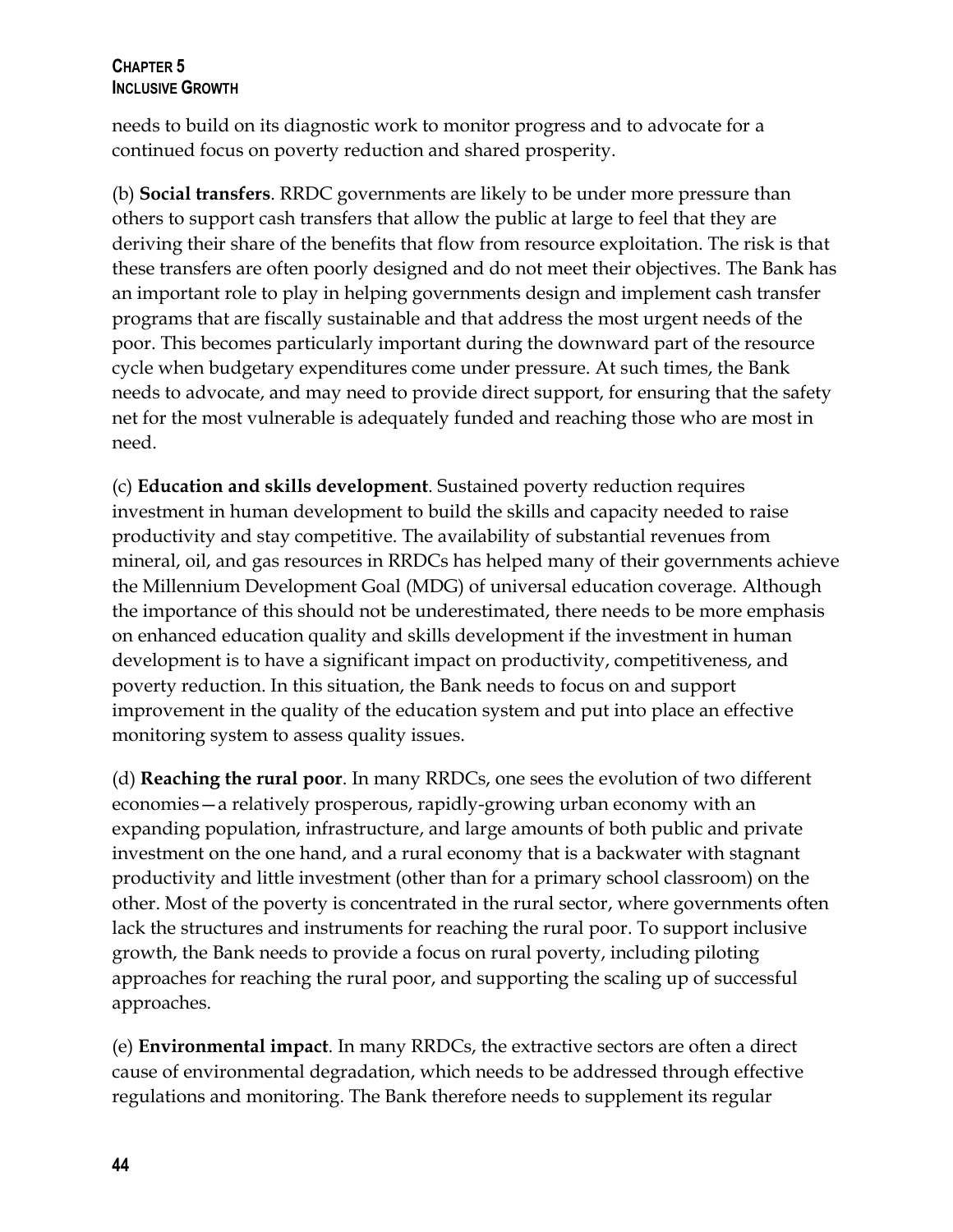needs to build on its diagnostic work to monitor progress and to advocate for a continued focus on poverty reduction and shared prosperity.

(b) **Social transfers**. RRDC governments are likely to be under more pressure than others to support cash transfers that allow the public at large to feel that they are deriving their share of the benefits that flow from resource exploitation. The risk is that these transfers are often poorly designed and do not meet their objectives. The Bank has an important role to play in helping governments design and implement cash transfer programs that are fiscally sustainable and that address the most urgent needs of the poor. This becomes particularly important during the downward part of the resource cycle when budgetary expenditures come under pressure. At such times, the Bank needs to advocate, and may need to provide direct support, for ensuring that the safety net for the most vulnerable is adequately funded and reaching those who are most in need.

(c) **Education and skills development**. Sustained poverty reduction requires investment in human development to build the skills and capacity needed to raise productivity and stay competitive. The availability of substantial revenues from mineral, oil, and gas resources in RRDCs has helped many of their governments achieve the Millennium Development Goal (MDG) of universal education coverage. Although the importance of this should not be underestimated, there needs to be more emphasis on enhanced education quality and skills development if the investment in human development is to have a significant impact on productivity, competitiveness, and poverty reduction. In this situation, the Bank needs to focus on and support improvement in the quality of the education system and put into place an effective monitoring system to assess quality issues.

(d) **Reaching the rural poor**. In many RRDCs, one sees the evolution of two different economies—a relatively prosperous, rapidly-growing urban economy with an expanding population, infrastructure, and large amounts of both public and private investment on the one hand, and a rural economy that is a backwater with stagnant productivity and little investment (other than for a primary school classroom) on the other. Most of the poverty is concentrated in the rural sector, where governments often lack the structures and instruments for reaching the rural poor. To support inclusive growth, the Bank needs to provide a focus on rural poverty, including piloting approaches for reaching the rural poor, and supporting the scaling up of successful approaches.

(e) **Environmental impact**. In many RRDCs, the extractive sectors are often a direct cause of environmental degradation, which needs to be addressed through effective regulations and monitoring. The Bank therefore needs to supplement its regular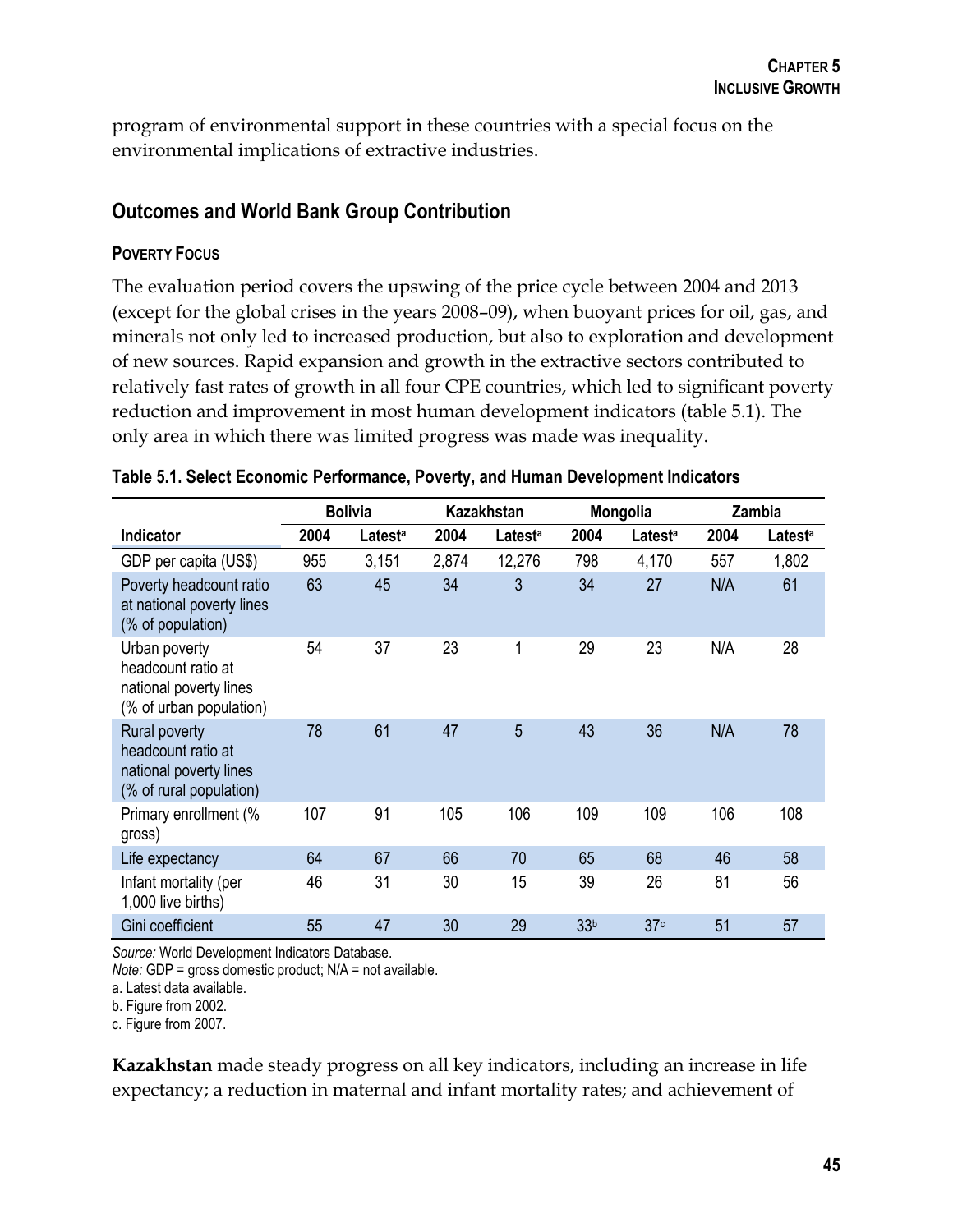program of environmental support in these countries with a special focus on the environmental implications of extractive industries.

## Outcomes and World Bank Group Contribution

### Poverty Focus

The evaluation period covers the upswing of the price cycle between 2004 and 2013 (except for the global crises in the years 2008–09), when buoyant prices for oil, gas, and minerals not only led to increased production, but also to exploration and development of new sources. Rapid expansion and growth in the extractive sectors contributed to relatively fast rates of growth in all four CPE countries, which led to significant poverty reduction and improvement in most human development indicators (table 5.1). The only area in which there was limited progress was made was inequality.

**Table 5.1. Select Economic Performance, Poverty, and Human Development Indicators**

| | Bolivia | | Kazakhstan | | Mongolia | | Zambia | |
|---|---|---|---|---|---|---|---|---|
| **Indicator** | **2004** | **Latest[a]** | **2004** | **Latest[a]** | **2004** | **Latest[a]** | **2004** | **Latest[a]** |
| GDP per capita (US$) | 955 | 3,151 | 2,874 | 12,276 | 798 | 4,170 | 557 | 1,802 |
| Poverty headcount ratio at national poverty lines (% of population) | 63 | 45 | 34 | 3 | 34 | 27 | N/A | 61 |
| Urban poverty headcount ratio at national poverty lines (% of urban population) | 54 | 37 | 23 | 1 | 29 | 23 | N/A | 28 |
| Rural poverty headcount ratio at national poverty lines (% of rural population) | 78 | 61 | 47 | 5 | 43 | 36 | N/A | 78 |
| Primary enrollment (% gross) | 107 | 91 | 105 | 106 | 109 | 109 | 106 | 108 |
| Life expectancy | 64 | 67 | 66 | 70 | 65 | 68 | 46 | 58 |
| Infant mortality (per 1,000 live births) | 46 | 31 | 30 | 15 | 39 | 26 | 81 | 56 |
| Gini coefficient | 55 | 47 | 30 | 29 | 33[b] | 37[c] | 51 | 57 |

*Source:* World Development Indicators Database.
*Note:* GDP = gross domestic product; N/A = not available.
a. Latest data available.
b. Figure from 2002.
c. Figure from 2007.

**Kazakhstan** made steady progress on all key indicators, including an increase in life expectancy; a reduction in maternal and infant mortality rates; and achievement of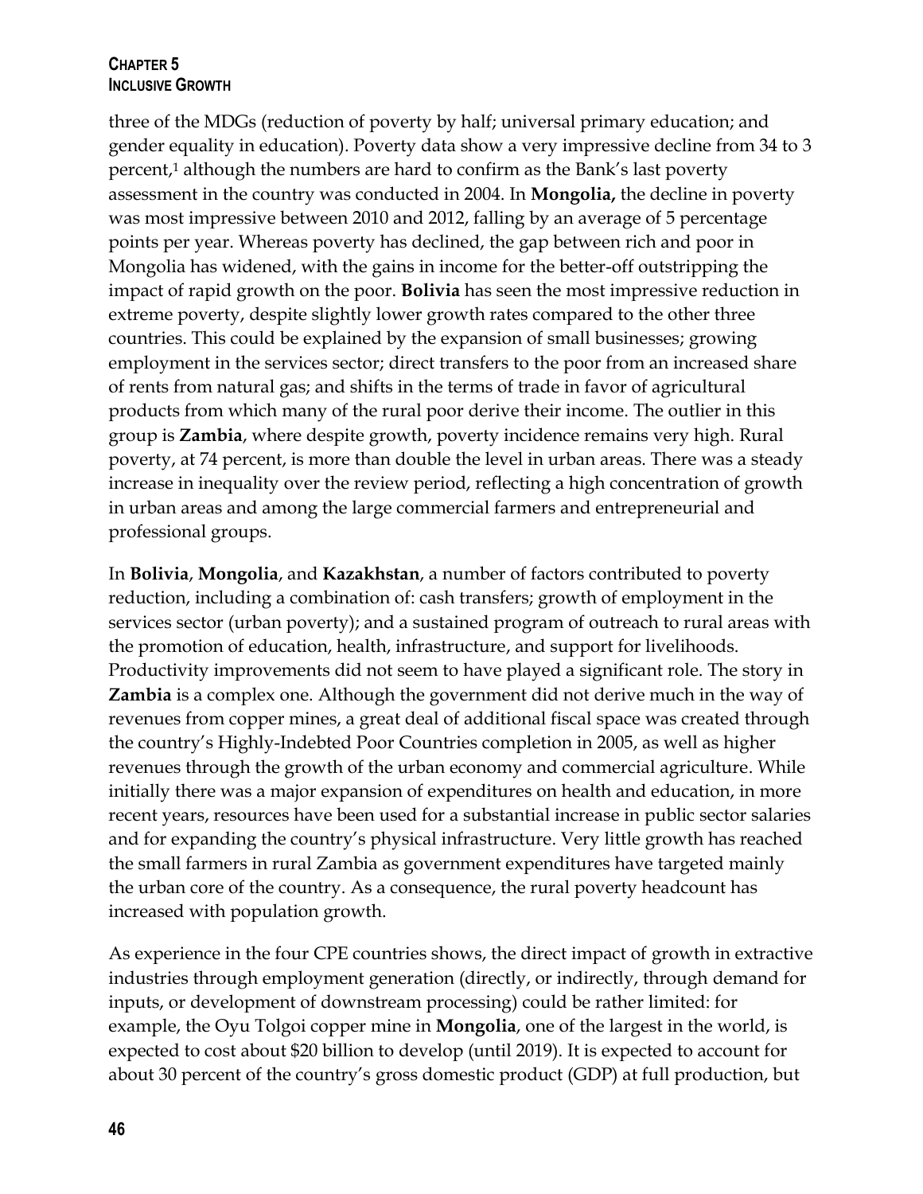three of the MDGs (reduction of poverty by half; universal primary education; and gender equality in education). Poverty data show a very impressive decline from 34 to 3 percent,[1] although the numbers are hard to confirm as the Bank's last poverty assessment in the country was conducted in 2004. In **Mongolia,** the decline in poverty was most impressive between 2010 and 2012, falling by an average of 5 percentage points per year. Whereas poverty has declined, the gap between rich and poor in Mongolia has widened, with the gains in income for the better-off outstripping the impact of rapid growth on the poor. **Bolivia** has seen the most impressive reduction in extreme poverty, despite slightly lower growth rates compared to the other three countries. This could be explained by the expansion of small businesses; growing employment in the services sector; direct transfers to the poor from an increased share of rents from natural gas; and shifts in the terms of trade in favor of agricultural products from which many of the rural poor derive their income. The outlier in this group is **Zambia**, where despite growth, poverty incidence remains very high. Rural poverty, at 74 percent, is more than double the level in urban areas. There was a steady increase in inequality over the review period, reflecting a high concentration of growth in urban areas and among the large commercial farmers and entrepreneurial and professional groups.

In **Bolivia**, **Mongolia**, and **Kazakhstan**, a number of factors contributed to poverty reduction, including a combination of: cash transfers; growth of employment in the services sector (urban poverty); and a sustained program of outreach to rural areas with the promotion of education, health, infrastructure, and support for livelihoods. Productivity improvements did not seem to have played a significant role. The story in **Zambia** is a complex one. Although the government did not derive much in the way of revenues from copper mines, a great deal of additional fiscal space was created through the country's Highly-Indebted Poor Countries completion in 2005, as well as higher revenues through the growth of the urban economy and commercial agriculture. While initially there was a major expansion of expenditures on health and education, in more recent years, resources have been used for a substantial increase in public sector salaries and for expanding the country's physical infrastructure. Very little growth has reached the small farmers in rural Zambia as government expenditures have targeted mainly the urban core of the country. As a consequence, the rural poverty headcount has increased with population growth.

As experience in the four CPE countries shows, the direct impact of growth in extractive industries through employment generation (directly, or indirectly, through demand for inputs, or development of downstream processing) could be rather limited: for example, the Oyu Tolgoi copper mine in **Mongolia**, one of the largest in the world, is expected to cost about $20 billion to develop (until 2019). It is expected to account for about 30 percent of the country's gross domestic product (GDP) at full production, but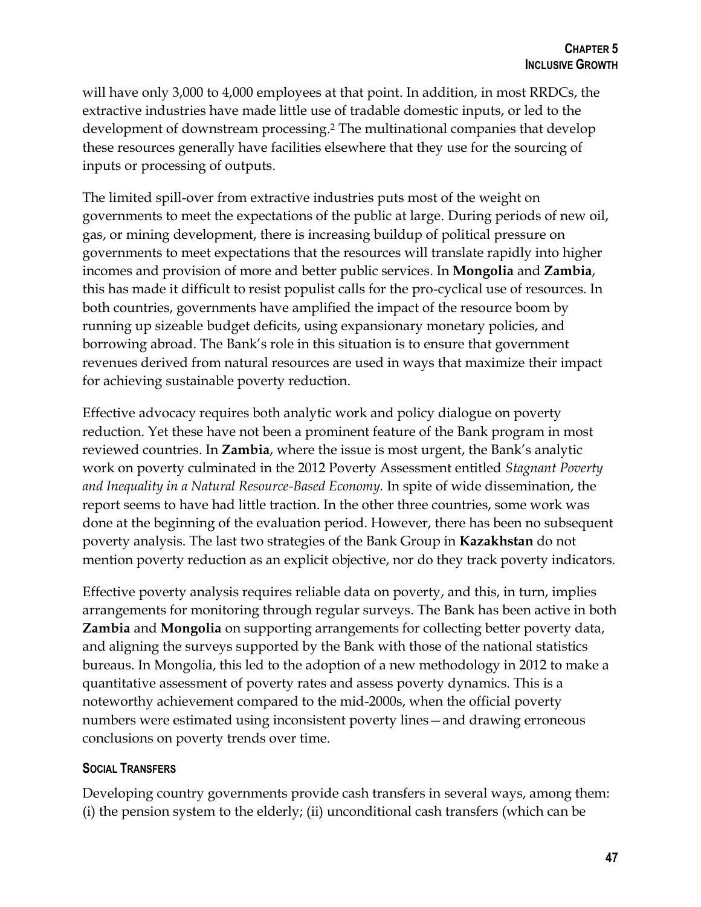will have only 3,000 to 4,000 employees at that point. In addition, in most RRDCs, the extractive industries have made little use of tradable domestic inputs, or led to the development of downstream processing.[2] The multinational companies that develop these resources generally have facilities elsewhere that they use for the sourcing of inputs or processing of outputs.

The limited spill-over from extractive industries puts most of the weight on governments to meet the expectations of the public at large. During periods of new oil, gas, or mining development, there is increasing buildup of political pressure on governments to meet expectations that the resources will translate rapidly into higher incomes and provision of more and better public services. In **Mongolia** and **Zambia**, this has made it difficult to resist populist calls for the pro-cyclical use of resources. In both countries, governments have amplified the impact of the resource boom by running up sizeable budget deficits, using expansionary monetary policies, and borrowing abroad. The Bank's role in this situation is to ensure that government revenues derived from natural resources are used in ways that maximize their impact for achieving sustainable poverty reduction.

Effective advocacy requires both analytic work and policy dialogue on poverty reduction. Yet these have not been a prominent feature of the Bank program in most reviewed countries. In **Zambia**, where the issue is most urgent, the Bank's analytic work on poverty culminated in the 2012 Poverty Assessment entitled *Stagnant Poverty and Inequality in a Natural Resource-Based Economy.* In spite of wide dissemination, the report seems to have had little traction. In the other three countries, some work was done at the beginning of the evaluation period. However, there has been no subsequent poverty analysis. The last two strategies of the Bank Group in **Kazakhstan** do not mention poverty reduction as an explicit objective, nor do they track poverty indicators.

Effective poverty analysis requires reliable data on poverty, and this, in turn, implies arrangements for monitoring through regular surveys. The Bank has been active in both **Zambia** and **Mongolia** on supporting arrangements for collecting better poverty data, and aligning the surveys supported by the Bank with those of the national statistics bureaus. In Mongolia, this led to the adoption of a new methodology in 2012 to make a quantitative assessment of poverty rates and assess poverty dynamics. This is a noteworthy achievement compared to the mid-2000s, when the official poverty numbers were estimated using inconsistent poverty lines—and drawing erroneous conclusions on poverty trends over time.

#### SOCIAL TRANSFERS

Developing country governments provide cash transfers in several ways, among them: (i) the pension system to the elderly; (ii) unconditional cash transfers (which can be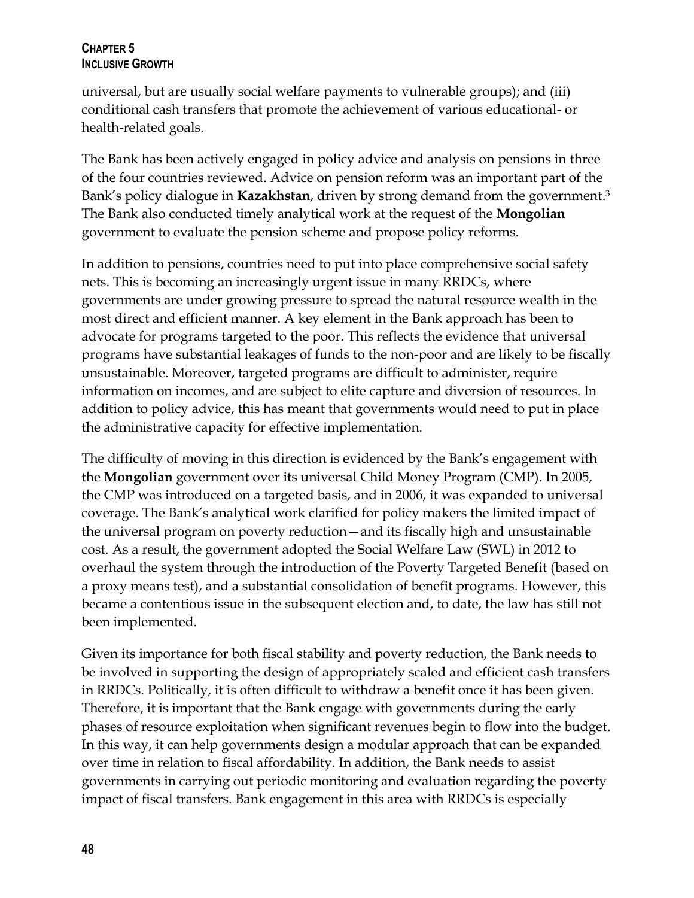universal, but are usually social welfare payments to vulnerable groups); and (iii) conditional cash transfers that promote the achievement of various educational- or health-related goals.

The Bank has been actively engaged in policy advice and analysis on pensions in three of the four countries reviewed. Advice on pension reform was an important part of the Bank's policy dialogue in **Kazakhstan**, driven by strong demand from the government.[3] The Bank also conducted timely analytical work at the request of the **Mongolian** government to evaluate the pension scheme and propose policy reforms.

In addition to pensions, countries need to put into place comprehensive social safety nets. This is becoming an increasingly urgent issue in many RRDCs, where governments are under growing pressure to spread the natural resource wealth in the most direct and efficient manner. A key element in the Bank approach has been to advocate for programs targeted to the poor. This reflects the evidence that universal programs have substantial leakages of funds to the non-poor and are likely to be fiscally unsustainable. Moreover, targeted programs are difficult to administer, require information on incomes, and are subject to elite capture and diversion of resources. In addition to policy advice, this has meant that governments would need to put in place the administrative capacity for effective implementation.

The difficulty of moving in this direction is evidenced by the Bank's engagement with the **Mongolian** government over its universal Child Money Program (CMP). In 2005, the CMP was introduced on a targeted basis, and in 2006, it was expanded to universal coverage. The Bank's analytical work clarified for policy makers the limited impact of the universal program on poverty reduction—and its fiscally high and unsustainable cost. As a result, the government adopted the Social Welfare Law (SWL) in 2012 to overhaul the system through the introduction of the Poverty Targeted Benefit (based on a proxy means test), and a substantial consolidation of benefit programs. However, this became a contentious issue in the subsequent election and, to date, the law has still not been implemented.

Given its importance for both fiscal stability and poverty reduction, the Bank needs to be involved in supporting the design of appropriately scaled and efficient cash transfers in RRDCs. Politically, it is often difficult to withdraw a benefit once it has been given. Therefore, it is important that the Bank engage with governments during the early phases of resource exploitation when significant revenues begin to flow into the budget. In this way, it can help governments design a modular approach that can be expanded over time in relation to fiscal affordability. In addition, the Bank needs to assist governments in carrying out periodic monitoring and evaluation regarding the poverty impact of fiscal transfers. Bank engagement in this area with RRDCs is especially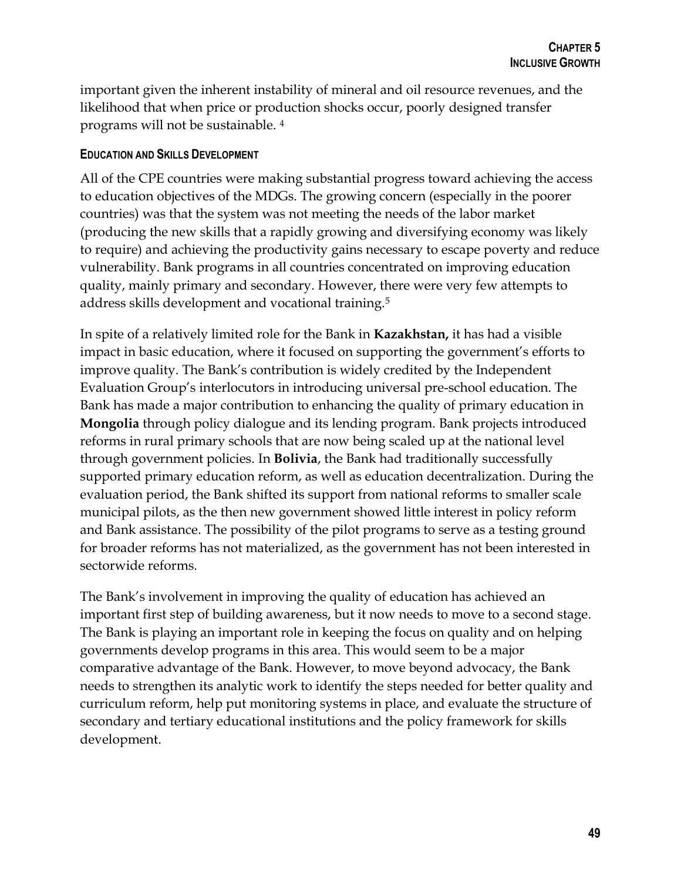important given the inherent instability of mineral and oil resource revenues, and the likelihood that when price or production shocks occur, poorly designed transfer programs will not be sustainable. [4]

### EDUCATION AND SKILLS DEVELOPMENT

All of the CPE countries were making substantial progress toward achieving the access to education objectives of the MDGs. The growing concern (especially in the poorer countries) was that the system was not meeting the needs of the labor market (producing the new skills that a rapidly growing and diversifying economy was likely to require) and achieving the productivity gains necessary to escape poverty and reduce vulnerability. Bank programs in all countries concentrated on improving education quality, mainly primary and secondary. However, there were very few attempts to address skills development and vocational training.[5]

In spite of a relatively limited role for the Bank in **Kazakhstan,** it has had a visible impact in basic education, where it focused on supporting the government's efforts to improve quality. The Bank's contribution is widely credited by the Independent Evaluation Group's interlocutors in introducing universal pre-school education. The Bank has made a major contribution to enhancing the quality of primary education in **Mongolia** through policy dialogue and its lending program. Bank projects introduced reforms in rural primary schools that are now being scaled up at the national level through government policies. In **Bolivia**, the Bank had traditionally successfully supported primary education reform, as well as education decentralization. During the evaluation period, the Bank shifted its support from national reforms to smaller scale municipal pilots, as the then new government showed little interest in policy reform and Bank assistance. The possibility of the pilot programs to serve as a testing ground for broader reforms has not materialized, as the government has not been interested in sectorwide reforms.

The Bank's involvement in improving the quality of education has achieved an important first step of building awareness, but it now needs to move to a second stage. The Bank is playing an important role in keeping the focus on quality and on helping governments develop programs in this area. This would seem to be a major comparative advantage of the Bank. However, to move beyond advocacy, the Bank needs to strengthen its analytic work to identify the steps needed for better quality and curriculum reform, help put monitoring systems in place, and evaluate the structure of secondary and tertiary educational institutions and the policy framework for skills development.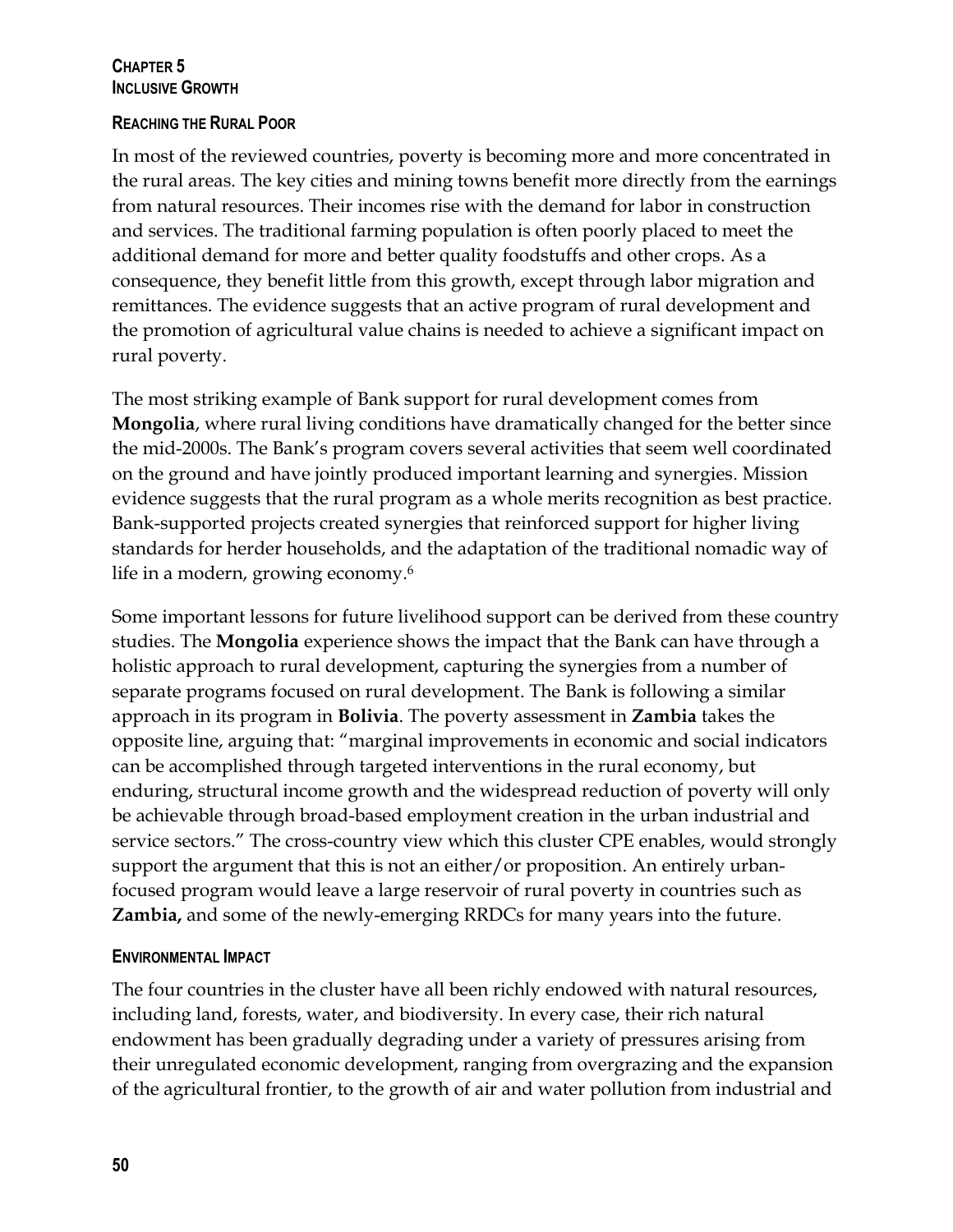## CHAPTER 5
## INCLUSIVE GROWTH

### REACHING THE RURAL POOR

In most of the reviewed countries, poverty is becoming more and more concentrated in the rural areas. The key cities and mining towns benefit more directly from the earnings from natural resources. Their incomes rise with the demand for labor in construction and services. The traditional farming population is often poorly placed to meet the additional demand for more and better quality foodstuffs and other crops. As a consequence, they benefit little from this growth, except through labor migration and remittances. The evidence suggests that an active program of rural development and the promotion of agricultural value chains is needed to achieve a significant impact on rural poverty.

The most striking example of Bank support for rural development comes from **Mongolia**, where rural living conditions have dramatically changed for the better since the mid-2000s. The Bank's program covers several activities that seem well coordinated on the ground and have jointly produced important learning and synergies. Mission evidence suggests that the rural program as a whole merits recognition as best practice. Bank-supported projects created synergies that reinforced support for higher living standards for herder households, and the adaptation of the traditional nomadic way of life in a modern, growing economy.[6]

Some important lessons for future livelihood support can be derived from these country studies. The **Mongolia** experience shows the impact that the Bank can have through a holistic approach to rural development, capturing the synergies from a number of separate programs focused on rural development. The Bank is following a similar approach in its program in **Bolivia**. The poverty assessment in **Zambia** takes the opposite line, arguing that: "marginal improvements in economic and social indicators can be accomplished through targeted interventions in the rural economy, but enduring, structural income growth and the widespread reduction of poverty will only be achievable through broad-based employment creation in the urban industrial and service sectors." The cross-country view which this cluster CPE enables, would strongly support the argument that this is not an either/or proposition. An entirely urban-focused program would leave a large reservoir of rural poverty in countries such as **Zambia,** and some of the newly-emerging RRDCs for many years into the future.

### ENVIRONMENTAL IMPACT

The four countries in the cluster have all been richly endowed with natural resources, including land, forests, water, and biodiversity. In every case, their rich natural endowment has been gradually degrading under a variety of pressures arising from their unregulated economic development, ranging from overgrazing and the expansion of the agricultural frontier, to the growth of air and water pollution from industrial and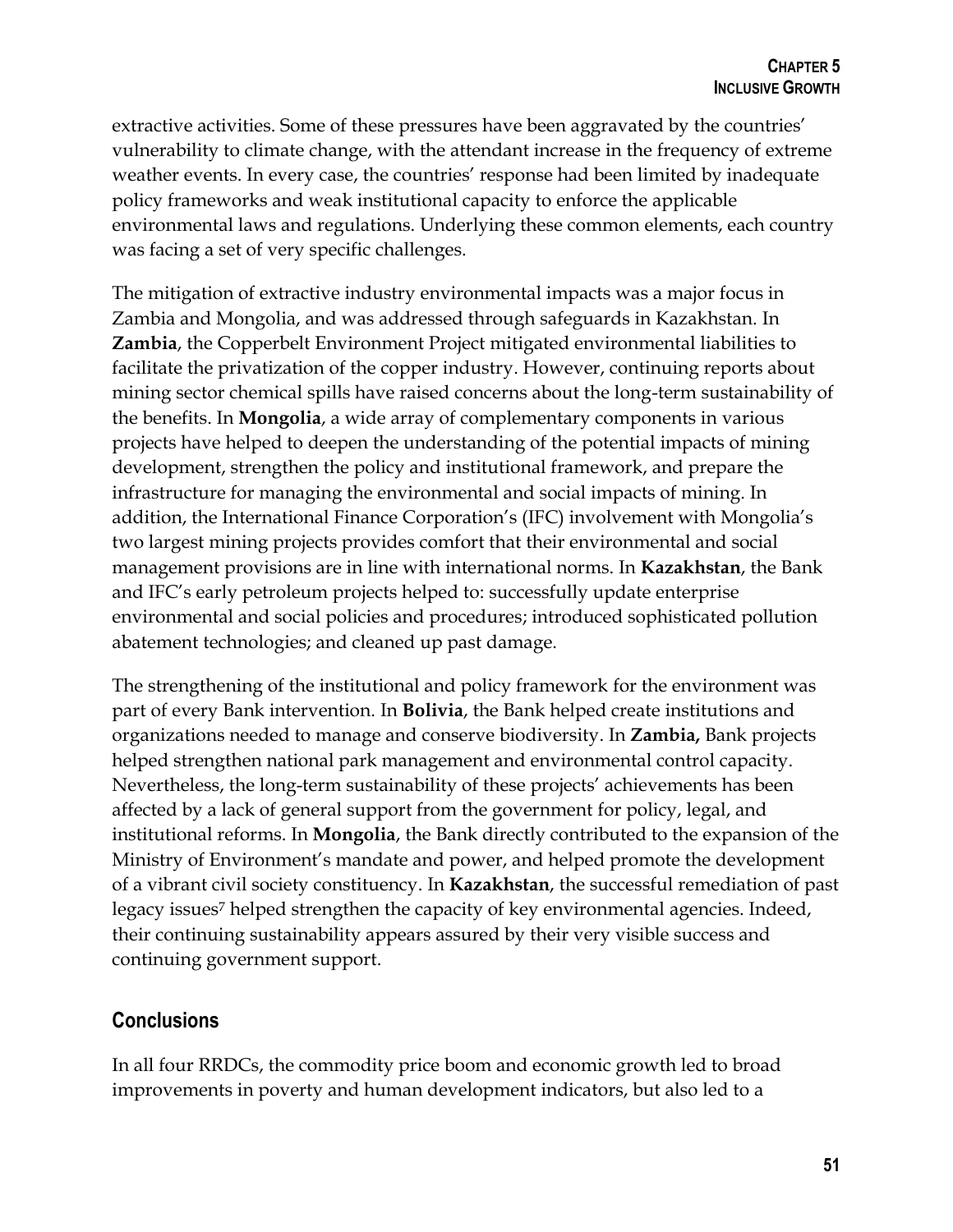extractive activities. Some of these pressures have been aggravated by the countries' vulnerability to climate change, with the attendant increase in the frequency of extreme weather events. In every case, the countries' response had been limited by inadequate policy frameworks and weak institutional capacity to enforce the applicable environmental laws and regulations. Underlying these common elements, each country was facing a set of very specific challenges.

The mitigation of extractive industry environmental impacts was a major focus in Zambia and Mongolia, and was addressed through safeguards in Kazakhstan. In **Zambia**, the Copperbelt Environment Project mitigated environmental liabilities to facilitate the privatization of the copper industry. However, continuing reports about mining sector chemical spills have raised concerns about the long-term sustainability of the benefits. In **Mongolia**, a wide array of complementary components in various projects have helped to deepen the understanding of the potential impacts of mining development, strengthen the policy and institutional framework, and prepare the infrastructure for managing the environmental and social impacts of mining. In addition, the International Finance Corporation's (IFC) involvement with Mongolia's two largest mining projects provides comfort that their environmental and social management provisions are in line with international norms. In **Kazakhstan**, the Bank and IFC's early petroleum projects helped to: successfully update enterprise environmental and social policies and procedures; introduced sophisticated pollution abatement technologies; and cleaned up past damage.

The strengthening of the institutional and policy framework for the environment was part of every Bank intervention. In **Bolivia**, the Bank helped create institutions and organizations needed to manage and conserve biodiversity. In **Zambia,** Bank projects helped strengthen national park management and environmental control capacity. Nevertheless, the long-term sustainability of these projects' achievements has been affected by a lack of general support from the government for policy, legal, and institutional reforms. In **Mongolia**, the Bank directly contributed to the expansion of the Ministry of Environment's mandate and power, and helped promote the development of a vibrant civil society constituency. In **Kazakhstan**, the successful remediation of past legacy issues[7] helped strengthen the capacity of key environmental agencies. Indeed, their continuing sustainability appears assured by their very visible success and continuing government support.

## Conclusions

In all four RRDCs, the commodity price boom and economic growth led to broad improvements in poverty and human development indicators, but also led to a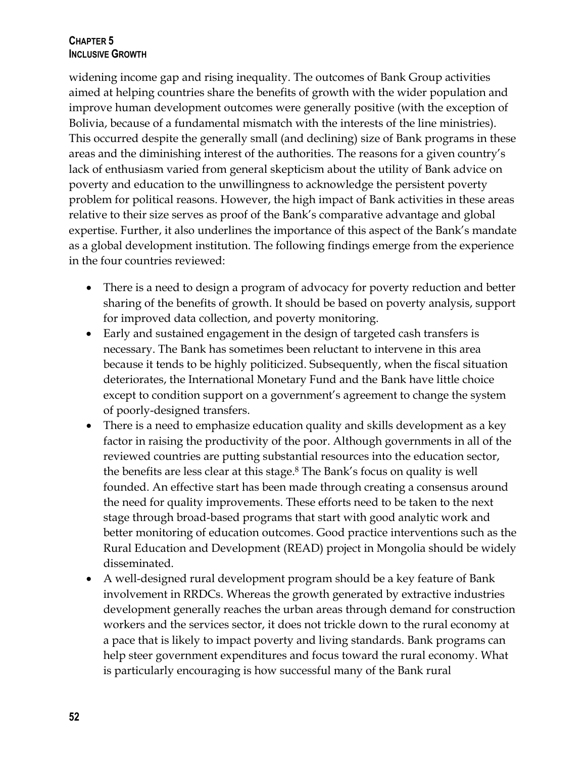widening income gap and rising inequality. The outcomes of Bank Group activities aimed at helping countries share the benefits of growth with the wider population and improve human development outcomes were generally positive (with the exception of Bolivia, because of a fundamental mismatch with the interests of the line ministries). This occurred despite the generally small (and declining) size of Bank programs in these areas and the diminishing interest of the authorities. The reasons for a given country's lack of enthusiasm varied from general skepticism about the utility of Bank advice on poverty and education to the unwillingness to acknowledge the persistent poverty problem for political reasons. However, the high impact of Bank activities in these areas relative to their size serves as proof of the Bank's comparative advantage and global expertise. Further, it also underlines the importance of this aspect of the Bank's mandate as a global development institution. The following findings emerge from the experience in the four countries reviewed:

- There is a need to design a program of advocacy for poverty reduction and better sharing of the benefits of growth. It should be based on poverty analysis, support for improved data collection, and poverty monitoring.
- Early and sustained engagement in the design of targeted cash transfers is necessary. The Bank has sometimes been reluctant to intervene in this area because it tends to be highly politicized. Subsequently, when the fiscal situation deteriorates, the International Monetary Fund and the Bank have little choice except to condition support on a government's agreement to change the system of poorly-designed transfers.
- There is a need to emphasize education quality and skills development as a key factor in raising the productivity of the poor. Although governments in all of the reviewed countries are putting substantial resources into the education sector, the benefits are less clear at this stage.[8] The Bank's focus on quality is well founded. An effective start has been made through creating a consensus around the need for quality improvements. These efforts need to be taken to the next stage through broad-based programs that start with good analytic work and better monitoring of education outcomes. Good practice interventions such as the Rural Education and Development (READ) project in Mongolia should be widely disseminated.
- A well-designed rural development program should be a key feature of Bank involvement in RRDCs. Whereas the growth generated by extractive industries development generally reaches the urban areas through demand for construction workers and the services sector, it does not trickle down to the rural economy at a pace that is likely to impact poverty and living standards. Bank programs can help steer government expenditures and focus toward the rural economy. What is particularly encouraging is how successful many of the Bank rural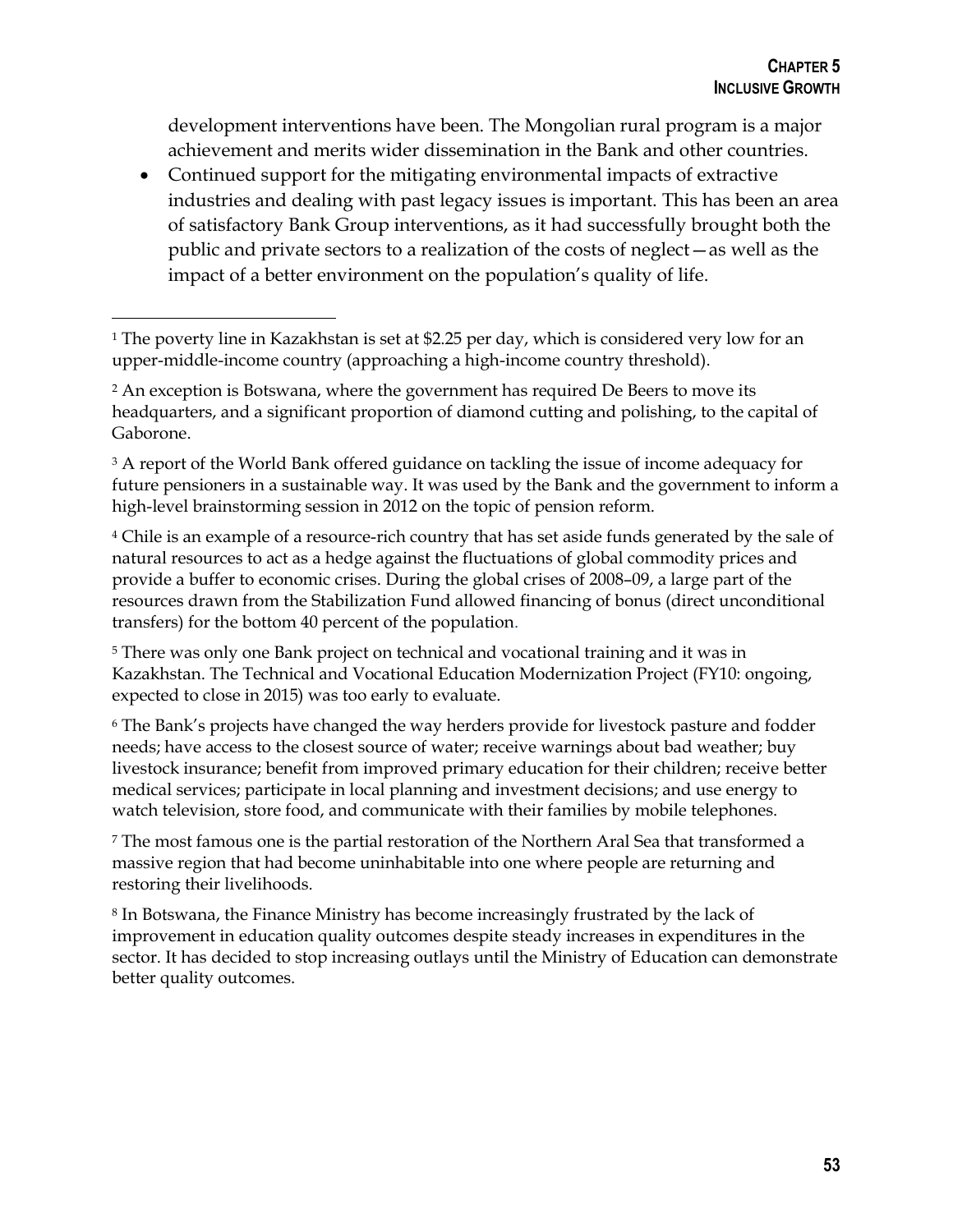development interventions have been. The Mongolian rural program is a major achievement and merits wider dissemination in the Bank and other countries.

- Continued support for the mitigating environmental impacts of extractive industries and dealing with past legacy issues is important. This has been an area of satisfactory Bank Group interventions, as it had successfully brought both the public and private sectors to a realization of the costs of neglect—as well as the impact of a better environment on the population's quality of life.

---

[1] The poverty line in Kazakhstan is set at $2.25 per day, which is considered very low for an upper-middle-income country (approaching a high-income country threshold).

[2] An exception is Botswana, where the government has required De Beers to move its headquarters, and a significant proportion of diamond cutting and polishing, to the capital of Gaborone.

[3] A report of the World Bank offered guidance on tackling the issue of income adequacy for future pensioners in a sustainable way. It was used by the Bank and the government to inform a high-level brainstorming session in 2012 on the topic of pension reform.

[4] Chile is an example of a resource-rich country that has set aside funds generated by the sale of natural resources to act as a hedge against the fluctuations of global commodity prices and provide a buffer to economic crises. During the global crises of 2008–09, a large part of the resources drawn from the Stabilization Fund allowed financing of bonus (direct unconditional transfers) for the bottom 40 percent of the population.

[5] There was only one Bank project on technical and vocational training and it was in Kazakhstan. The Technical and Vocational Education Modernization Project (FY10: ongoing, expected to close in 2015) was too early to evaluate.

[6] The Bank's projects have changed the way herders provide for livestock pasture and fodder needs; have access to the closest source of water; receive warnings about bad weather; buy livestock insurance; benefit from improved primary education for their children; receive better medical services; participate in local planning and investment decisions; and use energy to watch television, store food, and communicate with their families by mobile telephones.

[7] The most famous one is the partial restoration of the Northern Aral Sea that transformed a massive region that had become uninhabitable into one where people are returning and restoring their livelihoods.

[8] In Botswana, the Finance Ministry has become increasingly frustrated by the lack of improvement in education quality outcomes despite steady increases in expenditures in the sector. It has decided to stop increasing outlays until the Ministry of Education can demonstrate better quality outcomes.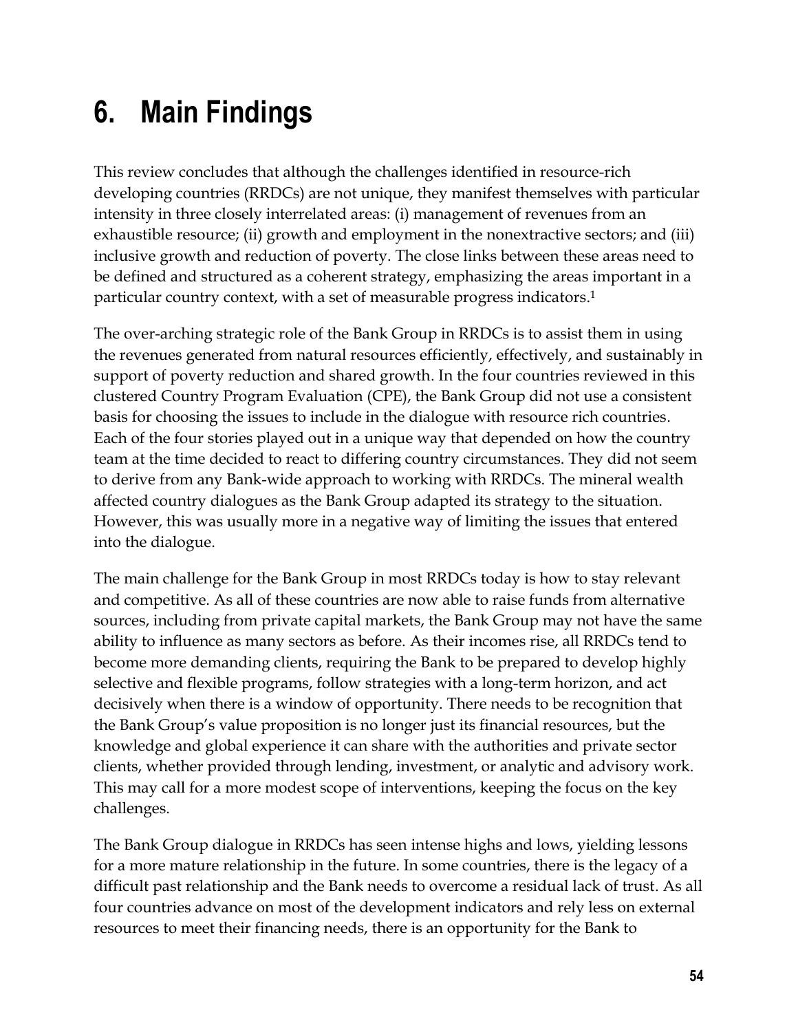# 6. Main Findings

This review concludes that although the challenges identified in resource-rich developing countries (RRDCs) are not unique, they manifest themselves with particular intensity in three closely interrelated areas: (i) management of revenues from an exhaustible resource; (ii) growth and employment in the nonextractive sectors; and (iii) inclusive growth and reduction of poverty. The close links between these areas need to be defined and structured as a coherent strategy, emphasizing the areas important in a particular country context, with a set of measurable progress indicators.[1]

The over-arching strategic role of the Bank Group in RRDCs is to assist them in using the revenues generated from natural resources efficiently, effectively, and sustainably in support of poverty reduction and shared growth. In the four countries reviewed in this clustered Country Program Evaluation (CPE), the Bank Group did not use a consistent basis for choosing the issues to include in the dialogue with resource rich countries. Each of the four stories played out in a unique way that depended on how the country team at the time decided to react to differing country circumstances. They did not seem to derive from any Bank-wide approach to working with RRDCs. The mineral wealth affected country dialogues as the Bank Group adapted its strategy to the situation. However, this was usually more in a negative way of limiting the issues that entered into the dialogue.

The main challenge for the Bank Group in most RRDCs today is how to stay relevant and competitive. As all of these countries are now able to raise funds from alternative sources, including from private capital markets, the Bank Group may not have the same ability to influence as many sectors as before. As their incomes rise, all RRDCs tend to become more demanding clients, requiring the Bank to be prepared to develop highly selective and flexible programs, follow strategies with a long-term horizon, and act decisively when there is a window of opportunity. There needs to be recognition that the Bank Group's value proposition is no longer just its financial resources, but the knowledge and global experience it can share with the authorities and private sector clients, whether provided through lending, investment, or analytic and advisory work. This may call for a more modest scope of interventions, keeping the focus on the key challenges.

The Bank Group dialogue in RRDCs has seen intense highs and lows, yielding lessons for a more mature relationship in the future. In some countries, there is the legacy of a difficult past relationship and the Bank needs to overcome a residual lack of trust. As all four countries advance on most of the development indicators and rely less on external resources to meet their financing needs, there is an opportunity for the Bank to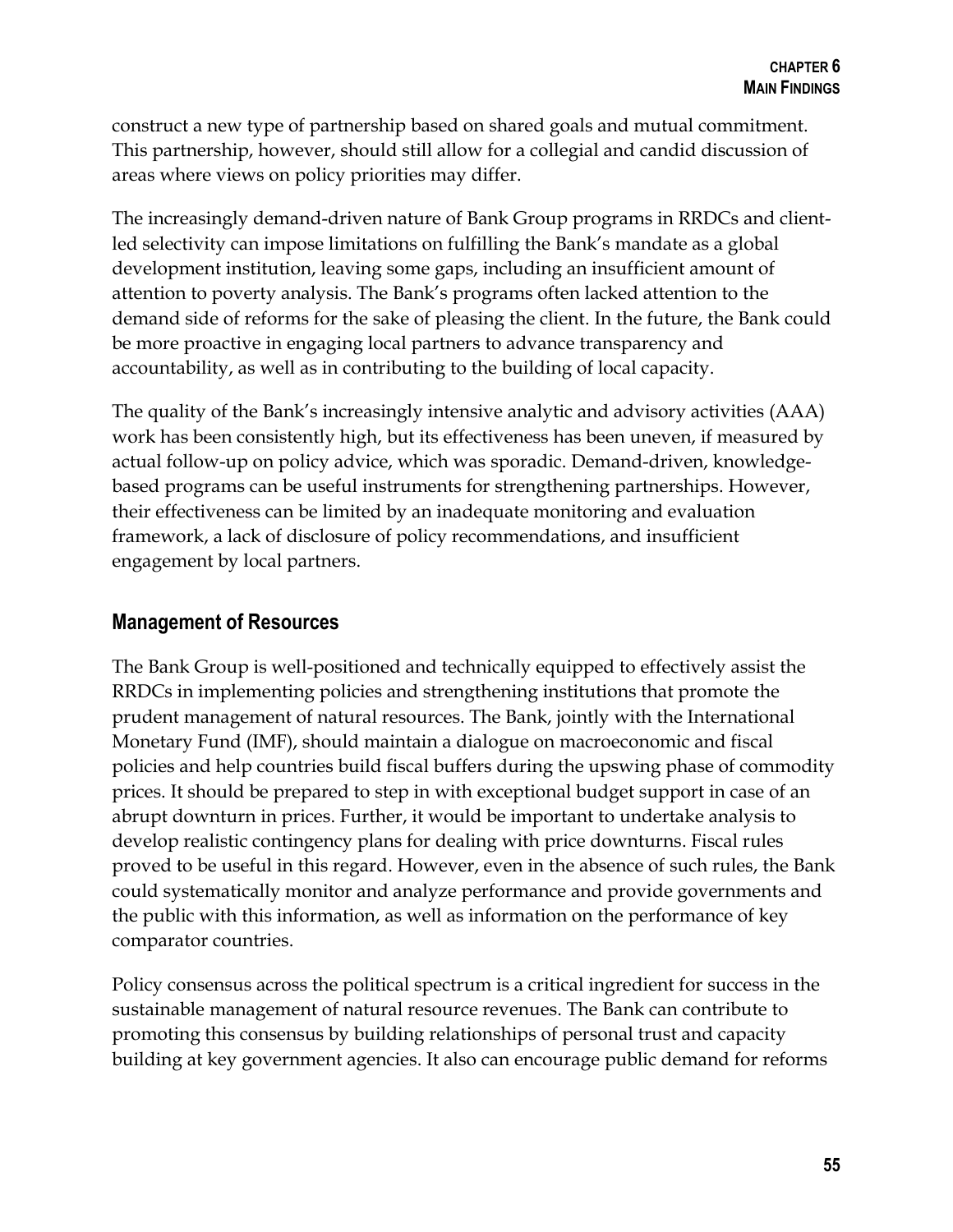construct a new type of partnership based on shared goals and mutual commitment. This partnership, however, should still allow for a collegial and candid discussion of areas where views on policy priorities may differ.

The increasingly demand-driven nature of Bank Group programs in RRDCs and client-led selectivity can impose limitations on fulfilling the Bank's mandate as a global development institution, leaving some gaps, including an insufficient amount of attention to poverty analysis. The Bank's programs often lacked attention to the demand side of reforms for the sake of pleasing the client. In the future, the Bank could be more proactive in engaging local partners to advance transparency and accountability, as well as in contributing to the building of local capacity.

The quality of the Bank's increasingly intensive analytic and advisory activities (AAA) work has been consistently high, but its effectiveness has been uneven, if measured by actual follow-up on policy advice, which was sporadic. Demand-driven, knowledge-based programs can be useful instruments for strengthening partnerships. However, their effectiveness can be limited by an inadequate monitoring and evaluation framework, a lack of disclosure of policy recommendations, and insufficient engagement by local partners.

## Management of Resources

The Bank Group is well-positioned and technically equipped to effectively assist the RRDCs in implementing policies and strengthening institutions that promote the prudent management of natural resources. The Bank, jointly with the International Monetary Fund (IMF), should maintain a dialogue on macroeconomic and fiscal policies and help countries build fiscal buffers during the upswing phase of commodity prices. It should be prepared to step in with exceptional budget support in case of an abrupt downturn in prices. Further, it would be important to undertake analysis to develop realistic contingency plans for dealing with price downturns. Fiscal rules proved to be useful in this regard. However, even in the absence of such rules, the Bank could systematically monitor and analyze performance and provide governments and the public with this information, as well as information on the performance of key comparator countries.

Policy consensus across the political spectrum is a critical ingredient for success in the sustainable management of natural resource revenues. The Bank can contribute to promoting this consensus by building relationships of personal trust and capacity building at key government agencies. It also can encourage public demand for reforms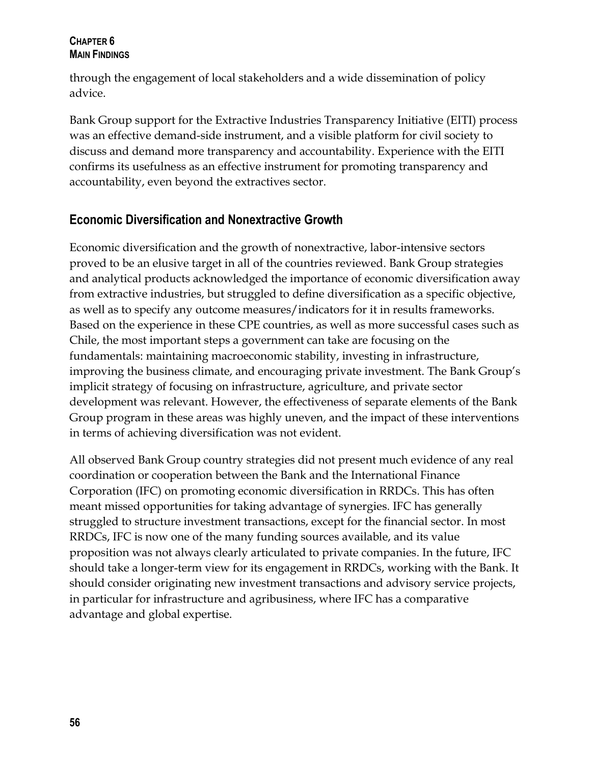through the engagement of local stakeholders and a wide dissemination of policy advice.

Bank Group support for the Extractive Industries Transparency Initiative (EITI) process was an effective demand-side instrument, and a visible platform for civil society to discuss and demand more transparency and accountability. Experience with the EITI confirms its usefulness as an effective instrument for promoting transparency and accountability, even beyond the extractives sector.

## Economic Diversification and Nonextractive Growth

Economic diversification and the growth of nonextractive, labor-intensive sectors proved to be an elusive target in all of the countries reviewed. Bank Group strategies and analytical products acknowledged the importance of economic diversification away from extractive industries, but struggled to define diversification as a specific objective, as well as to specify any outcome measures/indicators for it in results frameworks. Based on the experience in these CPE countries, as well as more successful cases such as Chile, the most important steps a government can take are focusing on the fundamentals: maintaining macroeconomic stability, investing in infrastructure, improving the business climate, and encouraging private investment. The Bank Group's implicit strategy of focusing on infrastructure, agriculture, and private sector development was relevant. However, the effectiveness of separate elements of the Bank Group program in these areas was highly uneven, and the impact of these interventions in terms of achieving diversification was not evident.

All observed Bank Group country strategies did not present much evidence of any real coordination or cooperation between the Bank and the International Finance Corporation (IFC) on promoting economic diversification in RRDCs. This has often meant missed opportunities for taking advantage of synergies. IFC has generally struggled to structure investment transactions, except for the financial sector. In most RRDCs, IFC is now one of the many funding sources available, and its value proposition was not always clearly articulated to private companies. In the future, IFC should take a longer-term view for its engagement in RRDCs, working with the Bank. It should consider originating new investment transactions and advisory service projects, in particular for infrastructure and agribusiness, where IFC has a comparative advantage and global expertise.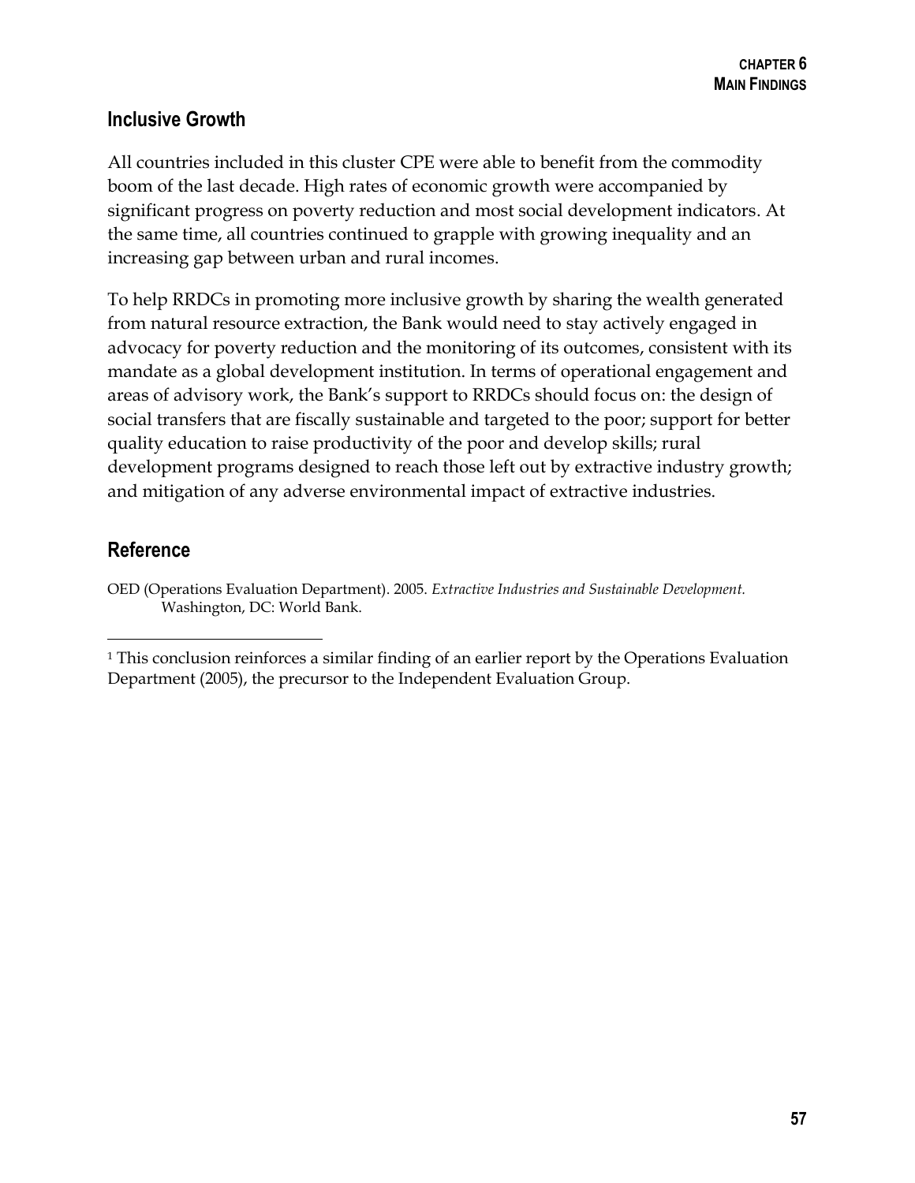## Inclusive Growth

All countries included in this cluster CPE were able to benefit from the commodity boom of the last decade. High rates of economic growth were accompanied by significant progress on poverty reduction and most social development indicators. At the same time, all countries continued to grapple with growing inequality and an increasing gap between urban and rural incomes.

To help RRDCs in promoting more inclusive growth by sharing the wealth generated from natural resource extraction, the Bank would need to stay actively engaged in advocacy for poverty reduction and the monitoring of its outcomes, consistent with its mandate as a global development institution. In terms of operational engagement and areas of advisory work, the Bank's support to RRDCs should focus on: the design of social transfers that are fiscally sustainable and targeted to the poor; support for better quality education to raise productivity of the poor and develop skills; rural development programs designed to reach those left out by extractive industry growth; and mitigation of any adverse environmental impact of extractive industries.

## Reference

OED (Operations Evaluation Department). 2005. *Extractive Industries and Sustainable Development.* Washington, DC: World Bank.

---

[1] This conclusion reinforces a similar finding of an earlier report by the Operations Evaluation Department (2005), the precursor to the Independent Evaluation Group.